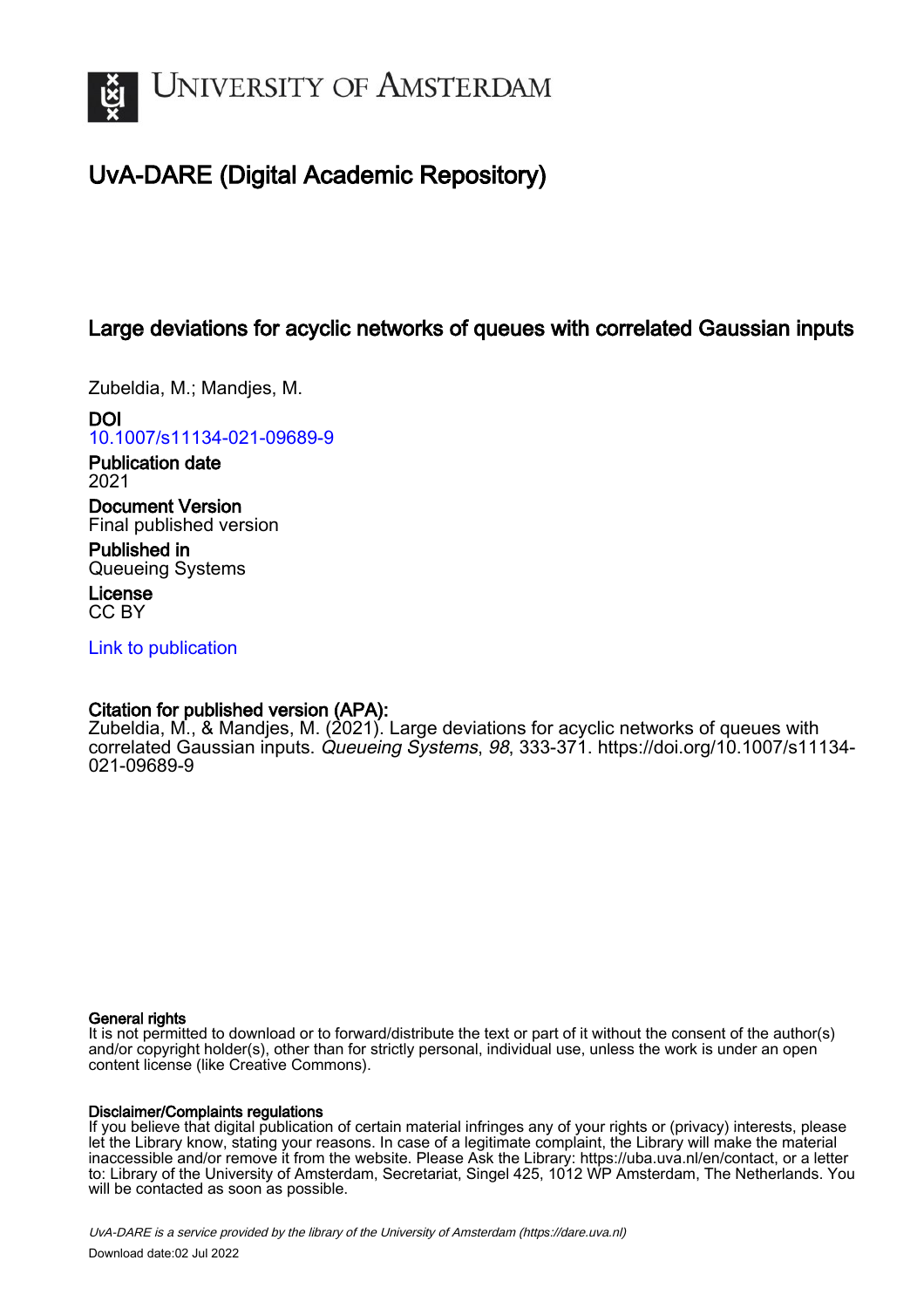UNIVERSITY OF AMSTERDAM

# UvA-DARE (Digital Academic Repository)

## Large deviations for acyclic networks of queues with correlated Gaussian inputs

Zubeldia, M.; Mandjes, M.

**DOI**
10.1007/s11134-021-09689-9

**Publication date**
2021

**Document Version**
Final published version

**Published in**
Queueing Systems

**License**
CC BY

Link to publication

**Citation for published version (APA):**
Zubeldia, M., & Mandjes, M. (2021). Large deviations for acyclic networks of queues with correlated Gaussian inputs. *Queueing Systems*, *98*, 333-371. https://doi.org/10.1007/s11134-021-09689-9

**General rights**
It is not permitted to download or to forward/distribute the text or part of it without the consent of the author(s) and/or copyright holder(s), other than for strictly personal, individual use, unless the work is under an open content license (like Creative Commons).

**Disclaimer/Complaints regulations**
If you believe that digital publication of certain material infringes any of your rights or (privacy) interests, please let the Library know, stating your reasons. In case of a legitimate complaint, the Library will make the material inaccessible and/or remove it from the website. Please Ask the Library: https://uba.uva.nl/en/contact, or a letter to: Library of the University of Amsterdam, Secretariat, Singel 425, 1012 WP Amsterdam, The Netherlands. You will be contacted as soon as possible.

*UvA-DARE is a service provided by the library of the University of Amsterdam (https://dare.uva.nl)*
Download date:02 Jul 2022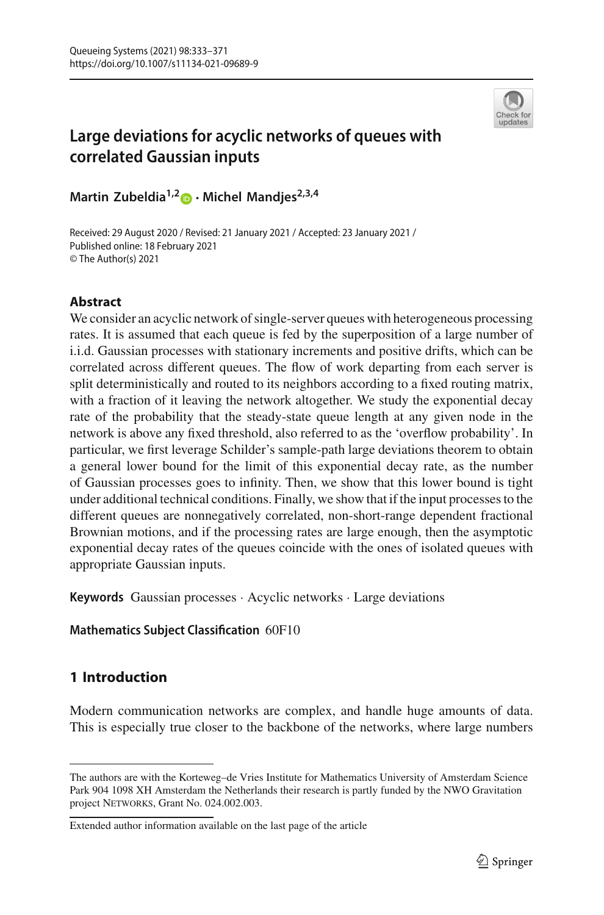# Large deviations for acyclic networks of queues with correlated Gaussian inputs

**Martin Zubeldia**[1,2] · **Michel Mandjes**[2,3,4]

Received: 29 August 2020 / Revised: 21 January 2021 / Accepted: 23 January 2021 /
Published online: 18 February 2021
© The Author(s) 2021

## Abstract

We consider an acyclic network of single-server queues with heterogeneous processing rates. It is assumed that each queue is fed by the superposition of a large number of i.i.d. Gaussian processes with stationary increments and positive drifts, which can be correlated across different queues. The flow of work departing from each server is split deterministically and routed to its neighbors according to a fixed routing matrix, with a fraction of it leaving the network altogether. We study the exponential decay rate of the probability that the steady-state queue length at any given node in the network is above any fixed threshold, also referred to as the 'overflow probability'. In particular, we first leverage Schilder's sample-path large deviations theorem to obtain a general lower bound for the limit of this exponential decay rate, as the number of Gaussian processes goes to infinity. Then, we show that this lower bound is tight under additional technical conditions. Finally, we show that if the input processes to the different queues are nonnegatively correlated, non-short-range dependent fractional Brownian motions, and if the processing rates are large enough, then the asymptotic exponential decay rates of the queues coincide with the ones of isolated queues with appropriate Gaussian inputs.

**Keywords** Gaussian processes · Acyclic networks · Large deviations

**Mathematics Subject Classification** 60F10

## 1 Introduction

Modern communication networks are complex, and handle huge amounts of data. This is especially true closer to the backbone of the networks, where large numbers

---

The authors are with the Korteweg–de Vries Institute for Mathematics University of Amsterdam Science Park 904 1098 XH Amsterdam the Netherlands their research is partly funded by the NWO Gravitation project NETWORKS, Grant No. 024.002.003.

Extended author information available on the last page of the article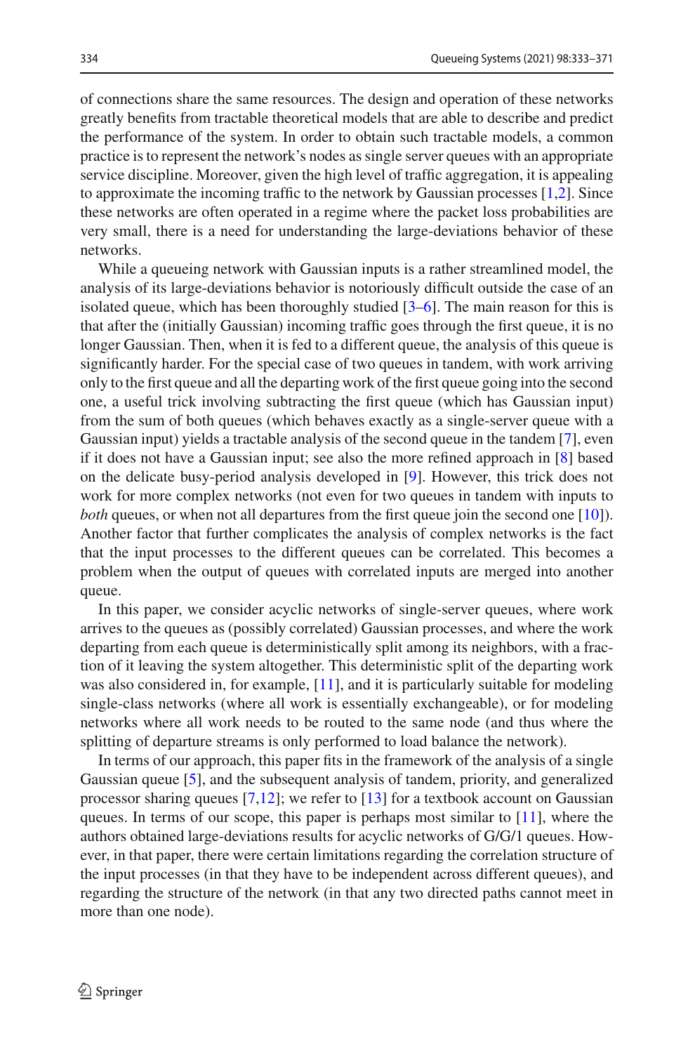of connections share the same resources. The design and operation of these networks greatly benefits from tractable theoretical models that are able to describe and predict the performance of the system. In order to obtain such tractable models, a common practice is to represent the network's nodes as single server queues with an appropriate service discipline. Moreover, given the high level of traffic aggregation, it is appealing to approximate the incoming traffic to the network by Gaussian processes [1,2]. Since these networks are often operated in a regime where the packet loss probabilities are very small, there is a need for understanding the large-deviations behavior of these networks.

While a queueing network with Gaussian inputs is a rather streamlined model, the analysis of its large-deviations behavior is notoriously difficult outside the case of an isolated queue, which has been thoroughly studied [3–6]. The main reason for this is that after the (initially Gaussian) incoming traffic goes through the first queue, it is no longer Gaussian. Then, when it is fed to a different queue, the analysis of this queue is significantly harder. For the special case of two queues in tandem, with work arriving only to the first queue and all the departing work of the first queue going into the second one, a useful trick involving subtracting the first queue (which has Gaussian input) from the sum of both queues (which behaves exactly as a single-server queue with a Gaussian input) yields a tractable analysis of the second queue in the tandem [7], even if it does not have a Gaussian input; see also the more refined approach in [8] based on the delicate busy-period analysis developed in [9]. However, this trick does not work for more complex networks (not even for two queues in tandem with inputs to *both* queues, or when not all departures from the first queue join the second one [10]). Another factor that further complicates the analysis of complex networks is the fact that the input processes to the different queues can be correlated. This becomes a problem when the output of queues with correlated inputs are merged into another queue.

In this paper, we consider acyclic networks of single-server queues, where work arrives to the queues as (possibly correlated) Gaussian processes, and where the work departing from each queue is deterministically split among its neighbors, with a fraction of it leaving the system altogether. This deterministic split of the departing work was also considered in, for example, [11], and it is particularly suitable for modeling single-class networks (where all work is essentially exchangeable), or for modeling networks where all work needs to be routed to the same node (and thus where the splitting of departure streams is only performed to load balance the network).

In terms of our approach, this paper fits in the framework of the analysis of a single Gaussian queue [5], and the subsequent analysis of tandem, priority, and generalized processor sharing queues [7,12]; we refer to [13] for a textbook account on Gaussian queues. In terms of our scope, this paper is perhaps most similar to [11], where the authors obtained large-deviations results for acyclic networks of G/G/1 queues. However, in that paper, there were certain limitations regarding the correlation structure of the input processes (in that they have to be independent across different queues), and regarding the structure of the network (in that any two directed paths cannot meet in more than one node).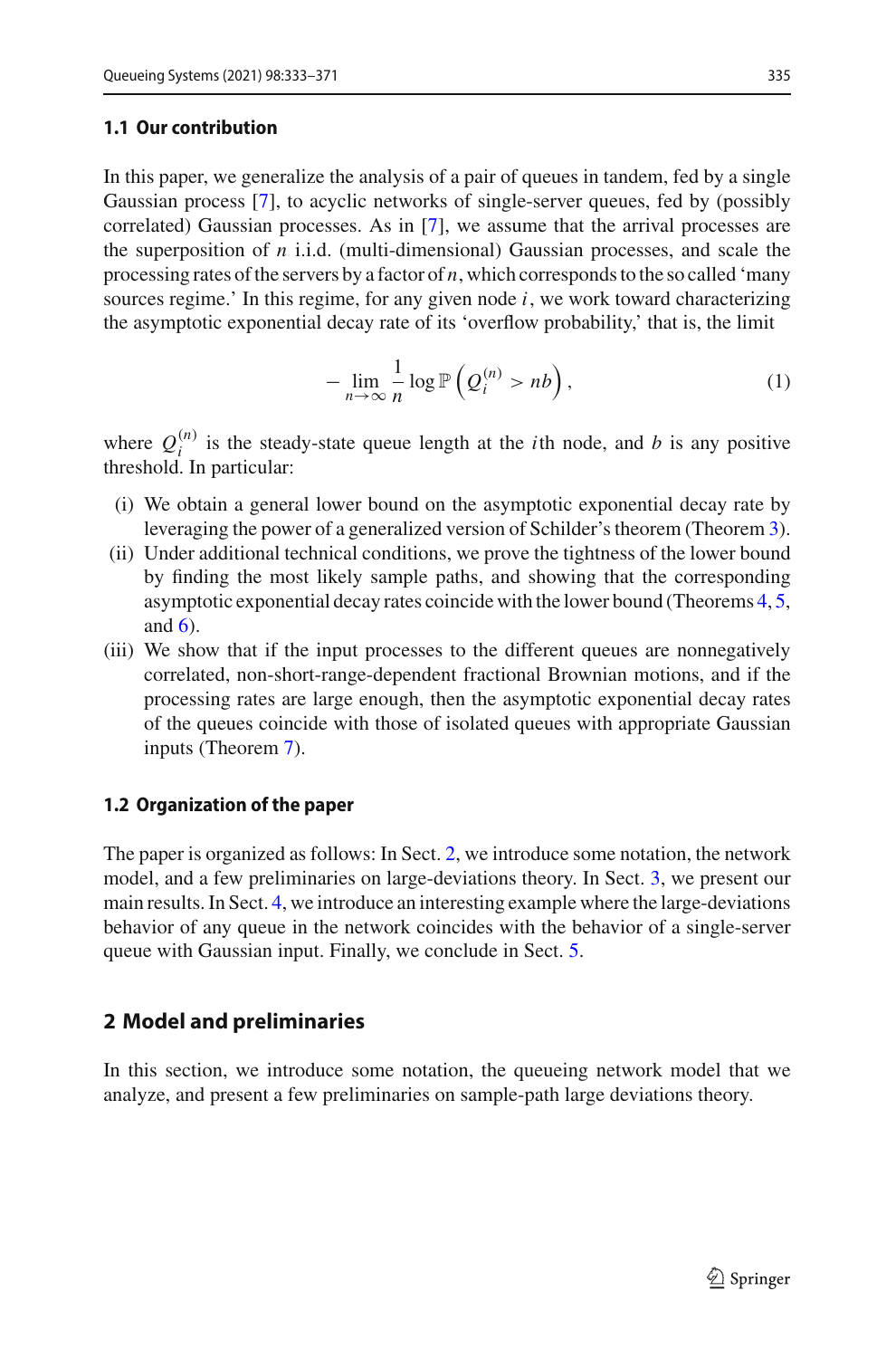### 1.1 Our contribution

In this paper, we generalize the analysis of a pair of queues in tandem, fed by a single Gaussian process [7], to acyclic networks of single-server queues, fed by (possibly correlated) Gaussian processes. As in [7], we assume that the arrival processes are the superposition of $n$ i.i.d. (multi-dimensional) Gaussian processes, and scale the processing rates of the servers by a factor of $n$, which corresponds to the so called 'many sources regime.' In this regime, for any given node $i$, we work toward characterizing the asymptotic exponential decay rate of its 'overflow probability,' that is, the limit

$$-\lim_{n\to\infty}\frac{1}{n}\log\mathbb{P}\left(Q_i^{(n)} > nb\right), \tag{1}$$

where $Q_i^{(n)}$ is the steady-state queue length at the $i$th node, and $b$ is any positive threshold. In particular:

- (i) We obtain a general lower bound on the asymptotic exponential decay rate by leveraging the power of a generalized version of Schilder's theorem (Theorem 3).
- (ii) Under additional technical conditions, we prove the tightness of the lower bound by finding the most likely sample paths, and showing that the corresponding asymptotic exponential decay rates coincide with the lower bound (Theorems 4, 5, and 6).
- (iii) We show that if the input processes to the different queues are nonnegatively correlated, non-short-range-dependent fractional Brownian motions, and if the processing rates are large enough, then the asymptotic exponential decay rates of the queues coincide with those of isolated queues with appropriate Gaussian inputs (Theorem 7).

### 1.2 Organization of the paper

The paper is organized as follows: In Sect. 2, we introduce some notation, the network model, and a few preliminaries on large-deviations theory. In Sect. 3, we present our main results. In Sect. 4, we introduce an interesting example where the large-deviations behavior of any queue in the network coincides with the behavior of a single-server queue with Gaussian input. Finally, we conclude in Sect. 5.

## 2 Model and preliminaries

In this section, we introduce some notation, the queueing network model that we analyze, and present a few preliminaries on sample-path large deviations theory.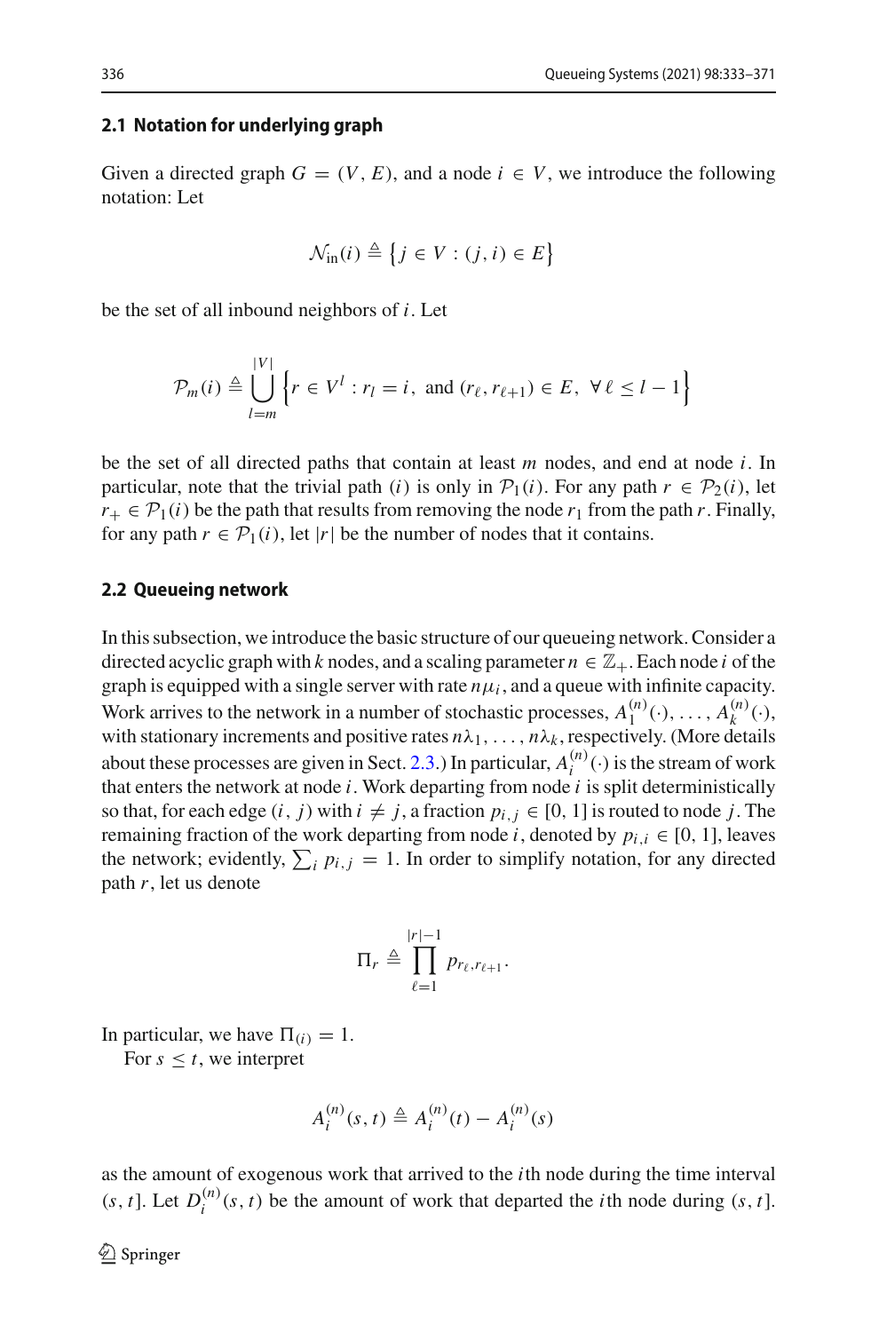### 2.1 Notation for underlying graph

Given a directed graph $G = (V, E)$, and a node $i \in V$, we introduce the following notation: Let

$$\mathcal{N}_{\text{in}}(i) \triangleq \left\{ j \in V : (j, i) \in E \right\}$$

be the set of all inbound neighbors of $i$. Let

$$\mathcal{P}_m(i) \triangleq \bigcup_{l=m}^{|V|} \left\{ r \in V^l : r_l = i, \text{ and } (r_\ell, r_{\ell+1}) \in E, \ \forall \ell \leq l - 1 \right\}$$

be the set of all directed paths that contain at least $m$ nodes, and end at node $i$. In particular, note that the trivial path $(i)$ is only in $\mathcal{P}_1(i)$. For any path $r \in \mathcal{P}_2(i)$, let $r_+ \in \mathcal{P}_1(i)$ be the path that results from removing the node $r_1$ from the path $r$. Finally, for any path $r \in \mathcal{P}_1(i)$, let $|r|$ be the number of nodes that it contains.

### 2.2 Queueing network

In this subsection, we introduce the basic structure of our queueing network. Consider a directed acyclic graph with $k$ nodes, and a scaling parameter $n \in \mathbb{Z}_+$. Each node $i$ of the graph is equipped with a single server with rate $n\mu_i$, and a queue with infinite capacity. Work arrives to the network in a number of stochastic processes, $A_1^{(n)}(\cdot), \ldots, A_k^{(n)}(\cdot)$, with stationary increments and positive rates $n\lambda_1, \ldots, n\lambda_k$, respectively. (More details about these processes are given in Sect. 2.3.) In particular, $A_i^{(n)}(\cdot)$ is the stream of work that enters the network at node $i$. Work departing from node $i$ is split deterministically so that, for each edge $(i, j)$ with $i \neq j$, a fraction $p_{i,j} \in [0, 1]$ is routed to node $j$. The remaining fraction of the work departing from node $i$, denoted by $p_{i,i} \in [0, 1]$, leaves the network; evidently, $\sum_i p_{i,j} = 1$. In order to simplify notation, for any directed path $r$, let us denote

$$\Pi_r \triangleq \prod_{\ell=1}^{|r|-1} p_{r_\ell, r_{\ell+1}}.$$

In particular, we have $\Pi_{(i)} = 1$.

For $s \leq t$, we interpret

$$A_i^{(n)}(s, t) \triangleq A_i^{(n)}(t) - A_i^{(n)}(s)$$

as the amount of exogenous work that arrived to the $i$th node during the time interval $(s, t]$. Let $D_i^{(n)}(s, t)$ be the amount of work that departed the $i$th node during $(s, t]$.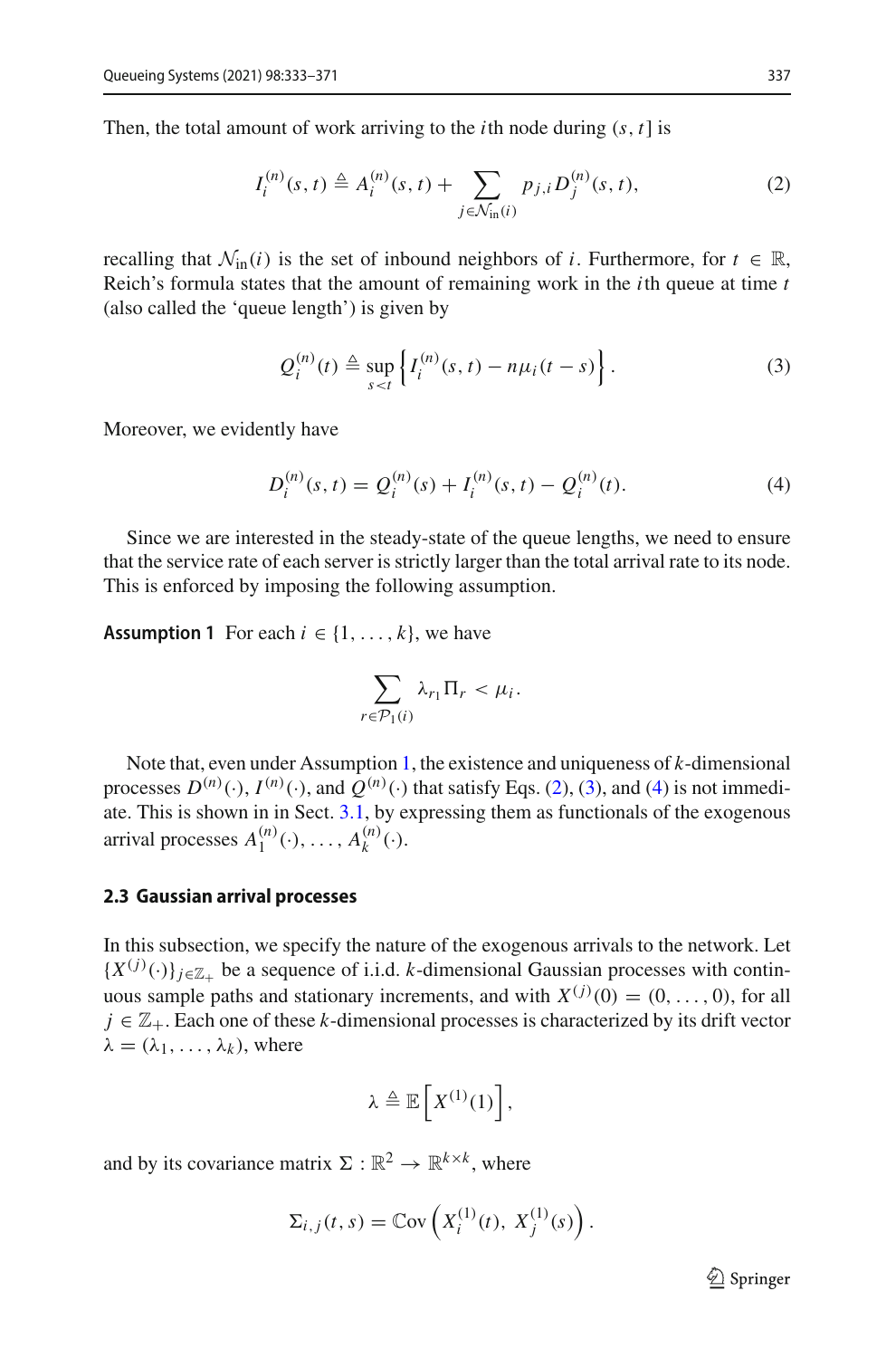Then, the total amount of work arriving to the $i$th node during $(s, t]$ is

$$I_i^{(n)}(s,t) \triangleq A_i^{(n)}(s,t) + \sum_{j \in \mathcal{N}_{\text{in}}(i)} p_{j,i} D_j^{(n)}(s,t), \tag{2}$$

recalling that $\mathcal{N}_{\text{in}}(i)$ is the set of inbound neighbors of $i$. Furthermore, for $t \in \mathbb{R}$, Reich's formula states that the amount of remaining work in the $i$th queue at time $t$ (also called the 'queue length') is given by

$$Q_i^{(n)}(t) \triangleq \sup_{s<t} \left\{ I_i^{(n)}(s,t) - n\mu_i(t-s) \right\}. \tag{3}$$

Moreover, we evidently have

$$D_i^{(n)}(s,t) = Q_i^{(n)}(s) + I_i^{(n)}(s,t) - Q_i^{(n)}(t). \tag{4}$$

Since we are interested in the steady-state of the queue lengths, we need to ensure that the service rate of each server is strictly larger than the total arrival rate to its node. This is enforced by imposing the following assumption.

**Assumption 1** For each $i \in \{1, \ldots, k\}$, we have

$$\sum_{r \in \mathcal{P}_1(i)} \lambda_{r_1} \Pi_r < \mu_i.$$

Note that, even under Assumption 1, the existence and uniqueness of $k$-dimensional processes $D^{(n)}(\cdot)$, $I^{(n)}(\cdot)$, and $Q^{(n)}(\cdot)$ that satisfy Eqs. (2), (3), and (4) is not immediate. This is shown in in Sect. 3.1, by expressing them as functionals of the exogenous arrival processes $A_1^{(n)}(\cdot), \ldots, A_k^{(n)}(\cdot)$.

### 2.3 Gaussian arrival processes

In this subsection, we specify the nature of the exogenous arrivals to the network. Let $\{X^{(j)}(\cdot)\}_{j \in \mathbb{Z}_+}$ be a sequence of i.i.d. $k$-dimensional Gaussian processes with continuous sample paths and stationary increments, and with $X^{(j)}(0) = (0, \ldots, 0)$, for all $j \in \mathbb{Z}_+$. Each one of these $k$-dimensional processes is characterized by its drift vector $\lambda = (\lambda_1, \ldots, \lambda_k)$, where

$$\lambda \triangleq \mathbb{E}\left[X^{(1)}(1)\right],$$

and by its covariance matrix $\Sigma : \mathbb{R}^2 \to \mathbb{R}^{k \times k}$, where

$$\Sigma_{i,j}(t,s) = \mathbb{C}\text{ov}\left(X_i^{(1)}(t),\ X_j^{(1)}(s)\right).$$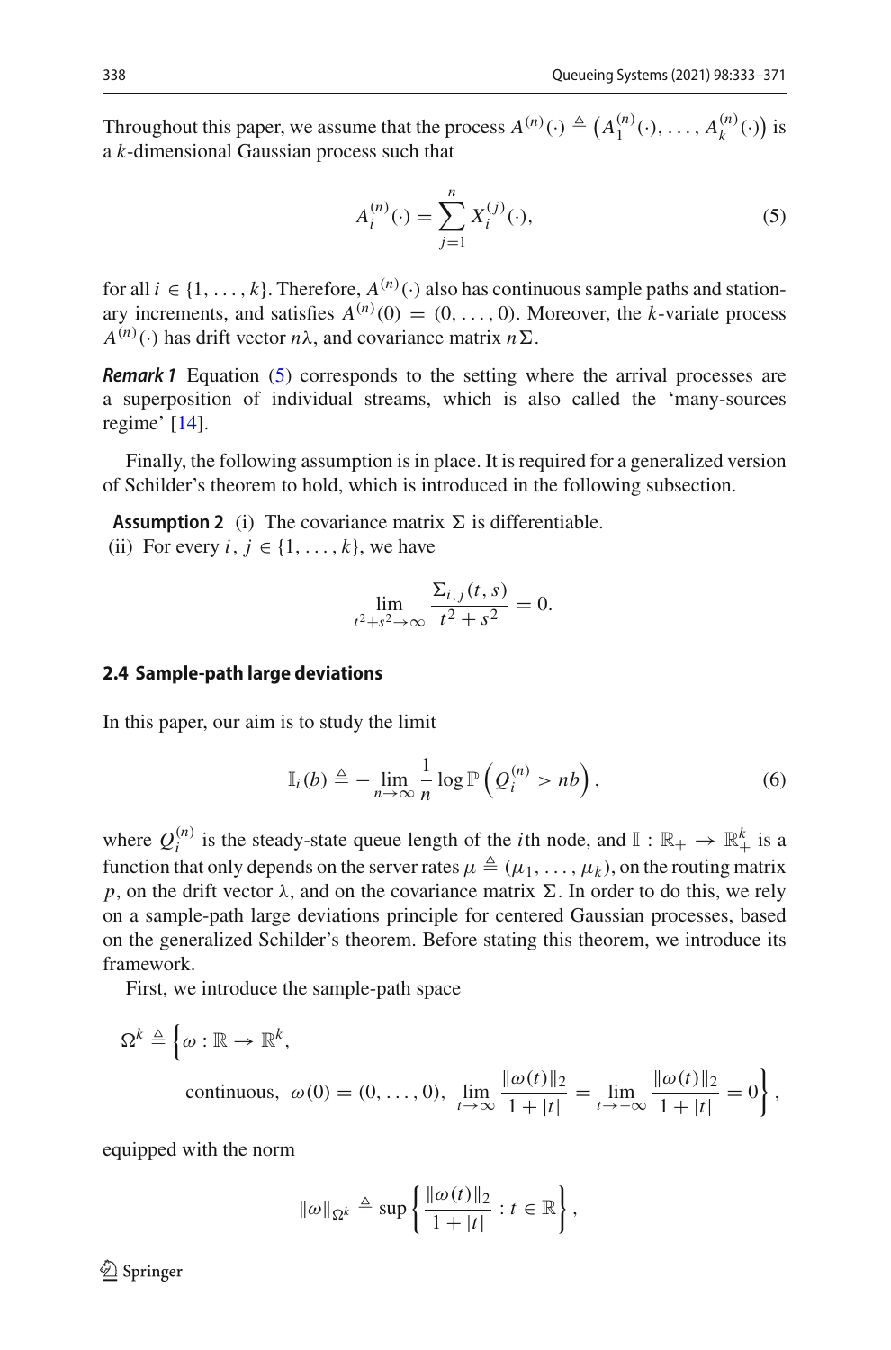Throughout this paper, we assume that the process $A^{(n)}(\cdot) \triangleq \left(A_1^{(n)}(\cdot), \ldots, A_k^{(n)}(\cdot)\right)$ is a $k$-dimensional Gaussian process such that

$$A_i^{(n)}(\cdot) = \sum_{j=1}^{n} X_i^{(j)}(\cdot), \tag{5}$$

for all $i \in \{1, \ldots, k\}$. Therefore, $A^{(n)}(\cdot)$ also has continuous sample paths and stationary increments, and satisfies $A^{(n)}(0) = (0, \ldots, 0)$. Moreover, the $k$-variate process $A^{(n)}(\cdot)$ has drift vector $n\lambda$, and covariance matrix $n\Sigma$.

***Remark 1*** Equation (5) corresponds to the setting where the arrival processes are a superposition of individual streams, which is also called the 'many-sources regime' [14].

Finally, the following assumption is in place. It is required for a generalized version of Schilder's theorem to hold, which is introduced in the following subsection.

**Assumption 2** (i) The covariance matrix $\Sigma$ is differentiable.
(ii) For every $i, j \in \{1, \ldots, k\}$, we have

$$\lim_{t^2+s^2 \to \infty} \frac{\Sigma_{i,j}(t,s)}{t^2+s^2} = 0.$$

### 2.4 Sample-path large deviations

In this paper, our aim is to study the limit

$$\mathbb{I}_i(b) \triangleq -\lim_{n\to\infty} \frac{1}{n} \log \mathbb{P}\left(Q_i^{(n)} > nb\right), \tag{6}$$

where $Q_i^{(n)}$ is the steady-state queue length of the $i$th node, and $\mathbb{I} : \mathbb{R}_+ \to \mathbb{R}_+^k$ is a function that only depends on the server rates $\mu \triangleq (\mu_1, \ldots, \mu_k)$, on the routing matrix $p$, on the drift vector $\lambda$, and on the covariance matrix $\Sigma$. In order to do this, we rely on a sample-path large deviations principle for centered Gaussian processes, based on the generalized Schilder's theorem. Before stating this theorem, we introduce its framework.

First, we introduce the sample-path space

$$\Omega^k \triangleq \Bigg\{\omega : \mathbb{R} \to \mathbb{R}^k, \quad \text{continuous}, \; \omega(0) = (0, \ldots, 0), \; \lim_{t\to\infty} \frac{\|\omega(t)\|_2}{1+|t|} = \lim_{t\to-\infty} \frac{\|\omega(t)\|_2}{1+|t|} = 0\Bigg\},$$

equipped with the norm

$$\|\omega\|_{\Omega^k} \triangleq \sup\left\{\frac{\|\omega(t)\|_2}{1+|t|} : t \in \mathbb{R}\right\},$$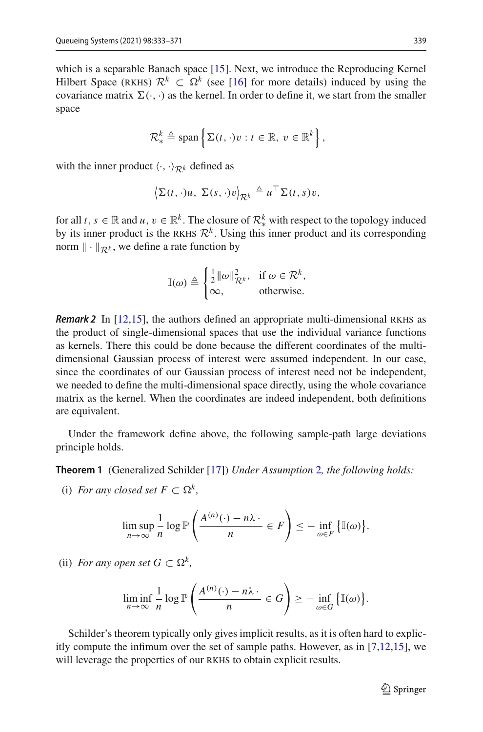which is a separable Banach space [15]. Next, we introduce the Reproducing Kernel Hilbert Space (RKHS) $\mathcal{R}^k \subset \Omega^k$ (see [16] for more details) induced by using the covariance matrix $\Sigma(\cdot, \cdot)$ as the kernel. In order to define it, we start from the smaller space

$$\mathcal{R}_*^k \triangleq \operatorname{span}\left\{\Sigma(t, \cdot)v : t \in \mathbb{R},\ v \in \mathbb{R}^k\right\},$$

with the inner product $\langle \cdot, \cdot \rangle_{\mathcal{R}^k}$ defined as

$$\left\langle \Sigma(t, \cdot)u,\ \Sigma(s, \cdot)v \right\rangle_{\mathcal{R}^k} \triangleq u^\top \Sigma(t, s)v,$$

for all $t, s \in \mathbb{R}$ and $u, v \in \mathbb{R}^k$. The closure of $\mathcal{R}_*^k$ with respect to the topology induced by its inner product is the RKHS $\mathcal{R}^k$. Using this inner product and its corresponding norm $\|\cdot\|_{\mathcal{R}^k}$, we define a rate function by

$$\mathbb{I}(\omega) \triangleq \begin{cases} \frac{1}{2}\|\omega\|_{\mathcal{R}^k}^2, & \text{if } \omega \in \mathcal{R}^k, \\ \infty, & \text{otherwise.} \end{cases}$$

***Remark 2*** In [12,15], the authors defined an appropriate multi-dimensional RKHS as the product of single-dimensional spaces that use the individual variance functions as kernels. There this could be done because the different coordinates of the multi-dimensional Gaussian process of interest were assumed independent. In our case, since the coordinates of our Gaussian process of interest need not be independent, we needed to define the multi-dimensional space directly, using the whole covariance matrix as the kernel. When the coordinates are indeed independent, both definitions are equivalent.

Under the framework define above, the following sample-path large deviations principle holds.

**Theorem 1** (Generalized Schilder [17]) *Under Assumption 2, the following holds:*

(i) *For any closed set $F \subset \Omega^k$,*

$$\limsup_{n\to\infty} \frac{1}{n} \log \mathbb{P}\left(\frac{A^{(n)}(\cdot) - n\lambda\,\cdot}{n} \in F\right) \leq -\inf_{\omega \in F}\left\{\mathbb{I}(\omega)\right\}.$$

(ii) *For any open set $G \subset \Omega^k$,*

$$\liminf_{n\to\infty} \frac{1}{n} \log \mathbb{P}\left(\frac{A^{(n)}(\cdot) - n\lambda\,\cdot}{n} \in G\right) \geq -\inf_{\omega \in G}\left\{\mathbb{I}(\omega)\right\}.$$

Schilder's theorem typically only gives implicit results, as it is often hard to explicitly compute the infimum over the set of sample paths. However, as in [7,12,15], we will leverage the properties of our RKHS to obtain explicit results.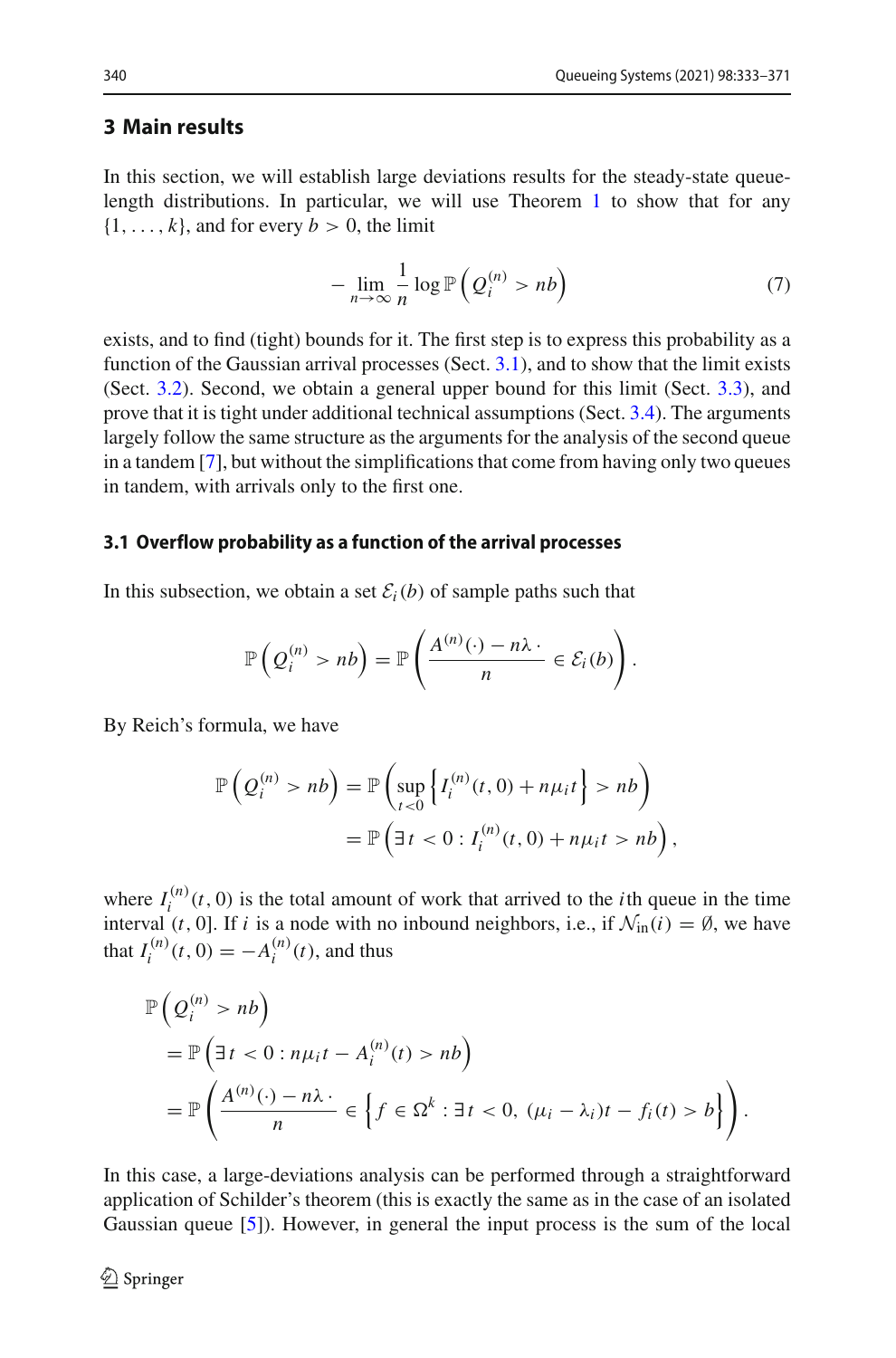## 3 Main results

In this section, we will establish large deviations results for the steady-state queue-length distributions. In particular, we will use Theorem 1 to show that for any $\{1,\ldots,k\}$, and for every $b > 0$, the limit

$$
-\lim_{n\to\infty}\frac{1}{n}\log\mathbb{P}\left(Q_i^{(n)} > nb\right) \tag{7}
$$

exists, and to find (tight) bounds for it. The first step is to express this probability as a function of the Gaussian arrival processes (Sect. 3.1), and to show that the limit exists (Sect. 3.2). Second, we obtain a general upper bound for this limit (Sect. 3.3), and prove that it is tight under additional technical assumptions (Sect. 3.4). The arguments largely follow the same structure as the arguments for the analysis of the second queue in a tandem [7], but without the simplifications that come from having only two queues in tandem, with arrivals only to the first one.

### 3.1 Overflow probability as a function of the arrival processes

In this subsection, we obtain a set $\mathcal{E}_i(b)$ of sample paths such that

$$
\mathbb{P}\left(Q_i^{(n)} > nb\right) = \mathbb{P}\left(\frac{A^{(n)}(\cdot) - n\lambda\,\cdot}{n} \in \mathcal{E}_i(b)\right).
$$

By Reich's formula, we have

$$
\begin{aligned}
\mathbb{P}\left(Q_i^{(n)} > nb\right) &= \mathbb{P}\left(\sup_{t<0}\left\{I_i^{(n)}(t,0) + n\mu_i t\right\} > nb\right) \\
&= \mathbb{P}\left(\exists\, t < 0 : I_i^{(n)}(t,0) + n\mu_i t > nb\right),
\end{aligned}
$$

where $I_i^{(n)}(t,0)$ is the total amount of work that arrived to the $i$th queue in the time interval $(t,0]$. If $i$ is a node with no inbound neighbors, i.e., if $\mathcal{N}_{\text{in}}(i) = \emptyset$, we have that $I_i^{(n)}(t,0) = -A_i^{(n)}(t)$, and thus

$$
\begin{aligned}
&\mathbb{P}\left(Q_i^{(n)} > nb\right) \\
&= \mathbb{P}\left(\exists\, t < 0 : n\mu_i t - A_i^{(n)}(t) > nb\right) \\
&= \mathbb{P}\left(\frac{A^{(n)}(\cdot) - n\lambda\,\cdot}{n} \in \left\{f \in \Omega^k : \exists\, t < 0,\ (\mu_i - \lambda_i)t - f_i(t) > b\right\}\right).
\end{aligned}
$$

In this case, a large-deviations analysis can be performed through a straightforward application of Schilder's theorem (this is exactly the same as in the case of an isolated Gaussian queue [5]). However, in general the input process is the sum of the local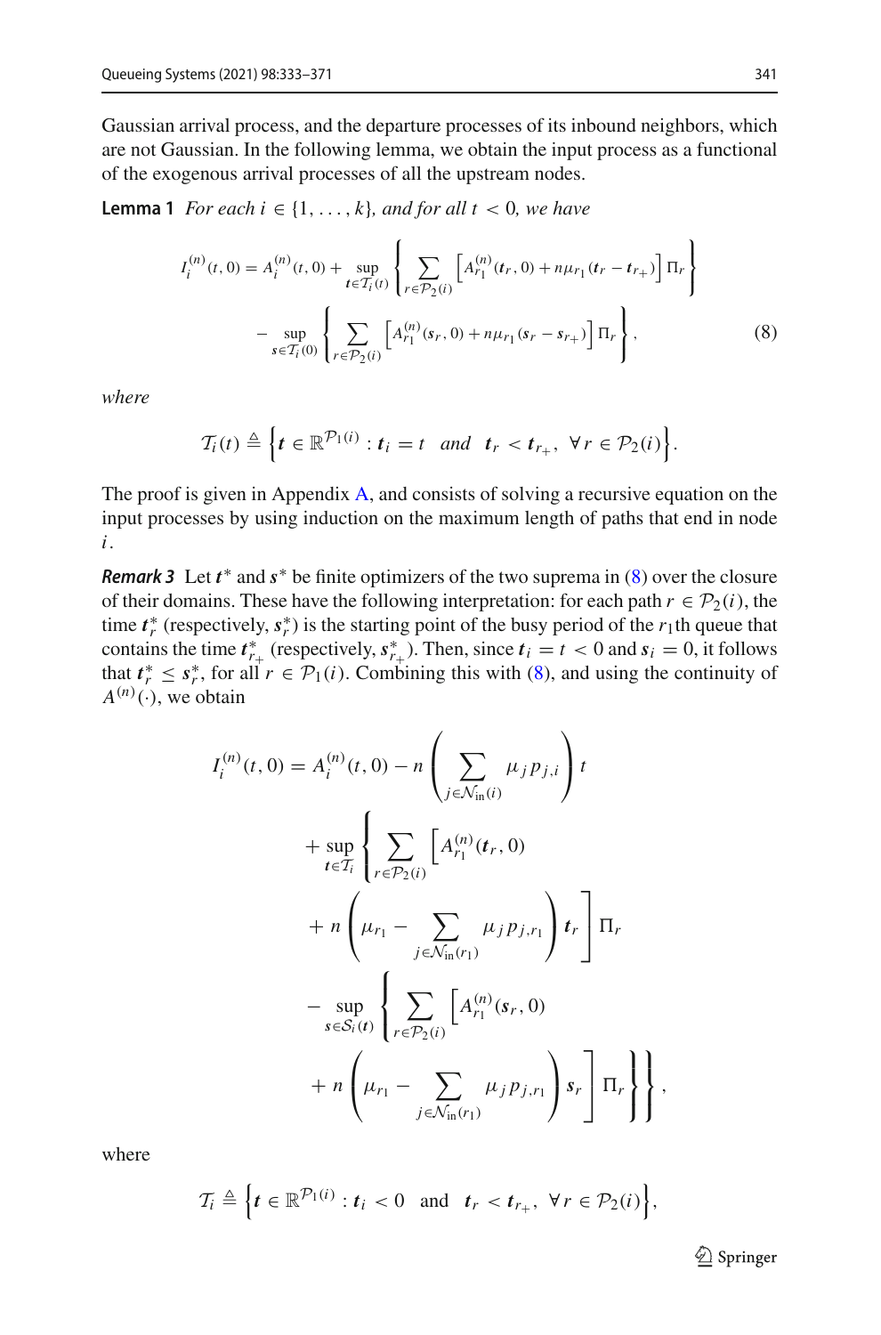Gaussian arrival process, and the departure processes of its inbound neighbors, which are not Gaussian. In the following lemma, we obtain the input process as a functional of the exogenous arrival processes of all the upstream nodes.

**Lemma 1** *For each $i \in \{1, \ldots, k\}$, and for all $t < 0$, we have*

$$
\begin{aligned}
I_i^{(n)}(t,0) = A_i^{(n)}(t,0) &+ \sup_{\boldsymbol{t} \in \mathcal{T}_i(t)} \left\{ \sum_{r \in \mathcal{P}_2(i)} \left[ A_{r_1}^{(n)}(\boldsymbol{t}_r, 0) + n\mu_{r_1}(\boldsymbol{t}_r - \boldsymbol{t}_{r_+}) \right] \Pi_r \right\} \\
&- \sup_{\boldsymbol{s} \in \mathcal{T}_i(0)} \left\{ \sum_{r \in \mathcal{P}_2(i)} \left[ A_{r_1}^{(n)}(\boldsymbol{s}_r, 0) + n\mu_{r_1}(\boldsymbol{s}_r - \boldsymbol{s}_{r_+}) \right] \Pi_r \right\},
\end{aligned} \tag{8}
$$

*where*

$$
\mathcal{T}_i(t) \triangleq \left\{ \boldsymbol{t} \in \mathbb{R}^{\mathcal{P}_1(i)} : \boldsymbol{t}_i = t \quad \text{and} \quad \boldsymbol{t}_r < \boldsymbol{t}_{r_+}, \ \forall r \in \mathcal{P}_2(i) \right\}.
$$

The proof is given in Appendix A, and consists of solving a recursive equation on the input processes by using induction on the maximum length of paths that end in node $i$.

***Remark 3*** Let $\boldsymbol{t}^*$ and $\boldsymbol{s}^*$ be finite optimizers of the two suprema in (8) over the closure of their domains. These have the following interpretation: for each path $r \in \mathcal{P}_2(i)$, the time $\boldsymbol{t}_r^*$ (respectively, $\boldsymbol{s}_r^*$) is the starting point of the busy period of the $r_1$th queue that contains the time $\boldsymbol{t}_{r_+}^*$ (respectively, $\boldsymbol{s}_{r_+}^*$). Then, since $\boldsymbol{t}_i = t < 0$ and $\boldsymbol{s}_i = 0$, it follows that $\boldsymbol{t}_r^* \le \boldsymbol{s}_r^*$, for all $r \in \mathcal{P}_1(i)$. Combining this with (8), and using the continuity of $A^{(n)}(\cdot)$, we obtain

$$
\begin{aligned}
I_i^{(n)}(t,0) = A_i^{(n)}(t,0) &- n\left( \sum_{j \in \mathcal{N}_{\text{in}}(i)} \mu_j p_{j,i} \right) t \\
&+ \sup_{\boldsymbol{t} \in \mathcal{T}_i} \left\{ \sum_{r \in \mathcal{P}_2(i)} \left[ A_{r_1}^{(n)}(\boldsymbol{t}_r, 0) \right.\right. \\
&\left. + n\left( \mu_{r_1} - \sum_{j \in \mathcal{N}_{\text{in}}(r_1)} \mu_j p_{j,r_1} \right) \boldsymbol{t}_r \right] \Pi_r \\
&- \sup_{\boldsymbol{s} \in \mathcal{S}_i(\boldsymbol{t})} \left\{ \sum_{r \in \mathcal{P}_2(i)} \left[ A_{r_1}^{(n)}(\boldsymbol{s}_r, 0) \right.\right. \\
&\left.\left.\left. + n\left( \mu_{r_1} - \sum_{j \in \mathcal{N}_{\text{in}}(r_1)} \mu_j p_{j,r_1} \right) \boldsymbol{s}_r \right] \Pi_r \right\} \right\},
\end{aligned}
$$

where

$$
\mathcal{T}_i \triangleq \left\{ \boldsymbol{t} \in \mathbb{R}^{\mathcal{P}_1(i)} : \boldsymbol{t}_i < 0 \quad \text{and} \quad \boldsymbol{t}_r < \boldsymbol{t}_{r_+}, \ \forall r \in \mathcal{P}_2(i) \right\},
$$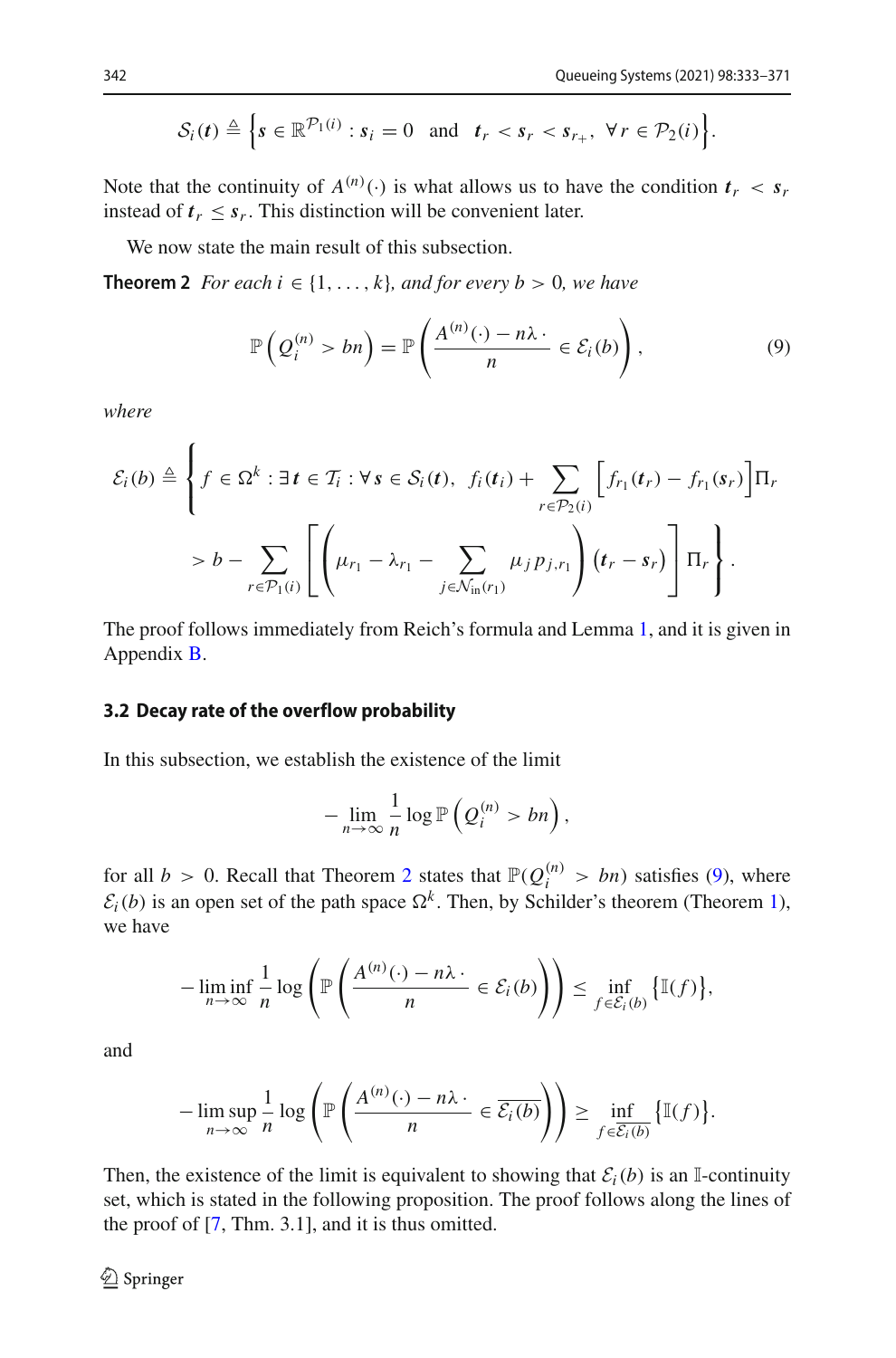$$\mathcal{S}_i(\boldsymbol{t}) \triangleq \left\{ \boldsymbol{s} \in \mathbb{R}^{\mathcal{P}_1(i)} : \boldsymbol{s}_i = 0 \quad \text{and} \quad \boldsymbol{t}_r < \boldsymbol{s}_r < \boldsymbol{s}_{r_+}, \ \forall\, r \in \mathcal{P}_2(i) \right\}.$$

Note that the continuity of $A^{(n)}(\cdot)$ is what allows us to have the condition $\boldsymbol{t}_r < \boldsymbol{s}_r$ instead of $\boldsymbol{t}_r \leq \boldsymbol{s}_r$. This distinction will be convenient later.

We now state the main result of this subsection.

**Theorem 2** *For each $i \in \{1, \ldots, k\}$, and for every $b > 0$, we have*

$$\mathbb{P}\left(Q_i^{(n)} > bn\right) = \mathbb{P}\left(\frac{A^{(n)}(\cdot) - n\lambda\,\cdot}{n} \in \mathcal{E}_i(b)\right), \tag{9}$$

*where*

$$\mathcal{E}_i(b) \triangleq \Bigg\{ f \in \Omega^k : \exists\, \boldsymbol{t} \in \mathcal{T}_i : \forall\, \boldsymbol{s} \in \mathcal{S}_i(\boldsymbol{t}),\ f_i(\boldsymbol{t}_i) + \sum_{r \in \mathcal{P}_2(i)} \Big[ f_{r_1}(\boldsymbol{t}_r) - f_{r_1}(\boldsymbol{s}_r) \Big] \Pi_r$$
$$> b - \sum_{r \in \mathcal{P}_1(i)} \left[ \left( \mu_{r_1} - \lambda_{r_1} - \sum_{j \in \mathcal{N}_{\text{in}}(r_1)} \mu_j p_{j,r_1} \right) \left( \boldsymbol{t}_r - \boldsymbol{s}_r \right) \right] \Pi_r \Bigg\}.$$

The proof follows immediately from Reich's formula and Lemma 1, and it is given in Appendix B.

### 3.2 Decay rate of the overflow probability

In this subsection, we establish the existence of the limit

$$- \lim_{n \to \infty} \frac{1}{n} \log \mathbb{P}\left(Q_i^{(n)} > bn\right),$$

for all $b > 0$. Recall that Theorem 2 states that $\mathbb{P}(Q_i^{(n)} > bn)$ satisfies (9), where $\mathcal{E}_i(b)$ is an open set of the path space $\Omega^k$. Then, by Schilder's theorem (Theorem 1), we have

$$- \liminf_{n \to \infty} \frac{1}{n} \log \left( \mathbb{P}\left( \frac{A^{(n)}(\cdot) - n\lambda\,\cdot}{n} \in \mathcal{E}_i(b) \right) \right) \leq \inf_{f \in \mathcal{E}_i(b)} \left\{ \mathbb{I}(f) \right\},$$

and

$$- \limsup_{n \to \infty} \frac{1}{n} \log \left( \mathbb{P}\left( \frac{A^{(n)}(\cdot) - n\lambda\,\cdot}{n} \in \overline{\mathcal{E}_i(b)} \right) \right) \geq \inf_{f \in \overline{\mathcal{E}_i(b)}} \left\{ \mathbb{I}(f) \right\}.$$

Then, the existence of the limit is equivalent to showing that $\mathcal{E}_i(b)$ is an $\mathbb{I}$-continuity set, which is stated in the following proposition. The proof follows along the lines of the proof of [7, Thm. 3.1], and it is thus omitted.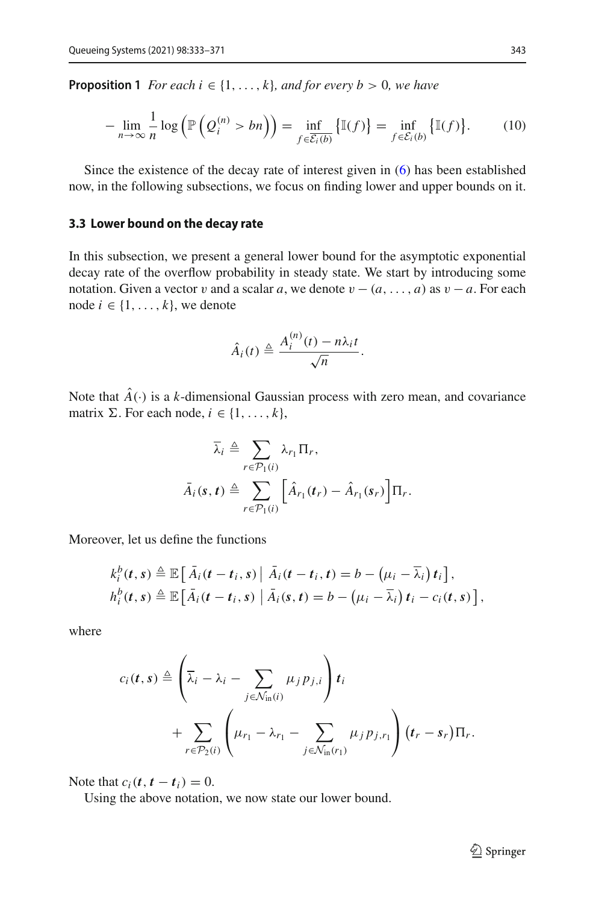**Proposition 1** *For each $i \in \{1, \ldots, k\}$, and for every $b > 0$, we have*

$$-\lim_{n \to \infty} \frac{1}{n} \log \left( \mathbb{P}\left( Q_i^{(n)} > bn \right) \right) = \inf_{f \in \overline{\mathcal{E}_i(b)}} \left\{ \mathbb{I}(f) \right\} = \inf_{f \in \mathcal{E}_i(b)} \left\{ \mathbb{I}(f) \right\}. \tag{10}$$

Since the existence of the decay rate of interest given in (6) has been established now, in the following subsections, we focus on finding lower and upper bounds on it.

### 3.3 Lower bound on the decay rate

In this subsection, we present a general lower bound for the asymptotic exponential decay rate of the overflow probability in steady state. We start by introducing some notation. Given a vector $v$ and a scalar $a$, we denote $v - (a, \ldots, a)$ as $v - a$. For each node $i \in \{1, \ldots, k\}$, we denote

$$\hat{A}_i(t) \triangleq \frac{A_i^{(n)}(t) - n\lambda_i t}{\sqrt{n}}.$$

Note that $\hat{A}(\cdot)$ is a $k$-dimensional Gaussian process with zero mean, and covariance matrix $\Sigma$. For each node, $i \in \{1, \ldots, k\}$,

$$\overline{\lambda}_i \triangleq \sum_{r \in \mathcal{P}_1(i)} \lambda_{r_1} \Pi_r,$$

$$\bar{A}_i(\boldsymbol{s}, \boldsymbol{t}) \triangleq \sum_{r \in \mathcal{P}_1(i)} \left[ \hat{A}_{r_1}(\boldsymbol{t}_r) - \hat{A}_{r_1}(\boldsymbol{s}_r) \right] \Pi_r.$$

Moreover, let us define the functions

$$k_i^b(\boldsymbol{t}, \boldsymbol{s}) \triangleq \mathbb{E}\left[ \bar{A}_i(\boldsymbol{t} - \boldsymbol{t}_i, \boldsymbol{s}) \,\middle|\, \bar{A}_i(\boldsymbol{t} - \boldsymbol{t}_i, \boldsymbol{t}) = b - \left( \mu_i - \overline{\lambda}_i \right) \boldsymbol{t}_i \right],$$
$$h_i^b(\boldsymbol{t}, \boldsymbol{s}) \triangleq \mathbb{E}\left[ \bar{A}_i(\boldsymbol{t} - \boldsymbol{t}_i, \boldsymbol{s}) \,\middle|\, \bar{A}_i(\boldsymbol{s}, \boldsymbol{t}) = b - \left( \mu_i - \overline{\lambda}_i \right) \boldsymbol{t}_i - c_i(\boldsymbol{t}, \boldsymbol{s}) \right],$$

where

$$c_i(\boldsymbol{t}, \boldsymbol{s}) \triangleq \left( \overline{\lambda}_i - \lambda_i - \sum_{j \in \mathcal{N}_{\text{in}}(i)} \mu_j p_{j,i} \right) \boldsymbol{t}_i + \sum_{r \in \mathcal{P}_2(i)} \left( \mu_{r_1} - \lambda_{r_1} - \sum_{j \in \mathcal{N}_{\text{in}}(r_1)} \mu_j p_{j,r_1} \right) \left( \boldsymbol{t}_r - \boldsymbol{s}_r \right) \Pi_r.$$

Note that $c_i(\boldsymbol{t}, \boldsymbol{t} - \boldsymbol{t}_i) = 0$.

Using the above notation, we now state our lower bound.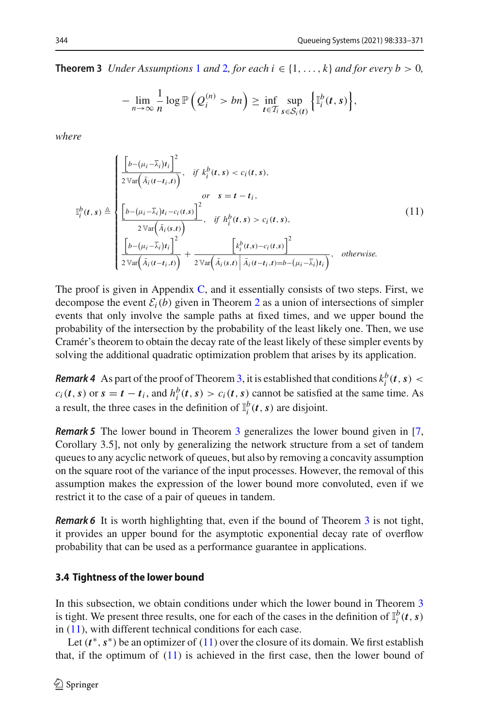**Theorem 3** *Under Assumptions 1 and 2, for each $i \in \{1, \ldots, k\}$ and for every $b > 0$,*

$$- \lim_{n\to\infty} \frac{1}{n} \log \mathbb{P}\left(Q_i^{(n)} > bn\right) \geq \inf_{\boldsymbol{t}\in\mathcal{T}_i} \sup_{\boldsymbol{s}\in\mathcal{S}_i(\boldsymbol{t})} \left\{\mathbb{I}_i^b(\boldsymbol{t},\boldsymbol{s})\right\},$$

*where*

$$\mathbb{I}_i^b(\boldsymbol{t},\boldsymbol{s}) \triangleq \begin{cases} \dfrac{\left[b-(\mu_i-\bar{\lambda}_i)t_i\right]^2}{2\,\mathbb{V}\mathrm{ar}\left(\bar{A}_i(\boldsymbol{t}-\boldsymbol{t}_i,\boldsymbol{t})\right)}, & \text{if } k_i^b(\boldsymbol{t},\boldsymbol{s}) < c_i(\boldsymbol{t},\boldsymbol{s}), \\ & \quad \text{or} \quad \boldsymbol{s} = \boldsymbol{t}-\boldsymbol{t}_i, \\ \dfrac{\left[b-(\mu_i-\bar{\lambda}_i)t_i-c_i(\boldsymbol{t},\boldsymbol{s})\right]^2}{2\,\mathbb{V}\mathrm{ar}\left(\bar{A}_i(\boldsymbol{s},\boldsymbol{t})\right)}, & \text{if } h_i^b(\boldsymbol{t},\boldsymbol{s}) > c_i(\boldsymbol{t},\boldsymbol{s}), \\ \dfrac{\left[b-(\mu_i-\bar{\lambda}_i)t_i\right]^2}{2\,\mathbb{V}\mathrm{ar}\left(\bar{A}_i(\boldsymbol{t}-\boldsymbol{t}_i,\boldsymbol{t})\right)} + \dfrac{\left[k_i^b(\boldsymbol{t},\boldsymbol{s})-c_i(\boldsymbol{t},\boldsymbol{s})\right]^2}{2\,\mathbb{V}\mathrm{ar}\left(\bar{A}_i(\boldsymbol{s},\boldsymbol{t})\,\middle|\,\bar{A}_i(\boldsymbol{t}-\boldsymbol{t}_i,\boldsymbol{t})=b-(\mu_i-\bar{\lambda}_i)t_i\right)}, & \text{otherwise.} \end{cases} \tag{11}$$

The proof is given in Appendix C, and it essentially consists of two steps. First, we decompose the event $\mathcal{E}_i(b)$ given in Theorem 2 as a union of intersections of simpler events that only involve the sample paths at fixed times, and we upper bound the probability of the intersection by the probability of the least likely one. Then, we use Cramér's theorem to obtain the decay rate of the least likely of these simpler events by solving the additional quadratic optimization problem that arises by its application.

***Remark 4*** As part of the proof of Theorem 3, it is established that conditions $k_i^b(\boldsymbol{t},\boldsymbol{s}) < c_i(\boldsymbol{t},\boldsymbol{s})$ or $\boldsymbol{s} = \boldsymbol{t}-\boldsymbol{t}_i$, and $h_i^b(\boldsymbol{t},\boldsymbol{s}) > c_i(\boldsymbol{t},\boldsymbol{s})$ cannot be satisfied at the same time. As a result, the three cases in the definition of $\mathbb{I}_i^b(\boldsymbol{t},\boldsymbol{s})$ are disjoint.

***Remark 5*** The lower bound in Theorem 3 generalizes the lower bound given in [7, Corollary 3.5], not only by generalizing the network structure from a set of tandem queues to any acyclic network of queues, but also by removing a concavity assumption on the square root of the variance of the input processes. However, the removal of this assumption makes the expression of the lower bound more convoluted, even if we restrict it to the case of a pair of queues in tandem.

***Remark 6*** It is worth highlighting that, even if the bound of Theorem 3 is not tight, it provides an upper bound for the asymptotic exponential decay rate of overflow probability that can be used as a performance guarantee in applications.

### 3.4 Tightness of the lower bound

In this subsection, we obtain conditions under which the lower bound in Theorem 3 is tight. We present three results, one for each of the cases in the definition of $\mathbb{I}_i^b(\boldsymbol{t},\boldsymbol{s})$ in (11), with different technical conditions for each case.

Let $(\boldsymbol{t}^*, \boldsymbol{s}^*)$ be an optimizer of (11) over the closure of its domain. We first establish that, if the optimum of (11) is achieved in the first case, then the lower bound of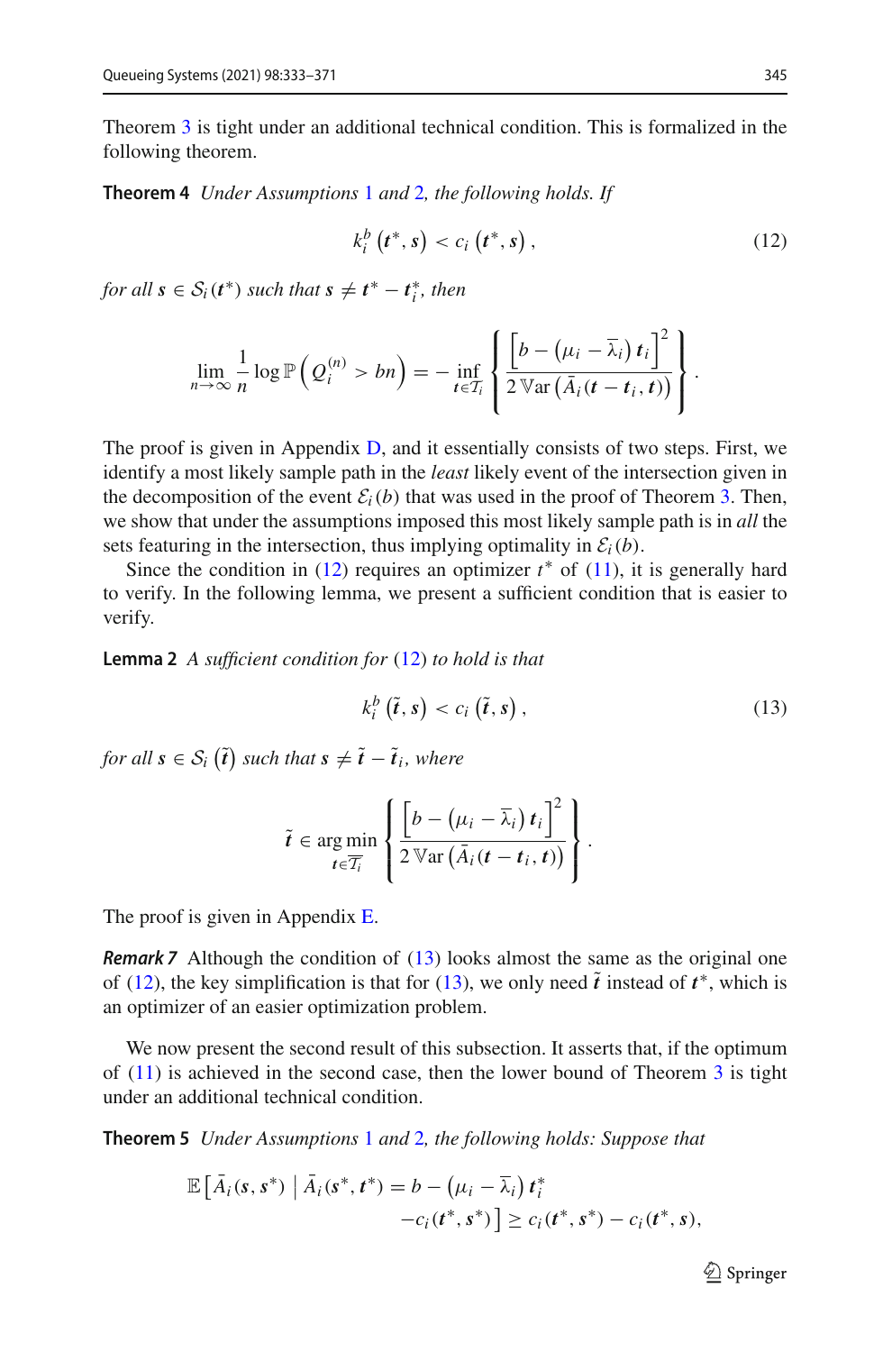Theorem 3 is tight under an additional technical condition. This is formalized in the following theorem.

**Theorem 4** *Under Assumptions 1 and 2, the following holds. If*

$$k_i^b\left(\boldsymbol{t}^*, \boldsymbol{s}\right) < c_i\left(\boldsymbol{t}^*, \boldsymbol{s}\right), \tag{12}$$

*for all $\boldsymbol{s} \in \mathcal{S}_i(\boldsymbol{t}^*)$ such that $\boldsymbol{s} \neq \boldsymbol{t}^* - \boldsymbol{t}_i^*$, then*

$$\lim_{n\to\infty} \frac{1}{n} \log \mathbb{P}\left(Q_i^{(n)} > bn\right) = -\inf_{\boldsymbol{t}\in\mathcal{T}_i} \left\{ \frac{\left[b - \left(\mu_i - \overline{\lambda}_i\right) \boldsymbol{t}_i\right]^2}{2\,\mathbb{V}\mathrm{ar}\left(\bar{A}_i(\boldsymbol{t} - \boldsymbol{t}_i, \boldsymbol{t})\right)} \right\}.$$

The proof is given in Appendix D, and it essentially consists of two steps. First, we identify a most likely sample path in the *least* likely event of the intersection given in the decomposition of the event $\mathcal{E}_i(b)$ that was used in the proof of Theorem 3. Then, we show that under the assumptions imposed this most likely sample path is in *all* the sets featuring in the intersection, thus implying optimality in $\mathcal{E}_i(b)$.

Since the condition in (12) requires an optimizer $t^*$ of (11), it is generally hard to verify. In the following lemma, we present a sufficient condition that is easier to verify.

**Lemma 2** *A sufficient condition for* (12) *to hold is that*

$$k_i^b\left(\tilde{\boldsymbol{t}}, \boldsymbol{s}\right) < c_i\left(\tilde{\boldsymbol{t}}, \boldsymbol{s}\right), \tag{13}$$

*for all $\boldsymbol{s} \in \mathcal{S}_i\left(\tilde{\boldsymbol{t}}\right)$ such that $\boldsymbol{s} \neq \tilde{\boldsymbol{t}} - \tilde{\boldsymbol{t}}_i$, where*

$$\tilde{\boldsymbol{t}} \in \arg\min_{\boldsymbol{t}\in\overline{\mathcal{T}_i}} \left\{ \frac{\left[b - \left(\mu_i - \overline{\lambda}_i\right) \boldsymbol{t}_i\right]^2}{2\,\mathbb{V}\mathrm{ar}\left(\bar{A}_i(\boldsymbol{t} - \boldsymbol{t}_i, \boldsymbol{t})\right)} \right\}.$$

The proof is given in Appendix E.

***Remark 7*** Although the condition of (13) looks almost the same as the original one of (12), the key simplification is that for (13), we only need $\tilde{\boldsymbol{t}}$ instead of $\boldsymbol{t}^*$, which is an optimizer of an easier optimization problem.

We now present the second result of this subsection. It asserts that, if the optimum of (11) is achieved in the second case, then the lower bound of Theorem 3 is tight under an additional technical condition.

**Theorem 5** *Under Assumptions 1 and 2, the following holds: Suppose that*

$$\begin{aligned}\mathbb{E}\left[\bar{A}_i(\boldsymbol{s}, \boldsymbol{s}^*) \;\middle|\; \bar{A}_i(\boldsymbol{s}^*, \boldsymbol{t}^*) = b - \left(\mu_i - \overline{\lambda}_i\right) \boldsymbol{t}_i^*\right.\\ \left. - c_i(\boldsymbol{t}^*, \boldsymbol{s}^*)\right] \geq c_i(\boldsymbol{t}^*, \boldsymbol{s}^*) - c_i(\boldsymbol{t}^*, \boldsymbol{s}),\end{aligned}$$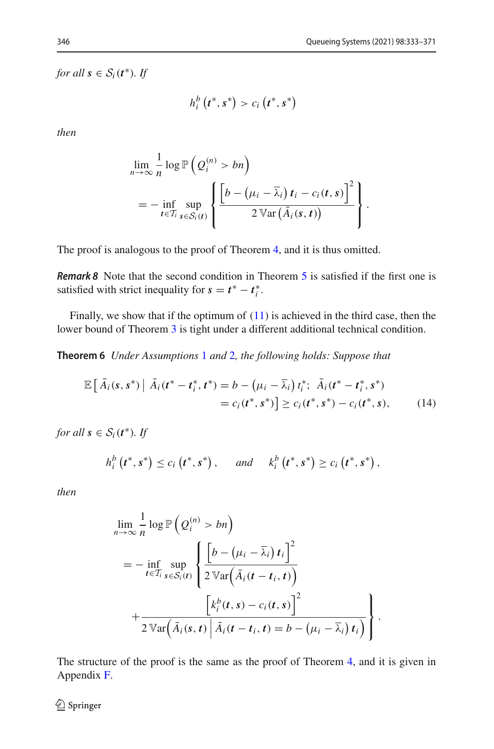*for all* $\boldsymbol{s} \in \mathcal{S}_i(\boldsymbol{t}^*)$*. If*

$$h_i^b\left(\boldsymbol{t}^*, \boldsymbol{s}^*\right) > c_i\left(\boldsymbol{t}^*, \boldsymbol{s}^*\right)$$

*then*

$$\lim_{n\to\infty} \frac{1}{n} \log \mathbb{P}\left(Q_i^{(n)} > bn\right) = -\inf_{\boldsymbol{t}\in\mathcal{T}_i} \sup_{\boldsymbol{s}\in\mathcal{S}_i(\boldsymbol{t})} \left\{ \frac{\left[b - \left(\mu_i - \overline{\lambda}_i\right)\boldsymbol{t}_i - c_i(\boldsymbol{t}, \boldsymbol{s})\right]^2}{2\,\mathbb{V}\mathrm{ar}\left(\bar{A}_i(\boldsymbol{s}, \boldsymbol{t})\right)} \right\}.$$

The proof is analogous to the proof of Theorem 4, and it is thus omitted.

***Remark 8*** Note that the second condition in Theorem 5 is satisfied if the first one is satisfied with strict inequality for $\boldsymbol{s} = \boldsymbol{t}^* - \boldsymbol{t}_i^*$.

Finally, we show that if the optimum of (11) is achieved in the third case, then the lower bound of Theorem 3 is tight under a different additional technical condition.

**Theorem 6** *Under Assumptions 1 and 2, the following holds: Suppose that*

$$\begin{aligned}\mathbb{E}\left[\bar{A}_i(\boldsymbol{s}, \boldsymbol{s}^*) \,\middle|\, \bar{A}_i(\boldsymbol{t}^* - \boldsymbol{t}_i^*, \boldsymbol{t}^*) = b - \left(\mu_i - \overline{\lambda}_i\right)t_i^*;\ \bar{A}_i(\boldsymbol{t}^* - \boldsymbol{t}_i^*, \boldsymbol{s}^*)\right.\\ \left. = c_i(\boldsymbol{t}^*, \boldsymbol{s}^*)\right] \geq c_i(\boldsymbol{t}^*, \boldsymbol{s}^*) - c_i(\boldsymbol{t}^*, \boldsymbol{s}), \qquad (14)\end{aligned}$$

*for all* $\boldsymbol{s} \in \mathcal{S}_i(\boldsymbol{t}^*)$*. If*

$$h_i^b\left(\boldsymbol{t}^*, \boldsymbol{s}^*\right) \leq c_i\left(\boldsymbol{t}^*, \boldsymbol{s}^*\right), \qquad \text{and} \qquad k_i^b\left(\boldsymbol{t}^*, \boldsymbol{s}^*\right) \geq c_i\left(\boldsymbol{t}^*, \boldsymbol{s}^*\right),$$

*then*

$$\begin{aligned}\lim_{n\to\infty} \frac{1}{n} \log \mathbb{P}\left(Q_i^{(n)} > bn\right) = -\inf_{\boldsymbol{t}\in\mathcal{T}_i} \sup_{\boldsymbol{s}\in\mathcal{S}_i(\boldsymbol{t})} \Bigg\{ &\frac{\left[b - \left(\mu_i - \overline{\lambda}_i\right)\boldsymbol{t}_i\right]^2}{2\,\mathbb{V}\mathrm{ar}\left(\bar{A}_i(\boldsymbol{t} - \boldsymbol{t}_i, \boldsymbol{t})\right)} \\ &+ \frac{\left[k_i^b(\boldsymbol{t}, \boldsymbol{s}) - c_i(\boldsymbol{t}, \boldsymbol{s})\right]^2}{2\,\mathbb{V}\mathrm{ar}\left(\bar{A}_i(\boldsymbol{s}, \boldsymbol{t}) \,\middle|\, \bar{A}_i(\boldsymbol{t} - \boldsymbol{t}_i, \boldsymbol{t}) = b - \left(\mu_i - \overline{\lambda}_i\right)\boldsymbol{t}_i\right)} \Bigg\}.\end{aligned}$$

The structure of the proof is the same as the proof of Theorem 4, and it is given in Appendix F.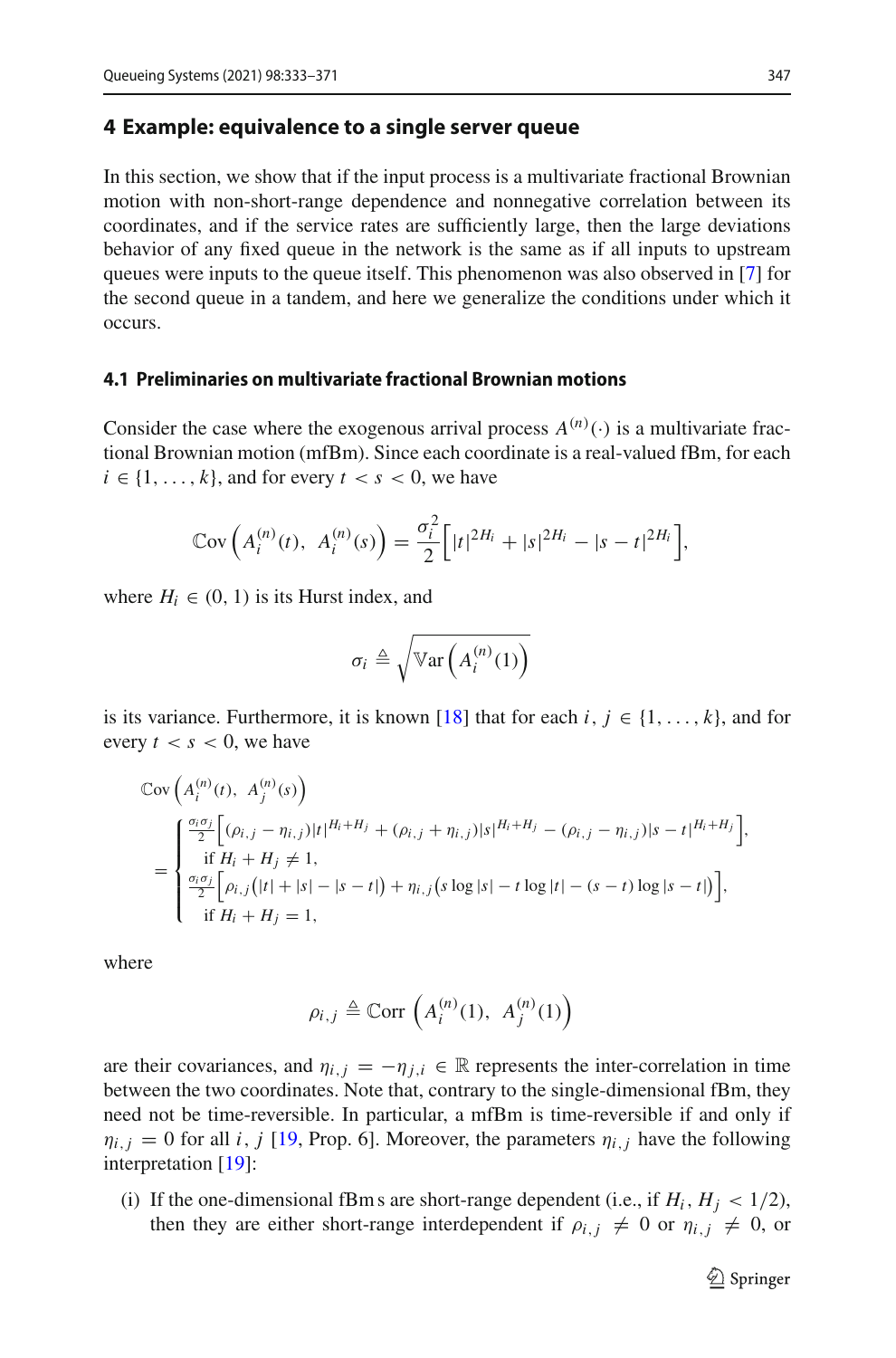## 4 Example: equivalence to a single server queue

In this section, we show that if the input process is a multivariate fractional Brownian motion with non-short-range dependence and nonnegative correlation between its coordinates, and if the service rates are sufficiently large, then the large deviations behavior of any fixed queue in the network is the same as if all inputs to upstream queues were inputs to the queue itself. This phenomenon was also observed in [7] for the second queue in a tandem, and here we generalize the conditions under which it occurs.

### 4.1 Preliminaries on multivariate fractional Brownian motions

Consider the case where the exogenous arrival process $A^{(n)}(\cdot)$ is a multivariate fractional Brownian motion (mfBm). Since each coordinate is a real-valued fBm, for each $i \in \{1, \ldots, k\}$, and for every $t < s < 0$, we have

$$\mathbb{C}\mathrm{ov}\left(A_i^{(n)}(t),\ A_i^{(n)}(s)\right) = \frac{\sigma_i^2}{2}\Big[|t|^{2H_i} + |s|^{2H_i} - |s-t|^{2H_i}\Big],$$

where $H_i \in (0, 1)$ is its Hurst index, and

$$\sigma_i \triangleq \sqrt{\mathbb{V}\mathrm{ar}\left(A_i^{(n)}(1)\right)}$$

is its variance. Furthermore, it is known [18] that for each $i, j \in \{1, \ldots, k\}$, and for every $t < s < 0$, we have

$$\mathbb{C}\mathrm{ov}\left(A_i^{(n)}(t),\ A_j^{(n)}(s)\right) = \begin{cases} \frac{\sigma_i\sigma_j}{2}\Big[(\rho_{i,j}-\eta_{i,j})|t|^{H_i+H_j} + (\rho_{i,j}+\eta_{i,j})|s|^{H_i+H_j} - (\rho_{i,j}-\eta_{i,j})|s-t|^{H_i+H_j}\Big], \\ \quad \text{if } H_i + H_j \neq 1, \\ \frac{\sigma_i\sigma_j}{2}\Big[\rho_{i,j}\big(|t| + |s| - |s-t|\big) + \eta_{i,j}\big(s\log|s| - t\log|t| - (s-t)\log|s-t|\big)\Big], \\ \quad \text{if } H_i + H_j = 1, \end{cases}$$

where

$$\rho_{i,j} \triangleq \mathbb{C}\mathrm{orr}\left(A_i^{(n)}(1),\ A_j^{(n)}(1)\right)$$

are their covariances, and $\eta_{i,j} = -\eta_{j,i} \in \mathbb{R}$ represents the inter-correlation in time between the two coordinates. Note that, contrary to the single-dimensional fBm, they need not be time-reversible. In particular, a mfBm is time-reversible if and only if $\eta_{i,j} = 0$ for all $i, j$ [19, Prop. 6]. Moreover, the parameters $\eta_{i,j}$ have the following interpretation [19]:

(i) If the one-dimensional fBm s are short-range dependent (i.e., if $H_i, H_j < 1/2$), then they are either short-range interdependent if $\rho_{i,j} \neq 0$ or $\eta_{i,j} \neq 0$, or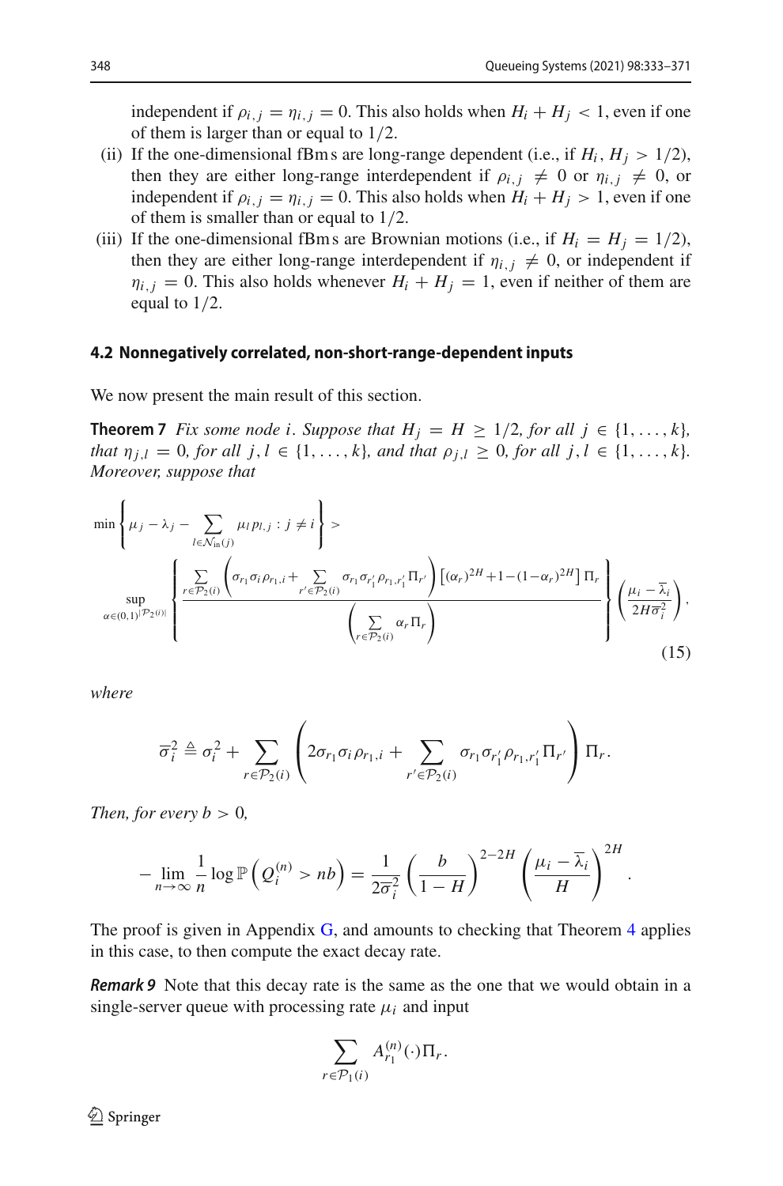independent if $\rho_{i,j} = \eta_{i,j} = 0$. This also holds when $H_i + H_j < 1$, even if one of them is larger than or equal to $1/2$.

(ii) If the one-dimensional fBms are long-range dependent (i.e., if $H_i, H_j > 1/2$), then they are either long-range interdependent if $\rho_{i,j} \neq 0$ or $\eta_{i,j} \neq 0$, or independent if $\rho_{i,j} = \eta_{i,j} = 0$. This also holds when $H_i + H_j > 1$, even if one of them is smaller than or equal to $1/2$.

(iii) If the one-dimensional fBms are Brownian motions (i.e., if $H_i = H_j = 1/2$), then they are either long-range interdependent if $\eta_{i,j} \neq 0$, or independent if $\eta_{i,j} = 0$. This also holds whenever $H_i + H_j = 1$, even if neither of them are equal to $1/2$.

### 4.2 Nonnegatively correlated, non-short-range-dependent inputs

We now present the main result of this section.

**Theorem 7** *Fix some node $i$. Suppose that $H_j = H \geq 1/2$, for all $j \in \{1, \ldots, k\}$, that $\eta_{j,l} = 0$, for all $j, l \in \{1, \ldots, k\}$, and that $\rho_{j,l} \geq 0$, for all $j, l \in \{1, \ldots, k\}$. Moreover, suppose that*

$$\min\left\{\mu_j - \lambda_j - \sum_{l \in \mathcal{N}_{\text{in}}(j)} \mu_l p_{l,j} : j \neq i\right\} > \sup_{\alpha \in (0,1)^{|\mathcal{P}_2(i)|}} \left\{\frac{\sum_{r \in \mathcal{P}_2(i)} \left(\sigma_{r_1}\sigma_i \rho_{r_1,i} + \sum_{r' \in \mathcal{P}_2(i)} \sigma_{r_1}\sigma_{r'_1}\rho_{r_1,r'_1}\Pi_{r'}\right)\left[(\alpha_r)^{2H} + 1 - (1-\alpha_r)^{2H}\right]\Pi_r}{\left(\sum_{r \in \mathcal{P}_2(i)} \alpha_r \Pi_r\right)}\right\}\left(\frac{\mu_i - \overline{\lambda}_i}{2H\overline{\sigma}_i^2}\right), \tag{15}$$

*where*

$$\overline{\sigma}_i^2 \triangleq \sigma_i^2 + \sum_{r \in \mathcal{P}_2(i)} \left(2\sigma_{r_1}\sigma_i\rho_{r_1,i} + \sum_{r' \in \mathcal{P}_2(i)} \sigma_{r_1}\sigma_{r'_1}\rho_{r_1,r'_1}\Pi_{r'}\right)\Pi_r.$$

*Then, for every $b > 0$,*

$$-\lim_{n\to\infty} \frac{1}{n} \log \mathbb{P}\left(Q_i^{(n)} > nb\right) = \frac{1}{2\overline{\sigma}_i^2}\left(\frac{b}{1-H}\right)^{2-2H}\left(\frac{\mu_i - \overline{\lambda}_i}{H}\right)^{2H}.$$

The proof is given in Appendix G, and amounts to checking that Theorem 4 applies in this case, to then compute the exact decay rate.

***Remark 9*** Note that this decay rate is the same as the one that we would obtain in a single-server queue with processing rate $\mu_i$ and input

$$\sum_{r \in \mathcal{P}_1(i)} A_{r_1}^{(n)}(\cdot)\Pi_r.$$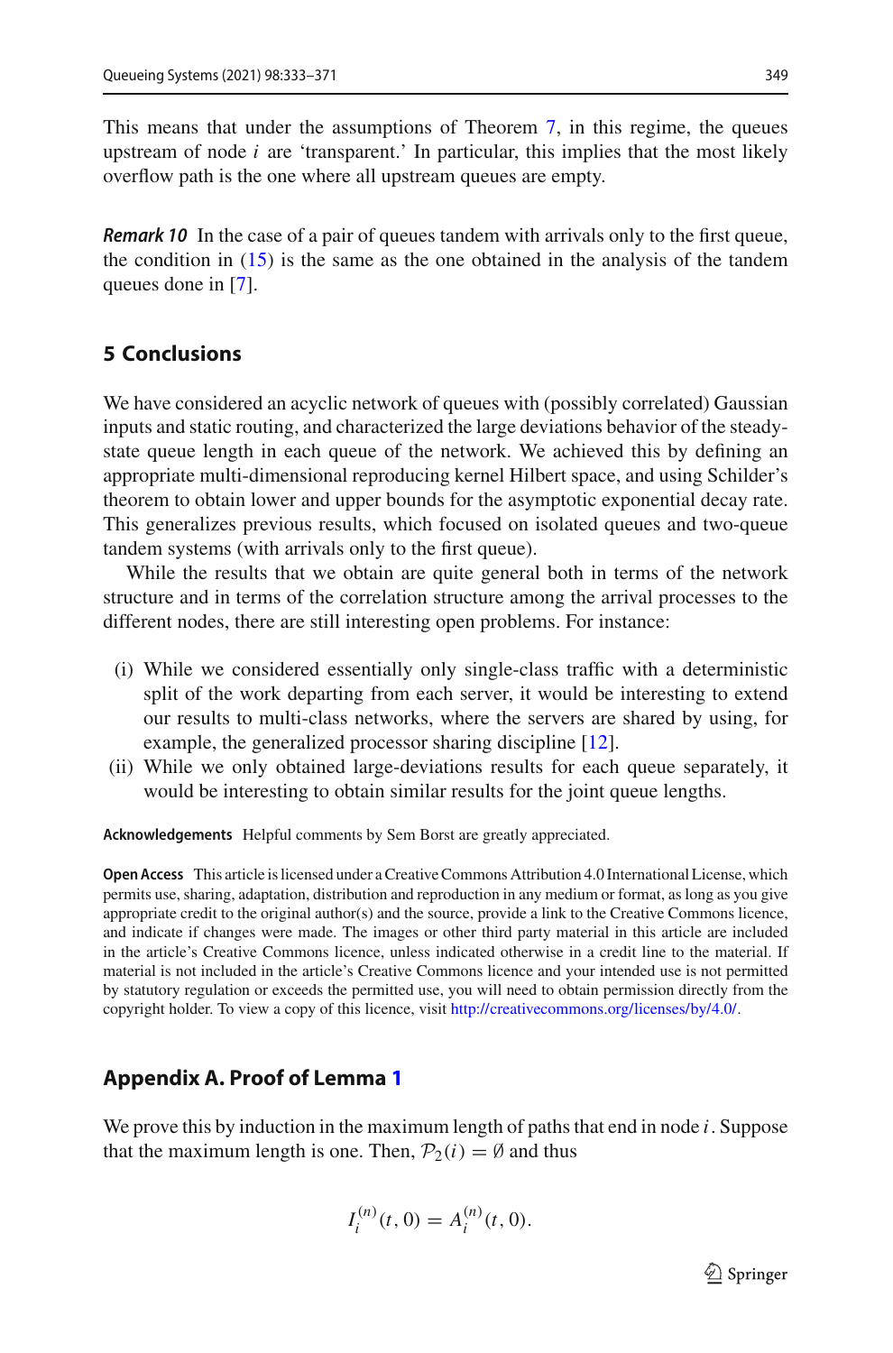This means that under the assumptions of Theorem 7, in this regime, the queues upstream of node $i$ are 'transparent.' In particular, this implies that the most likely overflow path is the one where all upstream queues are empty.

***Remark 10*** In the case of a pair of queues tandem with arrivals only to the first queue, the condition in (15) is the same as the one obtained in the analysis of the tandem queues done in [7].

## 5 Conclusions

We have considered an acyclic network of queues with (possibly correlated) Gaussian inputs and static routing, and characterized the large deviations behavior of the steady-state queue length in each queue of the network. We achieved this by defining an appropriate multi-dimensional reproducing kernel Hilbert space, and using Schilder's theorem to obtain lower and upper bounds for the asymptotic exponential decay rate. This generalizes previous results, which focused on isolated queues and two-queue tandem systems (with arrivals only to the first queue).

While the results that we obtain are quite general both in terms of the network structure and in terms of the correlation structure among the arrival processes to the different nodes, there are still interesting open problems. For instance:

- (i) While we considered essentially only single-class traffic with a deterministic split of the work departing from each server, it would be interesting to extend our results to multi-class networks, where the servers are shared by using, for example, the generalized processor sharing discipline [12].
- (ii) While we only obtained large-deviations results for each queue separately, it would be interesting to obtain similar results for the joint queue lengths.

**Acknowledgements** Helpful comments by Sem Borst are greatly appreciated.

**Open Access** This article is licensed under a Creative Commons Attribution 4.0 International License, which permits use, sharing, adaptation, distribution and reproduction in any medium or format, as long as you give appropriate credit to the original author(s) and the source, provide a link to the Creative Commons licence, and indicate if changes were made. The images or other third party material in this article are included in the article's Creative Commons licence, unless indicated otherwise in a credit line to the material. If material is not included in the article's Creative Commons licence and your intended use is not permitted by statutory regulation or exceeds the permitted use, you will need to obtain permission directly from the copyright holder. To view a copy of this licence, visit http://creativecommons.org/licenses/by/4.0/.

## Appendix A. Proof of Lemma 1

We prove this by induction in the maximum length of paths that end in node $i$. Suppose that the maximum length is one. Then, $\mathcal{P}_2(i) = \emptyset$ and thus

$$I_i^{(n)}(t, 0) = A_i^{(n)}(t, 0).$$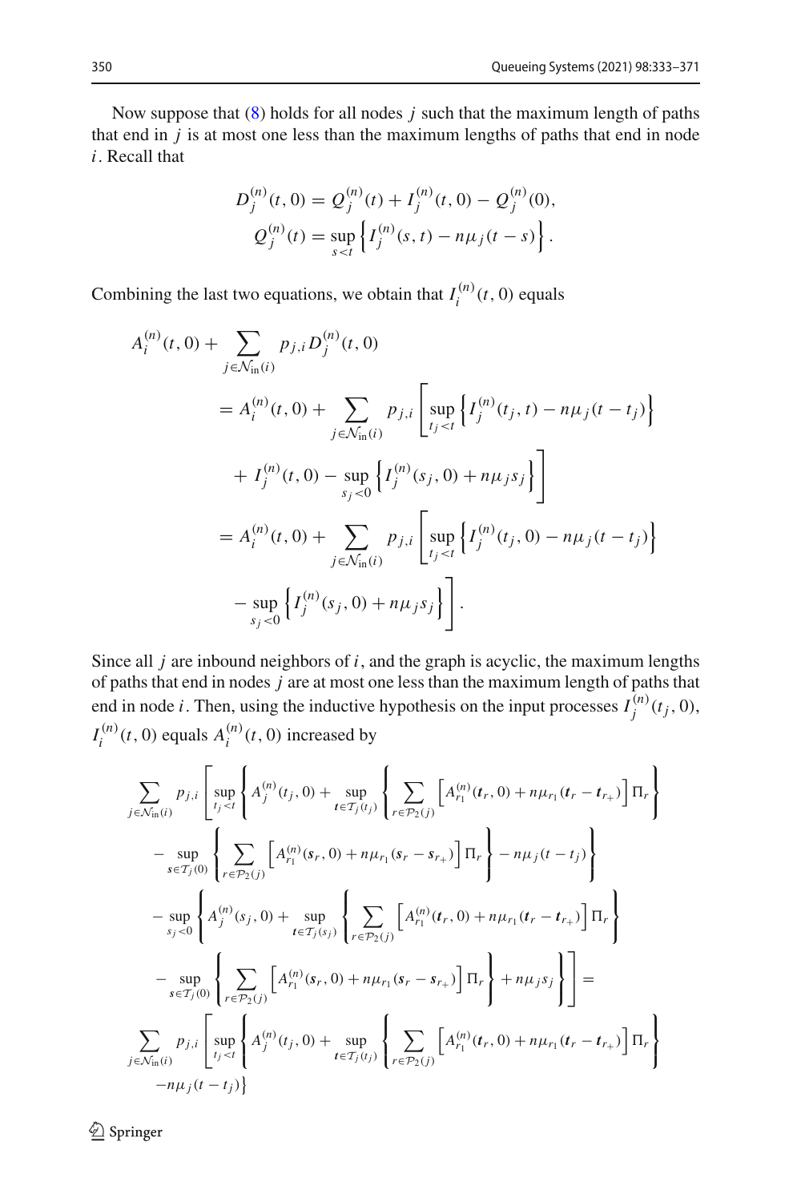Now suppose that (8) holds for all nodes $j$ such that the maximum length of paths that end in $j$ is at most one less than the maximum lengths of paths that end in node $i$. Recall that

$$D_j^{(n)}(t,0) = Q_j^{(n)}(t) + I_j^{(n)}(t,0) - Q_j^{(n)}(0),$$
$$Q_j^{(n)}(t) = \sup_{s<t}\left\{I_j^{(n)}(s,t) - n\mu_j(t-s)\right\}.$$

Combining the last two equations, we obtain that $I_i^{(n)}(t,0)$ equals

$$\begin{aligned}
A_i^{(n)}(t,0) &+ \sum_{j\in\mathcal{N}_{\text{in}}(i)} p_{j,i} D_j^{(n)}(t,0) \\
&= A_i^{(n)}(t,0) + \sum_{j\in\mathcal{N}_{\text{in}}(i)} p_{j,i}\left[\sup_{t_j<t}\left\{I_j^{(n)}(t_j,t) - n\mu_j(t-t_j)\right\}\right. \\
&\quad \left. + I_j^{(n)}(t,0) - \sup_{s_j<0}\left\{I_j^{(n)}(s_j,0) + n\mu_j s_j\right\}\right] \\
&= A_i^{(n)}(t,0) + \sum_{j\in\mathcal{N}_{\text{in}}(i)} p_{j,i}\left[\sup_{t_j<t}\left\{I_j^{(n)}(t_j,0) - n\mu_j(t-t_j)\right\}\right. \\
&\quad \left. - \sup_{s_j<0}\left\{I_j^{(n)}(s_j,0) + n\mu_j s_j\right\}\right].
\end{aligned}$$

Since all $j$ are inbound neighbors of $i$, and the graph is acyclic, the maximum lengths of paths that end in nodes $j$ are at most one less than the maximum length of paths that end in node $i$. Then, using the inductive hypothesis on the input processes $I_j^{(n)}(t_j,0)$, $I_i^{(n)}(t,0)$ equals $A_i^{(n)}(t,0)$ increased by

$$\begin{aligned}
\sum_{j\in\mathcal{N}_{\text{in}}(i)} p_{j,i} &\left[\sup_{t_j<t}\left\{A_j^{(n)}(t_j,0) + \sup_{\boldsymbol{t}\in\mathcal{T}_j(t_j)}\left\{\sum_{r\in\mathcal{P}_2(j)}\left[A_{r_1}^{(n)}(\boldsymbol{t}_r,0) + n\mu_{r_1}(\boldsymbol{t}_r - \boldsymbol{t}_{r_+})\right]\Pi_r\right\}\right.\right. \\
&- \left.\sup_{\boldsymbol{s}\in\mathcal{T}_j(0)}\left\{\sum_{r\in\mathcal{P}_2(j)}\left[A_{r_1}^{(n)}(\boldsymbol{s}_r,0) + n\mu_{r_1}(\boldsymbol{s}_r - \boldsymbol{s}_{r_+})\right]\Pi_r\right\} - n\mu_j(t-t_j)\right\} \\
&- \sup_{s_j<0}\left\{A_j^{(n)}(s_j,0) + \sup_{\boldsymbol{t}\in\mathcal{T}_j(s_j)}\left\{\sum_{r\in\mathcal{P}_2(j)}\left[A_{r_1}^{(n)}(\boldsymbol{t}_r,0) + n\mu_{r_1}(\boldsymbol{t}_r - \boldsymbol{t}_{r_+})\right]\Pi_r\right\}\right. \\
&- \left.\left.\sup_{\boldsymbol{s}\in\mathcal{T}_j(0)}\left\{\sum_{r\in\mathcal{P}_2(j)}\left[A_{r_1}^{(n)}(\boldsymbol{s}_r,0) + n\mu_{r_1}(\boldsymbol{s}_r - \boldsymbol{s}_{r_+})\right]\Pi_r\right\} + n\mu_j s_j\right\}\right] = \\
\sum_{j\in\mathcal{N}_{\text{in}}(i)} p_{j,i} &\left[\sup_{t_j<t}\left\{A_j^{(n)}(t_j,0) + \sup_{\boldsymbol{t}\in\mathcal{T}_j(t_j)}\left\{\sum_{r\in\mathcal{P}_2(j)}\left[A_{r_1}^{(n)}(\boldsymbol{t}_r,0) + n\mu_{r_1}(\boldsymbol{t}_r - \boldsymbol{t}_{r_+})\right]\Pi_r\right\}\right.\right. \\
&\left. - n\mu_j(t-t_j)\right\}
\end{aligned}$$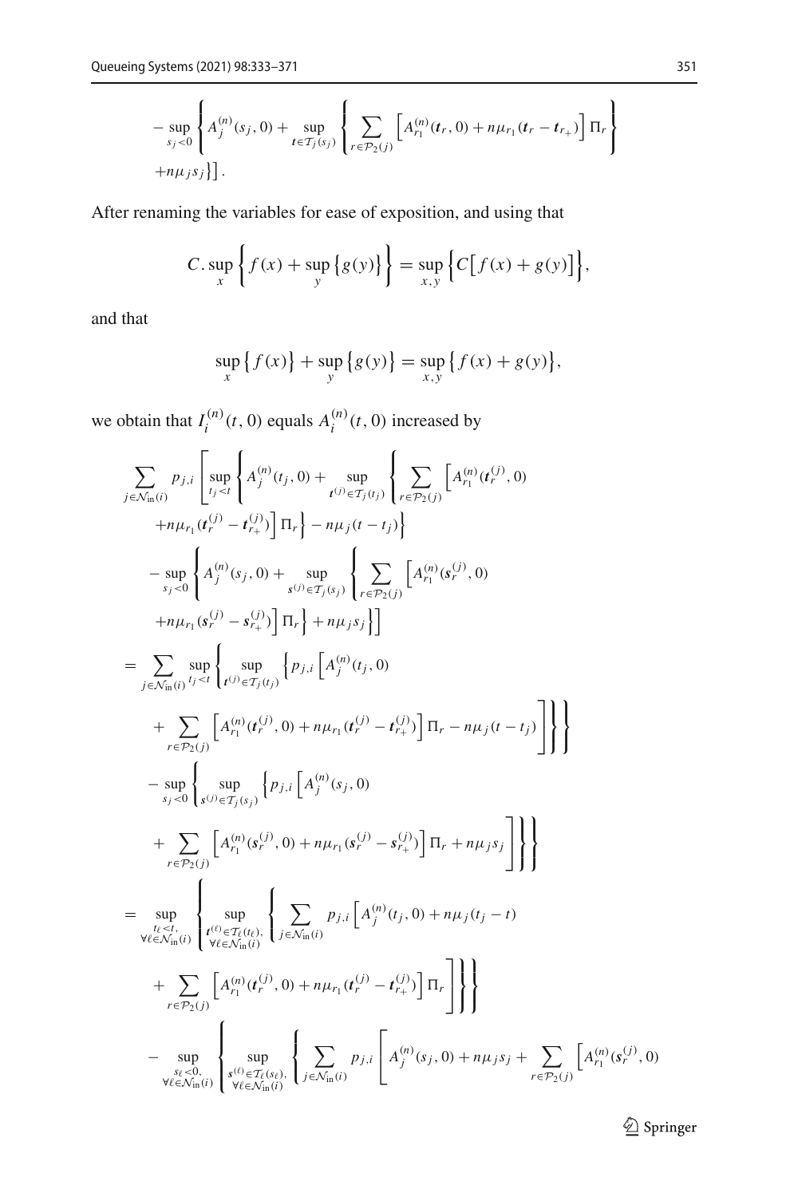$$
- \sup_{s_j<0} \left\{ A_j^{(n)}(s_j,0) + \sup_{\boldsymbol{t}\in\mathcal{T}_j(s_j)} \left\{ \sum_{r\in\mathcal{P}_2(j)} \left[ A_{r_1}^{(n)}(\boldsymbol{t}_r,0) + n\mu_{r_1}(\boldsymbol{t}_r - \boldsymbol{t}_{r_+}) \right] \Pi_r \right\} \right.
$$

$$
\left. + n\mu_j s_j \right\} \Big] .
$$

After renaming the variables for ease of exposition, and using that

$$
C.\sup_x \left\{ f(x) + \sup_y \left\{ g(y) \right\} \right\} = \sup_{x,y} \left\{ C\left[ f(x) + g(y) \right] \right\},
$$

and that

$$
\sup_x \left\{ f(x) \right\} + \sup_y \left\{ g(y) \right\} = \sup_{x,y} \left\{ f(x) + g(y) \right\},
$$

we obtain that $I_i^{(n)}(t,0)$ equals $A_i^{(n)}(t,0)$ increased by

$$
\begin{aligned}
&\sum_{j\in\mathcal{N}_{\text{in}}(i)} p_{j,i} \left[ \sup_{t_j<t} \left\{ A_j^{(n)}(t_j,0) + \sup_{\boldsymbol{t}^{(j)}\in\mathcal{T}_j(t_j)} \left\{ \sum_{r\in\mathcal{P}_2(j)} \left[ A_{r_1}^{(n)}(\boldsymbol{t}_r^{(j)},0) \right. \right. \right. \right. \\
&\qquad \left. \left. \left. + n\mu_{r_1}(\boldsymbol{t}_r^{(j)} - \boldsymbol{t}_{r_+}^{(j)}) \right] \Pi_r \right\} - n\mu_j(t-t_j) \right\} \\
&\qquad - \sup_{s_j<0} \left\{ A_j^{(n)}(s_j,0) + \sup_{\boldsymbol{s}^{(j)}\in\mathcal{T}_j(s_j)} \left\{ \sum_{r\in\mathcal{P}_2(j)} \left[ A_{r_1}^{(n)}(\boldsymbol{s}_r^{(j)},0) \right. \right. \right. \\
&\qquad \left. \left. \left. \left. + n\mu_{r_1}(\boldsymbol{s}_r^{(j)} - \boldsymbol{s}_{r_+}^{(j)}) \right] \Pi_r \right\} + n\mu_j s_j \right\} \right] \\
&= \sum_{j\in\mathcal{N}_{\text{in}}(i)} \sup_{t_j<t} \left\{ \sup_{\boldsymbol{t}^{(j)}\in\mathcal{T}_j(t_j)} \left\{ p_{j,i} \left[ A_j^{(n)}(t_j,0) \right. \right. \right. \\
&\qquad \left. \left. \left. + \sum_{r\in\mathcal{P}_2(j)} \left[ A_{r_1}^{(n)}(\boldsymbol{t}_r^{(j)},0) + n\mu_{r_1}(\boldsymbol{t}_r^{(j)} - \boldsymbol{t}_{r_+}^{(j)}) \right] \Pi_r - n\mu_j(t-t_j) \right] \right\} \right\} \\
&\qquad - \sup_{s_j<0} \left\{ \sup_{\boldsymbol{s}^{(j)}\in\mathcal{T}_j(s_j)} \left\{ p_{j,i} \left[ A_j^{(n)}(s_j,0) \right. \right. \right. \\
&\qquad \left. \left. \left. + \sum_{r\in\mathcal{P}_2(j)} \left[ A_{r_1}^{(n)}(\boldsymbol{s}_r^{(j)},0) + n\mu_{r_1}(\boldsymbol{s}_r^{(j)} - \boldsymbol{s}_{r_+}^{(j)}) \right] \Pi_r + n\mu_j s_j \right] \right\} \right\} \\
&= \sup_{\substack{t_\ell<t,\\ \forall \ell\in\mathcal{N}_{\text{in}}(i)}} \left\{ \sup_{\substack{\boldsymbol{t}^{(\ell)}\in\mathcal{T}_\ell(t_\ell),\\ \forall \ell\in\mathcal{N}_{\text{in}}(i)}} \left\{ \sum_{j\in\mathcal{N}_{\text{in}}(i)} p_{j,i} \left[ A_j^{(n)}(t_j,0) + n\mu_j(t_j-t) \right. \right. \right. \\
&\qquad \left. \left. \left. + \sum_{r\in\mathcal{P}_2(j)} \left[ A_{r_1}^{(n)}(\boldsymbol{t}_r^{(j)},0) + n\mu_{r_1}(\boldsymbol{t}_r^{(j)} - \boldsymbol{t}_{r_+}^{(j)}) \right] \Pi_r \right] \right\} \right\} \\
&\qquad - \sup_{\substack{s_\ell<0,\\ \forall \ell\in\mathcal{N}_{\text{in}}(i)}} \left\{ \sup_{\substack{\boldsymbol{s}^{(\ell)}\in\mathcal{T}_\ell(s_\ell),\\ \forall \ell\in\mathcal{N}_{\text{in}}(i)}} \left\{ \sum_{j\in\mathcal{N}_{\text{in}}(i)} p_{j,i} \left[ A_j^{(n)}(s_j,0) + n\mu_j s_j + \sum_{r\in\mathcal{P}_2(j)} \left[ A_{r_1}^{(n)}(\boldsymbol{s}_r^{(j)},0) \right. \right. \right. \right.
\end{aligned}
$$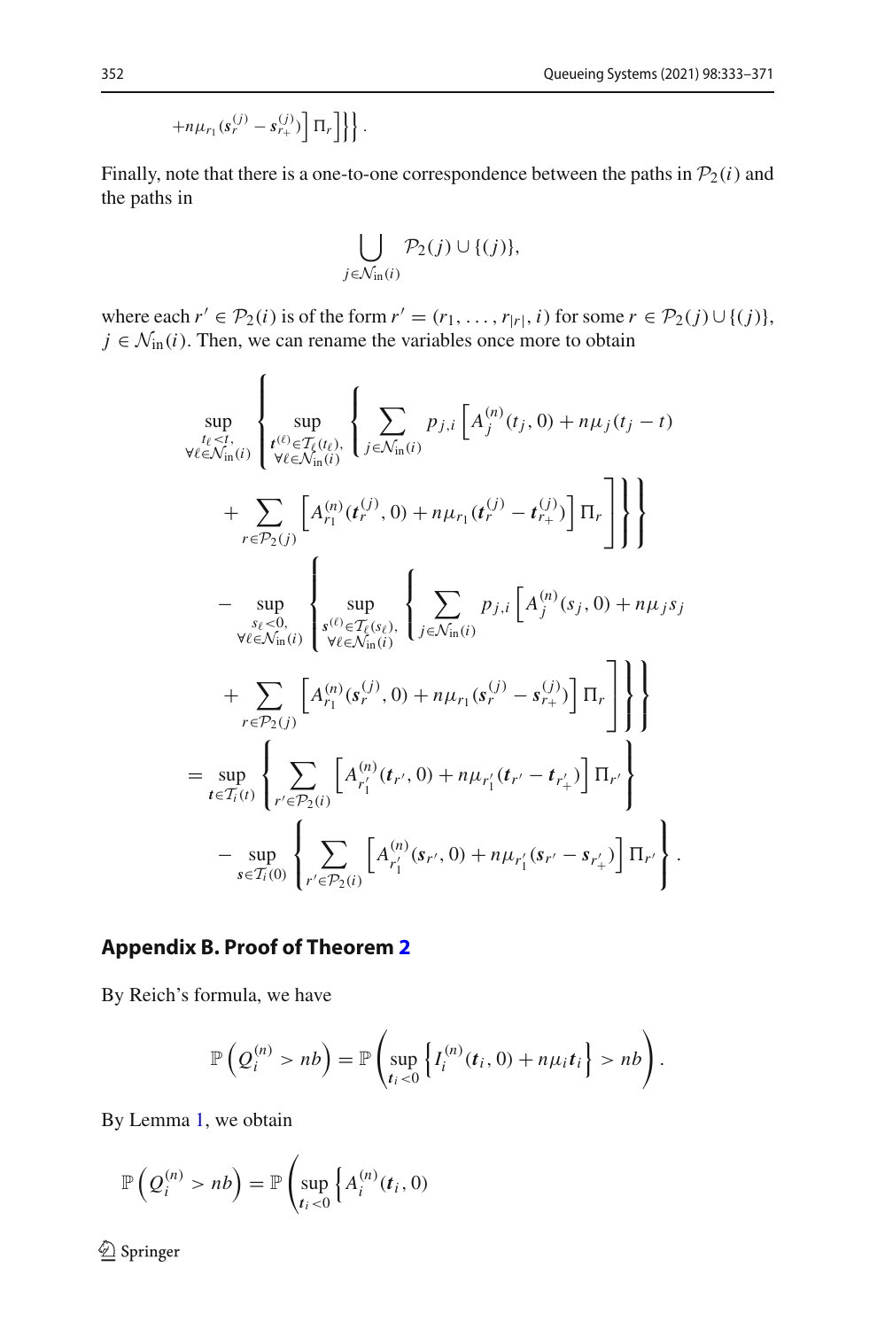$$
+n\mu_{r_1}(\boldsymbol{s}_r^{(j)} - \boldsymbol{s}_{r_+}^{(j)})\Big]\,\Pi_r\Big]\Big\}\Big\}.
$$

Finally, note that there is a one-to-one correspondence between the paths in $\mathcal{P}_2(i)$ and the paths in

$$
\bigcup_{j\in\mathcal{N}_{\text{in}}(i)} \mathcal{P}_2(j) \cup \{(j)\},
$$

where each $r' \in \mathcal{P}_2(i)$ is of the form $r' = (r_1, \ldots, r_{|r|}, i)$ for some $r \in \mathcal{P}_2(j) \cup \{(j)\}$, $j \in \mathcal{N}_{\text{in}}(i)$. Then, we can rename the variables once more to obtain

$$
\begin{aligned}
&\sup_{\substack{t_\ell < t,\\ \forall \ell\in\mathcal{N}_{\text{in}}(i)}} \left\{ \sup_{\substack{\boldsymbol{t}^{(\ell)}\in\mathcal{T}_\ell(t_\ell),\\ \forall\ell\in\mathcal{N}_{\text{in}}(i)}} \left\{ \sum_{j\in\mathcal{N}_{\text{in}}(i)} p_{j,i}\left[A_j^{(n)}(t_j, 0) + n\mu_j(t_j - t)\right.\right.\right.\\
&\qquad \left.\left.\left. + \sum_{r\in\mathcal{P}_2(j)}\left[A_{r_1}^{(n)}(\boldsymbol{t}_r^{(j)}, 0) + n\mu_{r_1}(\boldsymbol{t}_r^{(j)} - \boldsymbol{t}_{r_+}^{(j)})\right]\Pi_r\right]\right\}\right\}\\
&\quad - \sup_{\substack{s_\ell<0,\\ \forall\ell\in\mathcal{N}_{\text{in}}(i)}} \left\{ \sup_{\substack{\boldsymbol{s}^{(\ell)}\in\mathcal{T}_\ell(s_\ell),\\ \forall\ell\in\mathcal{N}_{\text{in}}(i)}} \left\{ \sum_{j\in\mathcal{N}_{\text{in}}(i)} p_{j,i}\left[A_j^{(n)}(s_j, 0) + n\mu_j s_j\right.\right.\right.\\
&\qquad \left.\left.\left. + \sum_{r\in\mathcal{P}_2(j)}\left[A_{r_1}^{(n)}(\boldsymbol{s}_r^{(j)}, 0) + n\mu_{r_1}(\boldsymbol{s}_r^{(j)} - \boldsymbol{s}_{r_+}^{(j)})\right]\Pi_r\right]\right\}\right\}\\
&= \sup_{\boldsymbol{t}\in\mathcal{T}_i(t)}\left\{ \sum_{r'\in\mathcal{P}_2(i)}\left[A_{r_1'}^{(n)}(\boldsymbol{t}_{r'}, 0) + n\mu_{r_1'}(\boldsymbol{t}_{r'} - \boldsymbol{t}_{r_+'})\right]\Pi_{r'}\right\}\\
&\quad - \sup_{\boldsymbol{s}\in\mathcal{T}_i(0)}\left\{ \sum_{r'\in\mathcal{P}_2(i)}\left[A_{r_1'}^{(n)}(\boldsymbol{s}_{r'}, 0) + n\mu_{r_1'}(\boldsymbol{s}_{r'} - \boldsymbol{s}_{r_+'})\right]\Pi_{r'}\right\}.
\end{aligned}
$$

## Appendix B. Proof of Theorem 2

By Reich's formula, we have

$$
\mathbb{P}\left(Q_i^{(n)} > nb\right) = \mathbb{P}\left(\sup_{\boldsymbol{t}_i<0}\left\{I_i^{(n)}(\boldsymbol{t}_i, 0) + n\mu_i\boldsymbol{t}_i\right\} > nb\right).
$$

By Lemma 1, we obtain

$$
\mathbb{P}\left(Q_i^{(n)} > nb\right) = \mathbb{P}\left(\sup_{\boldsymbol{t}_i<0}\left\{A_i^{(n)}(\boldsymbol{t}_i, 0)\right.\right.
$$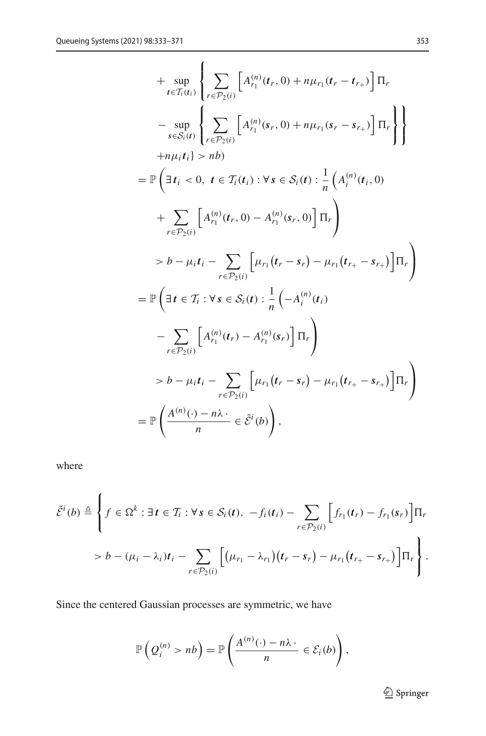$$
\begin{aligned}
&+\sup_{\boldsymbol{t}\in\mathcal{T}_i(\boldsymbol{t}_i)}\left\{\sum_{r\in\mathcal{P}_2(i)}\left[A_{r_1}^{(n)}(\boldsymbol{t}_r,0)+n\mu_{r_1}(\boldsymbol{t}_r-\boldsymbol{t}_{r_+})\right]\Pi_r\right.\\
&\left.\left.-\sup_{\boldsymbol{s}\in\mathcal{S}_i(\boldsymbol{t})}\left\{\sum_{r\in\mathcal{P}_2(i)}\left[A_{r_1}^{(n)}(\boldsymbol{s}_r,0)+n\mu_{r_1}(\boldsymbol{s}_r-\boldsymbol{s}_{r_+})\right]\Pi_r\right\}\right\}\right.\\
&+n\mu_i\boldsymbol{t}_i\} > nb)\\
&=\mathbb{P}\left(\exists\,\boldsymbol{t}_i<0,\ \boldsymbol{t}\in\mathcal{T}_i(\boldsymbol{t}_i):\forall\,\boldsymbol{s}\in\mathcal{S}_i(\boldsymbol{t}):\frac{1}{n}\left(A_i^{(n)}(\boldsymbol{t}_i,0)\right.\right.\\
&\left.+\sum_{r\in\mathcal{P}_2(i)}\left[A_{r_1}^{(n)}(\boldsymbol{t}_r,0)-A_{r_1}^{(n)}(\boldsymbol{s}_r,0)\right]\Pi_r\right)\\
&\left.>b-\mu_i\boldsymbol{t}_i-\sum_{r\in\mathcal{P}_2(i)}\Big[\mu_{r_1}\big(\boldsymbol{t}_r-\boldsymbol{s}_r\big)-\mu_{r_1}\big(\boldsymbol{t}_{r_+}-\boldsymbol{s}_{r_+}\big)\Big]\Pi_r\right)\\
&=\mathbb{P}\left(\exists\,\boldsymbol{t}\in\mathcal{T}_i:\forall\,\boldsymbol{s}\in\mathcal{S}_i(\boldsymbol{t}):\frac{1}{n}\left(-A_i^{(n)}(\boldsymbol{t}_i)\right.\right.\\
&\left.-\sum_{r\in\mathcal{P}_2(i)}\left[A_{r_1}^{(n)}(\boldsymbol{t}_r)-A_{r_1}^{(n)}(\boldsymbol{s}_r)\right]\Pi_r\right)\\
&\left.>b-\mu_i\boldsymbol{t}_i-\sum_{r\in\mathcal{P}_2(i)}\Big[\mu_{r_1}\big(\boldsymbol{t}_r-\boldsymbol{s}_r\big)-\mu_{r_1}\big(\boldsymbol{t}_{r_+}-\boldsymbol{s}_{r_+}\big)\Big]\Pi_r\right)\\
&=\mathbb{P}\left(\frac{A^{(n)}(\cdot)-n\lambda\,\cdot}{n}\in\tilde{\mathcal{E}}^i(b)\right),
\end{aligned}
$$

where

$$
\begin{aligned}
\tilde{\mathcal{E}}^i(b)\triangleq\Bigg\{f\in\Omega^k:\exists\,\boldsymbol{t}\in\mathcal{T}_i:\forall\,\boldsymbol{s}\in\mathcal{S}_i(\boldsymbol{t}),\ -f_i(\boldsymbol{t}_i)-\sum_{r\in\mathcal{P}_2(i)}\Big[f_{r_1}(\boldsymbol{t}_r)-f_{r_1}(\boldsymbol{s}_r)\Big]\Pi_r\\
>b-(\mu_i-\lambda_i)\boldsymbol{t}_i-\sum_{r\in\mathcal{P}_2(i)}\Big[\big(\mu_{r_1}-\lambda_{r_1}\big)\big(\boldsymbol{t}_r-\boldsymbol{s}_r\big)-\mu_{r_1}\big(\boldsymbol{t}_{r_+}-\boldsymbol{s}_{r_+}\big)\Big]\Pi_r\Bigg\}.
\end{aligned}
$$

Since the centered Gaussian processes are symmetric, we have

$$
\mathbb{P}\Big(Q_i^{(n)}>nb\Big)=\mathbb{P}\left(\frac{A^{(n)}(\cdot)-n\lambda\,\cdot}{n}\in\mathcal{E}_i(b)\right),
$$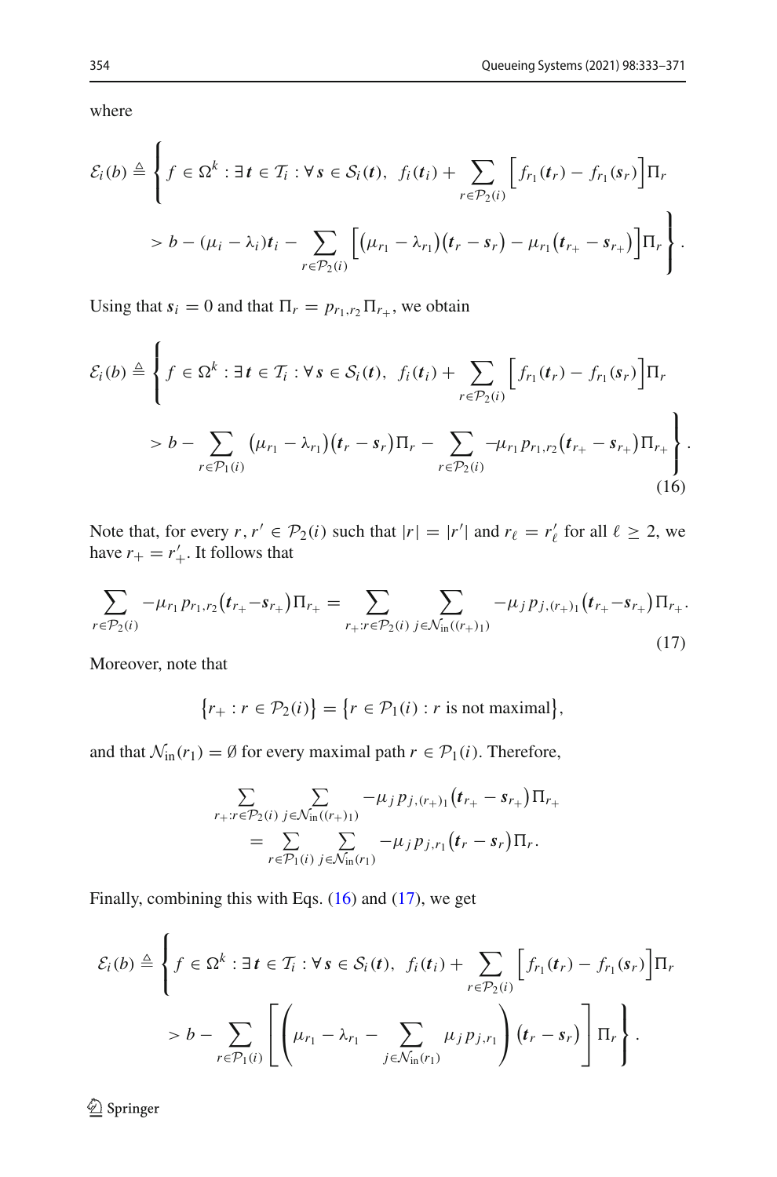where

$$
\mathcal{E}_i(b) \triangleq \Bigg\{ f \in \Omega^k : \exists \boldsymbol{t} \in \mathcal{T}_i : \forall \boldsymbol{s} \in \mathcal{S}_i(\boldsymbol{t}),\ \ f_i(\boldsymbol{t}_i) + \sum_{r \in \mathcal{P}_2(i)} \Big[ f_{r_1}(\boldsymbol{t}_r) - f_{r_1}(\boldsymbol{s}_r) \Big] \Pi_r
$$

$$
> b - (\mu_i - \lambda_i)\boldsymbol{t}_i - \sum_{r \in \mathcal{P}_2(i)} \Big[ \big(\mu_{r_1} - \lambda_{r_1}\big)\big(\boldsymbol{t}_r - \boldsymbol{s}_r\big) - \mu_{r_1}\big(\boldsymbol{t}_{r_+} - \boldsymbol{s}_{r_+}\big) \Big] \Pi_r \Bigg\}.
$$

Using that $\boldsymbol{s}_i = 0$ and that $\Pi_r = p_{r_1,r_2}\Pi_{r_+}$, we obtain

$$
\mathcal{E}_i(b) \triangleq \Bigg\{ f \in \Omega^k : \exists \boldsymbol{t} \in \mathcal{T}_i : \forall \boldsymbol{s} \in \mathcal{S}_i(\boldsymbol{t}),\ \ f_i(\boldsymbol{t}_i) + \sum_{r \in \mathcal{P}_2(i)} \Big[ f_{r_1}(\boldsymbol{t}_r) - f_{r_1}(\boldsymbol{s}_r) \Big] \Pi_r
$$

$$
> b - \sum_{r \in \mathcal{P}_1(i)} \big(\mu_{r_1} - \lambda_{r_1}\big)\big(\boldsymbol{t}_r - \boldsymbol{s}_r\big)\Pi_r - \sum_{r \in \mathcal{P}_2(i)} -\mu_{r_1} p_{r_1,r_2}\big(\boldsymbol{t}_{r_+} - \boldsymbol{s}_{r_+}\big)\Pi_{r_+} \Bigg\}. \tag{16}
$$

Note that, for every $r, r' \in \mathcal{P}_2(i)$ such that $|r| = |r'|$ and $r_\ell = r'_\ell$ for all $\ell \geq 2$, we have $r_+ = r'_+$. It follows that

$$
\sum_{r \in \mathcal{P}_2(i)} -\mu_{r_1} p_{r_1,r_2}\big(\boldsymbol{t}_{r_+} - \boldsymbol{s}_{r_+}\big)\Pi_{r_+} = \sum_{r_+ : r \in \mathcal{P}_2(i)} \sum_{j \in \mathcal{N}_{\text{in}}((r_+)_1)} -\mu_j p_{j,(r_+)_1}\big(\boldsymbol{t}_{r_+} - \boldsymbol{s}_{r_+}\big)\Pi_{r_+}. \tag{17}
$$

Moreover, note that

$$
\big\{ r_+ : r \in \mathcal{P}_2(i) \big\} = \big\{ r \in \mathcal{P}_1(i) : r \text{ is not maximal} \big\},
$$

and that $\mathcal{N}_{\text{in}}(r_1) = \emptyset$ for every maximal path $r \in \mathcal{P}_1(i)$. Therefore,

$$
\sum_{r_+ : r \in \mathcal{P}_2(i)} \sum_{j \in \mathcal{N}_{\text{in}}((r_+)_1)} -\mu_j p_{j,(r_+)_1}\big(\boldsymbol{t}_{r_+} - \boldsymbol{s}_{r_+}\big)\Pi_{r_+} = \sum_{r \in \mathcal{P}_1(i)} \sum_{j \in \mathcal{N}_{\text{in}}(r_1)} -\mu_j p_{j,r_1}\big(\boldsymbol{t}_r - \boldsymbol{s}_r\big)\Pi_r.
$$

Finally, combining this with Eqs. (16) and (17), we get

$$
\mathcal{E}_i(b) \triangleq \Bigg\{ f \in \Omega^k : \exists \boldsymbol{t} \in \mathcal{T}_i : \forall \boldsymbol{s} \in \mathcal{S}_i(\boldsymbol{t}),\ \ f_i(\boldsymbol{t}_i) + \sum_{r \in \mathcal{P}_2(i)} \Big[ f_{r_1}(\boldsymbol{t}_r) - f_{r_1}(\boldsymbol{s}_r) \Big] \Pi_r
$$

$$
> b - \sum_{r \in \mathcal{P}_1(i)} \Bigg[ \Bigg( \mu_{r_1} - \lambda_{r_1} - \sum_{j \in \mathcal{N}_{\text{in}}(r_1)} \mu_j p_{j,r_1} \Bigg) \big(\boldsymbol{t}_r - \boldsymbol{s}_r\big) \Bigg] \Pi_r \Bigg\}.
$$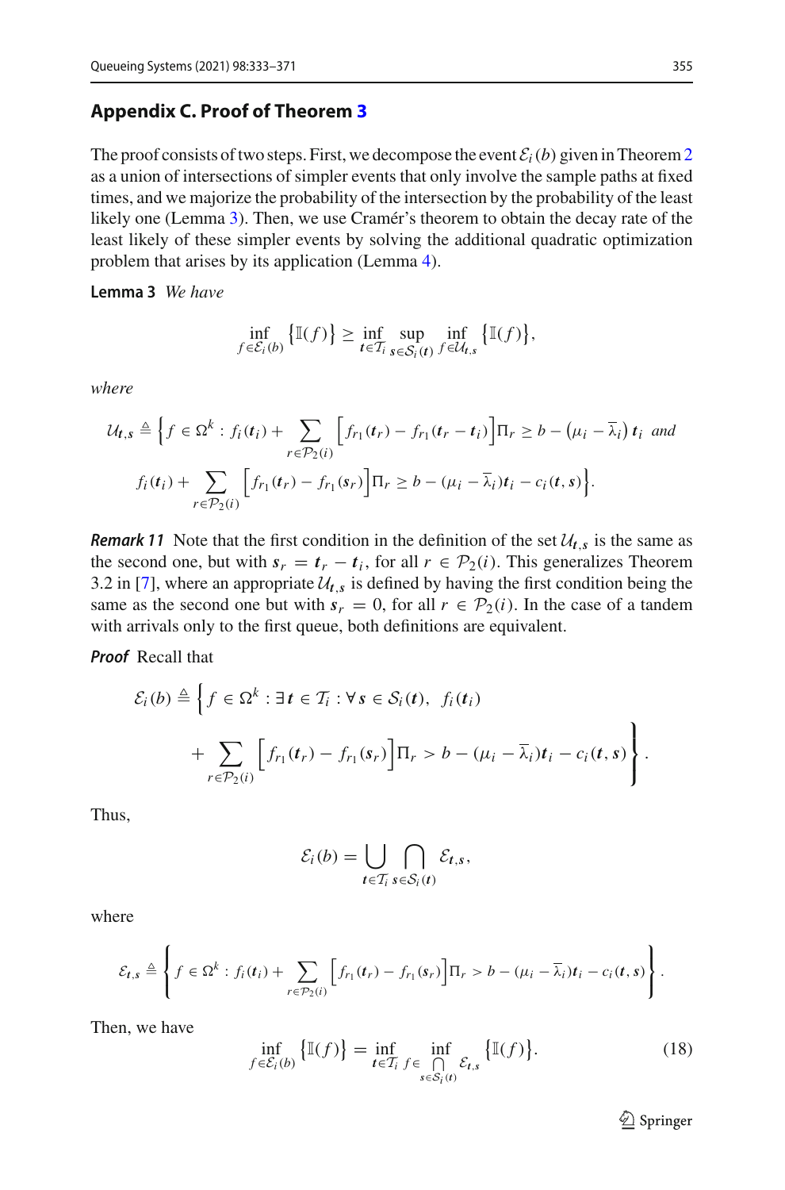## Appendix C. Proof of Theorem 3

The proof consists of two steps. First, we decompose the event $\mathcal{E}_i(b)$ given in Theorem 2 as a union of intersections of simpler events that only involve the sample paths at fixed times, and we majorize the probability of the intersection by the probability of the least likely one (Lemma 3). Then, we use Cramér's theorem to obtain the decay rate of the least likely of these simpler events by solving the additional quadratic optimization problem that arises by its application (Lemma 4).

**Lemma 3** *We have*

$$\inf_{f \in \mathcal{E}_i(b)} \left\{ \mathbb{I}(f) \right\} \geq \inf_{\boldsymbol{t} \in \mathcal{T}_i} \sup_{\boldsymbol{s} \in \mathcal{S}_i(\boldsymbol{t})} \inf_{f \in \mathcal{U}_{\boldsymbol{t},\boldsymbol{s}}} \left\{ \mathbb{I}(f) \right\},$$

*where*

$$\mathcal{U}_{\boldsymbol{t},\boldsymbol{s}} \triangleq \Bigg\{ f \in \Omega^k : f_i(\boldsymbol{t}_i) + \sum_{r \in \mathcal{P}_2(i)} \Big[ f_{r_1}(\boldsymbol{t}_r) - f_{r_1}(\boldsymbol{t}_r - \boldsymbol{t}_i) \Big] \Pi_r \geq b - \big(\mu_i - \overline{\lambda}_i\big) \boldsymbol{t}_i \ \text{ and }$$
$$f_i(\boldsymbol{t}_i) + \sum_{r \in \mathcal{P}_2(i)} \Big[ f_{r_1}(\boldsymbol{t}_r) - f_{r_1}(\boldsymbol{s}_r) \Big] \Pi_r \geq b - (\mu_i - \overline{\lambda}_i) \boldsymbol{t}_i - c_i(\boldsymbol{t}, \boldsymbol{s}) \Bigg\}.$$

***Remark 11*** Note that the first condition in the definition of the set $\mathcal{U}_{\boldsymbol{t},\boldsymbol{s}}$ is the same as the second one, but with $\boldsymbol{s}_r = \boldsymbol{t}_r - \boldsymbol{t}_i$, for all $r \in \mathcal{P}_2(i)$. This generalizes Theorem 3.2 in [7], where an appropriate $\mathcal{U}_{\boldsymbol{t},\boldsymbol{s}}$ is defined by having the first condition being the same as the second one but with $\boldsymbol{s}_r = 0$, for all $r \in \mathcal{P}_2(i)$. In the case of a tandem with arrivals only to the first queue, both definitions are equivalent.

***Proof*** Recall that

$$\mathcal{E}_i(b) \triangleq \Bigg\{ f \in \Omega^k : \exists\, \boldsymbol{t} \in \mathcal{T}_i : \forall\, \boldsymbol{s} \in \mathcal{S}_i(\boldsymbol{t}),\ \ f_i(\boldsymbol{t}_i)$$
$$+ \sum_{r \in \mathcal{P}_2(i)} \Big[ f_{r_1}(\boldsymbol{t}_r) - f_{r_1}(\boldsymbol{s}_r) \Big] \Pi_r > b - (\mu_i - \overline{\lambda}_i) \boldsymbol{t}_i - c_i(\boldsymbol{t}, \boldsymbol{s}) \Bigg\}.$$

Thus,

$$\mathcal{E}_i(b) = \bigcup_{\boldsymbol{t} \in \mathcal{T}_i} \bigcap_{\boldsymbol{s} \in \mathcal{S}_i(\boldsymbol{t})} \mathcal{E}_{\boldsymbol{t},\boldsymbol{s}},$$

where

$$\mathcal{E}_{\boldsymbol{t},\boldsymbol{s}} \triangleq \left\{ f \in \Omega^k : f_i(\boldsymbol{t}_i) + \sum_{r \in \mathcal{P}_2(i)} \Big[ f_{r_1}(\boldsymbol{t}_r) - f_{r_1}(\boldsymbol{s}_r) \Big] \Pi_r > b - (\mu_i - \overline{\lambda}_i) \boldsymbol{t}_i - c_i(\boldsymbol{t}, \boldsymbol{s}) \right\}.$$

Then, we have

$$\inf_{f \in \mathcal{E}_i(b)} \left\{ \mathbb{I}(f) \right\} = \inf_{\boldsymbol{t} \in \mathcal{T}_i} \inf_{f \in \bigcap\limits_{\boldsymbol{s} \in \mathcal{S}_i(\boldsymbol{t})} \mathcal{E}_{\boldsymbol{t},\boldsymbol{s}}} \left\{ \mathbb{I}(f) \right\}. \tag{18}$$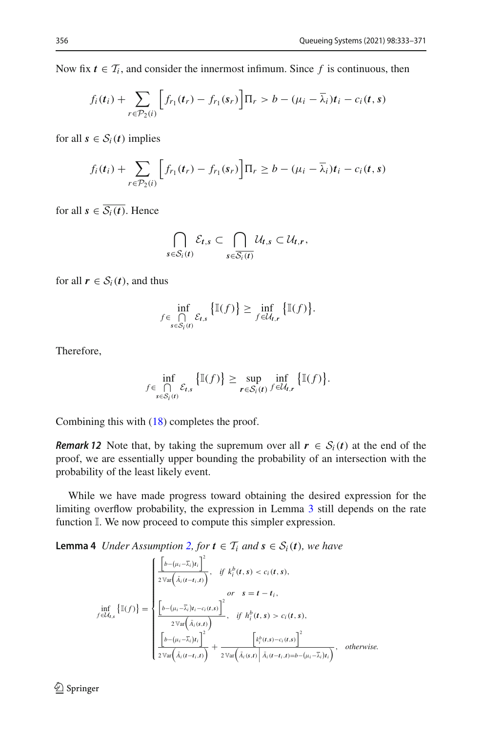Now fix $\boldsymbol{t} \in \mathcal{T}_i$, and consider the innermost infimum. Since $f$ is continuous, then

$$f_i(\boldsymbol{t}_i) + \sum_{r \in \mathcal{P}_2(i)} \Big[ f_{r_1}(\boldsymbol{t}_r) - f_{r_1}(\boldsymbol{s}_r) \Big] \Pi_r > b - (\mu_i - \overline{\lambda}_i)\boldsymbol{t}_i - c_i(\boldsymbol{t}, \boldsymbol{s})$$

for all $\boldsymbol{s} \in \mathcal{S}_i(\boldsymbol{t})$ implies

$$f_i(\boldsymbol{t}_i) + \sum_{r \in \mathcal{P}_2(i)} \Big[ f_{r_1}(\boldsymbol{t}_r) - f_{r_1}(\boldsymbol{s}_r) \Big] \Pi_r \geq b - (\mu_i - \overline{\lambda}_i)\boldsymbol{t}_i - c_i(\boldsymbol{t}, \boldsymbol{s})$$

for all $\boldsymbol{s} \in \overline{\mathcal{S}_i(\boldsymbol{t})}$. Hence

$$\bigcap_{\boldsymbol{s} \in \mathcal{S}_i(\boldsymbol{t})} \mathcal{E}_{\boldsymbol{t},\boldsymbol{s}} \subset \bigcap_{\boldsymbol{s} \in \overline{\mathcal{S}_i(\boldsymbol{t})}} \mathcal{U}_{\boldsymbol{t},\boldsymbol{s}} \subset \mathcal{U}_{\boldsymbol{t},\boldsymbol{r}},$$

for all $\boldsymbol{r} \in \mathcal{S}_i(\boldsymbol{t})$, and thus

$$\inf_{f \in \bigcap_{\boldsymbol{s} \in \mathcal{S}_i(\boldsymbol{t})} \mathcal{E}_{\boldsymbol{t},\boldsymbol{s}}} \big\{ \mathbb{I}(f) \big\} \geq \inf_{f \in \mathcal{U}_{\boldsymbol{t},\boldsymbol{r}}} \big\{ \mathbb{I}(f) \big\}.$$

Therefore,

$$\inf_{f \in \bigcap_{\boldsymbol{s} \in \mathcal{S}_i(\boldsymbol{t})} \mathcal{E}_{\boldsymbol{t},\boldsymbol{s}}} \big\{ \mathbb{I}(f) \big\} \geq \sup_{\boldsymbol{r} \in \mathcal{S}_i(\boldsymbol{t})} \inf_{f \in \mathcal{U}_{\boldsymbol{t},\boldsymbol{r}}} \big\{ \mathbb{I}(f) \big\}.$$

Combining this with (18) completes the proof.

***Remark 12*** Note that, by taking the supremum over all $\boldsymbol{r} \in \mathcal{S}_i(\boldsymbol{t})$ at the end of the proof, we are essentially upper bounding the probability of an intersection with the probability of the least likely event.

While we have made progress toward obtaining the desired expression for the limiting overflow probability, the expression in Lemma 3 still depends on the rate function $\mathbb{I}$. We now proceed to compute this simpler expression.

**Lemma 4** *Under Assumption 2, for $\boldsymbol{t} \in \mathcal{T}_i$ and $\boldsymbol{s} \in \mathcal{S}_i(\boldsymbol{t})$, we have*

$$\inf_{f \in \mathcal{U}_{\boldsymbol{t},\boldsymbol{s}}} \big\{ \mathbb{I}(f) \big\} = \begin{cases} \dfrac{\Big[b - (\mu_i - \overline{\lambda}_i)\boldsymbol{t}_i\Big]^2}{2\,\mathbb{V}\mathrm{ar}\Big(\tilde{A}_i(\boldsymbol{t} - \boldsymbol{t}_i, \boldsymbol{t})\Big)}, & \text{if } k_i^b(\boldsymbol{t}, \boldsymbol{s}) < c_i(\boldsymbol{t}, \boldsymbol{s}), \\ & \text{or} \quad \boldsymbol{s} = \boldsymbol{t} - \boldsymbol{t}_i, \\ \dfrac{\Big[b - (\mu_i - \overline{\lambda}_i)\boldsymbol{t}_i - c_i(\boldsymbol{t}, \boldsymbol{s})\Big]^2}{2\,\mathbb{V}\mathrm{ar}\Big(\tilde{A}_i(\boldsymbol{s}, \boldsymbol{t})\Big)}, & \text{if } h_i^b(\boldsymbol{t}, \boldsymbol{s}) > c_i(\boldsymbol{t}, \boldsymbol{s}), \\ \dfrac{\Big[b - (\mu_i - \overline{\lambda}_i)\boldsymbol{t}_i\Big]^2}{2\,\mathbb{V}\mathrm{ar}\Big(\tilde{A}_i(\boldsymbol{t} - \boldsymbol{t}_i, \boldsymbol{t})\Big)} + \dfrac{\Big[k_i^b(\boldsymbol{t}, \boldsymbol{s}) - c_i(\boldsymbol{t}, \boldsymbol{s})\Big]^2}{2\,\mathbb{V}\mathrm{ar}\Big(\tilde{A}_i(\boldsymbol{s}, \boldsymbol{t}) \,\Big|\, \tilde{A}_i(\boldsymbol{t} - \boldsymbol{t}_i, \boldsymbol{t}) = b - (\mu_i - \overline{\lambda}_i)\boldsymbol{t}_i\Big)}, & \text{otherwise.} \end{cases}$$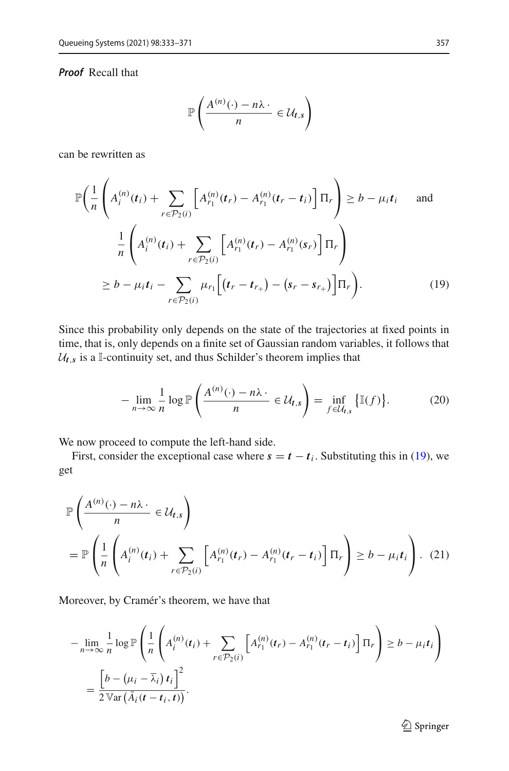***Proof*** Recall that

$$
\mathbb{P}\left(\frac{A^{(n)}(\cdot) - n\lambda\,\cdot}{n} \in \mathcal{U}_{\boldsymbol{t},\boldsymbol{s}}\right)
$$

can be rewritten as

$$
\begin{aligned}
&\mathbb{P}\Bigg(\frac{1}{n}\left(A_i^{(n)}(\boldsymbol{t}_i) + \sum_{r\in\mathcal{P}_2(i)} \left[A_{r_1}^{(n)}(\boldsymbol{t}_r) - A_{r_1}^{(n)}(\boldsymbol{t}_r - \boldsymbol{t}_i)\right]\Pi_r\right) \geq b - \mu_i \boldsymbol{t}_i \quad \text{and} \\
&\qquad \frac{1}{n}\left(A_i^{(n)}(\boldsymbol{t}_i) + \sum_{r\in\mathcal{P}_2(i)} \left[A_{r_1}^{(n)}(\boldsymbol{t}_r) - A_{r_1}^{(n)}(\boldsymbol{s}_r)\right]\Pi_r\right) \\
&\qquad \geq b - \mu_i \boldsymbol{t}_i - \sum_{r\in\mathcal{P}_2(i)} \mu_{r_1}\Big[\big(\boldsymbol{t}_r - \boldsymbol{t}_{r_+}\big) - \big(\boldsymbol{s}_r - \boldsymbol{s}_{r_+}\big)\Big]\Pi_r\Bigg). \qquad (19)
\end{aligned}
$$

Since this probability only depends on the state of the trajectories at fixed points in time, that is, only depends on a finite set of Gaussian random variables, it follows that $\mathcal{U}_{\boldsymbol{t},\boldsymbol{s}}$ is a $\mathbb{I}$-continuity set, and thus Schilder's theorem implies that

$$
-\lim_{n\to\infty} \frac{1}{n}\log \mathbb{P}\left(\frac{A^{(n)}(\cdot) - n\lambda\,\cdot}{n} \in \mathcal{U}_{\boldsymbol{t},\boldsymbol{s}}\right) = \inf_{f\in\mathcal{U}_{\boldsymbol{t},\boldsymbol{s}}} \big\{\mathbb{I}(f)\big\}. \qquad (20)
$$

We now proceed to compute the left-hand side.

First, consider the exceptional case where $\boldsymbol{s} = \boldsymbol{t} - \boldsymbol{t}_i$. Substituting this in (19), we get

$$
\begin{aligned}
&\mathbb{P}\left(\frac{A^{(n)}(\cdot) - n\lambda\,\cdot}{n} \in \mathcal{U}_{\boldsymbol{t},\boldsymbol{s}}\right) \\
&= \mathbb{P}\left(\frac{1}{n}\left(A_i^{(n)}(\boldsymbol{t}_i) + \sum_{r\in\mathcal{P}_2(i)} \left[A_{r_1}^{(n)}(\boldsymbol{t}_r) - A_{r_1}^{(n)}(\boldsymbol{t}_r - \boldsymbol{t}_i)\right]\Pi_r\right) \geq b - \mu_i \boldsymbol{t}_i\right). \qquad (21)
\end{aligned}
$$

Moreover, by Cramér's theorem, we have that

$$
\begin{aligned}
&-\lim_{n\to\infty} \frac{1}{n}\log \mathbb{P}\left(\frac{1}{n}\left(A_i^{(n)}(\boldsymbol{t}_i) + \sum_{r\in\mathcal{P}_2(i)} \left[A_{r_1}^{(n)}(\boldsymbol{t}_r) - A_{r_1}^{(n)}(\boldsymbol{t}_r - \boldsymbol{t}_i)\right]\Pi_r\right) \geq b - \mu_i \boldsymbol{t}_i\right) \\
&\quad = \frac{\left[b - \left(\mu_i - \overline{\lambda}_i\right)\boldsymbol{t}_i\right]^2}{2\,\mathbb{V}\mathrm{ar}\left(\bar{A}_i(\boldsymbol{t} - \boldsymbol{t}_i, \boldsymbol{t})\right)}.
\end{aligned}
$$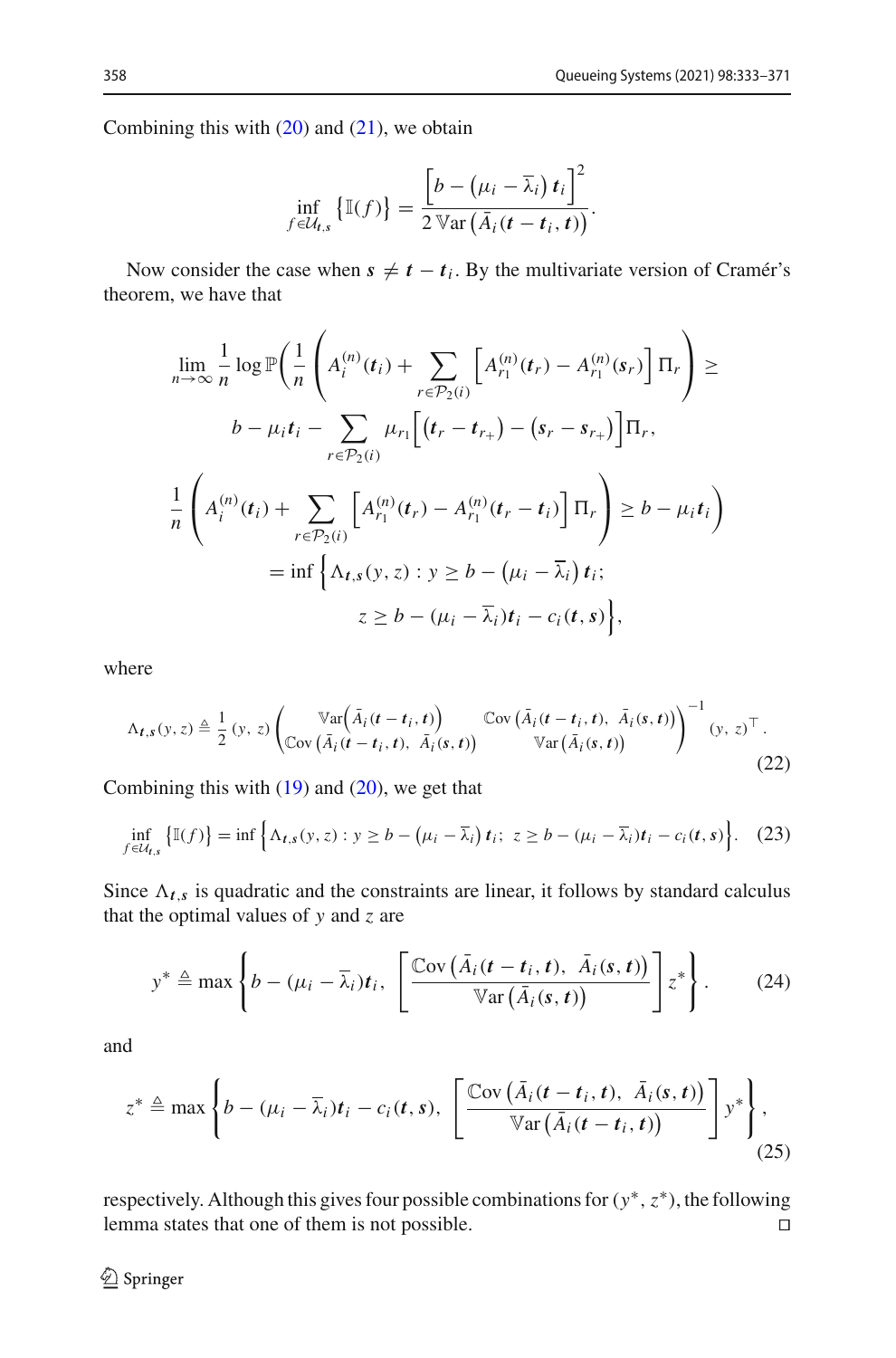Combining this with (20) and (21), we obtain

$$\inf_{f \in \mathcal{U}_{t,s}} \left\{ \mathbb{I}(f) \right\} = \frac{\left[ b - \left( \mu_i - \overline{\lambda}_i \right) \boldsymbol{t}_i \right]^2}{2\, \mathbb{V}\mathrm{ar}\left( \bar{A}_i(\boldsymbol{t} - \boldsymbol{t}_i, \boldsymbol{t}) \right)}.$$

Now consider the case when $\boldsymbol{s} \neq \boldsymbol{t} - \boldsymbol{t}_i$. By the multivariate version of Cramér's theorem, we have that

$$\begin{aligned}
\lim_{n \to \infty} \frac{1}{n} \log \mathbb{P}\Bigg( \frac{1}{n} \Bigg( A_i^{(n)}(\boldsymbol{t}_i) + \sum_{r \in \mathcal{P}_2(i)} \left[ A_{r_1}^{(n)}(\boldsymbol{t}_r) - A_{r_1}^{(n)}(\boldsymbol{s}_r) \right] \Pi_r \Bigg) \geq \\
b - \mu_i \boldsymbol{t}_i - \sum_{r \in \mathcal{P}_2(i)} \mu_{r_1} \Big[ \left( \boldsymbol{t}_r - \boldsymbol{t}_{r_+} \right) - \left( \boldsymbol{s}_r - \boldsymbol{s}_{r_+} \right) \Big] \Pi_r, \\
\frac{1}{n} \Bigg( A_i^{(n)}(\boldsymbol{t}_i) + \sum_{r \in \mathcal{P}_2(i)} \left[ A_{r_1}^{(n)}(\boldsymbol{t}_r) - A_{r_1}^{(n)}(\boldsymbol{t}_r - \boldsymbol{t}_i) \right] \Pi_r \Bigg) \geq b - \mu_i \boldsymbol{t}_i \Bigg) \\
= \inf \Big\{ \Lambda_{\boldsymbol{t},\boldsymbol{s}}(y, z) : y \geq b - \left( \mu_i - \overline{\lambda}_i \right) \boldsymbol{t}_i; \\
z \geq b - (\mu_i - \overline{\lambda}_i) \boldsymbol{t}_i - c_i(\boldsymbol{t}, \boldsymbol{s}) \Big\},
\end{aligned}$$

where

$$\Lambda_{\boldsymbol{t},\boldsymbol{s}}(y, z) \triangleq \frac{1}{2} (y,\ z) \begin{pmatrix} \mathbb{V}\mathrm{ar}\left( \bar{A}_i(\boldsymbol{t} - \boldsymbol{t}_i, \boldsymbol{t}) \right) & \mathbb{C}\mathrm{ov}\left( \bar{A}_i(\boldsymbol{t} - \boldsymbol{t}_i, \boldsymbol{t}),\ \bar{A}_i(\boldsymbol{s}, \boldsymbol{t}) \right) \\ \mathbb{C}\mathrm{ov}\left( \bar{A}_i(\boldsymbol{t} - \boldsymbol{t}_i, \boldsymbol{t}),\ \bar{A}_i(\boldsymbol{s}, \boldsymbol{t}) \right) & \mathbb{V}\mathrm{ar}\left( \bar{A}_i(\boldsymbol{s}, \boldsymbol{t}) \right) \end{pmatrix}^{-1} (y,\ z)^\top. \tag{22}$$

Combining this with (19) and (20), we get that

$$\inf_{f \in \mathcal{U}_{t,s}} \left\{ \mathbb{I}(f) \right\} = \inf \Big\{ \Lambda_{\boldsymbol{t},\boldsymbol{s}}(y, z) : y \geq b - \left( \mu_i - \overline{\lambda}_i \right) \boldsymbol{t}_i;\ z \geq b - (\mu_i - \overline{\lambda}_i) \boldsymbol{t}_i - c_i(\boldsymbol{t}, \boldsymbol{s}) \Big\}. \tag{23}$$

Since $\Lambda_{\boldsymbol{t},\boldsymbol{s}}$ is quadratic and the constraints are linear, it follows by standard calculus that the optimal values of $y$ and $z$ are

$$y^* \triangleq \max \left\{ b - (\mu_i - \overline{\lambda}_i) \boldsymbol{t}_i,\ \left[ \frac{\mathbb{C}\mathrm{ov}\left( \bar{A}_i(\boldsymbol{t} - \boldsymbol{t}_i, \boldsymbol{t}),\ \bar{A}_i(\boldsymbol{s}, \boldsymbol{t}) \right)}{\mathbb{V}\mathrm{ar}\left( \bar{A}_i(\boldsymbol{s}, \boldsymbol{t}) \right)} \right] z^* \right\}. \tag{24}$$

and

$$z^* \triangleq \max \left\{ b - (\mu_i - \overline{\lambda}_i) \boldsymbol{t}_i - c_i(\boldsymbol{t}, \boldsymbol{s}),\ \left[ \frac{\mathbb{C}\mathrm{ov}\left( \bar{A}_i(\boldsymbol{t} - \boldsymbol{t}_i, \boldsymbol{t}),\ \bar{A}_i(\boldsymbol{s}, \boldsymbol{t}) \right)}{\mathbb{V}\mathrm{ar}\left( \bar{A}_i(\boldsymbol{t} - \boldsymbol{t}_i, \boldsymbol{t}) \right)} \right] y^* \right\}, \tag{25}$$

respectively. Although this gives four possible combinations for $(y^*, z^*)$, the following lemma states that one of them is not possible. □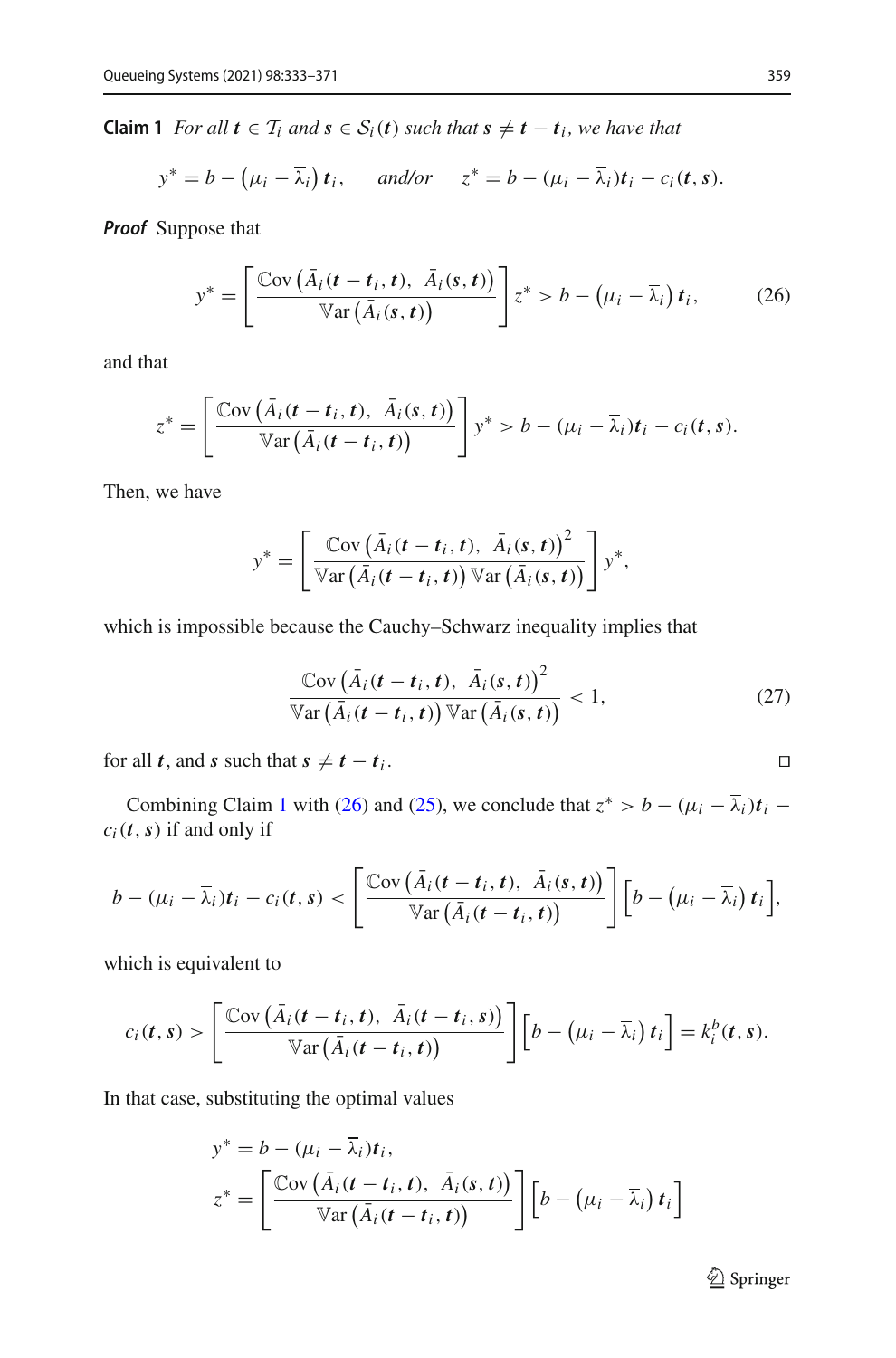**Claim 1** *For all $\boldsymbol{t} \in \mathcal{T}_i$ and $\boldsymbol{s} \in \mathcal{S}_i(\boldsymbol{t})$ such that $\boldsymbol{s} \neq \boldsymbol{t} - \boldsymbol{t}_i$, we have that*

$$y^* = b - \left(\mu_i - \overline{\lambda}_i\right) \boldsymbol{t}_i, \qquad \textit{and/or} \qquad z^* = b - (\mu_i - \overline{\lambda}_i)\boldsymbol{t}_i - c_i(\boldsymbol{t}, \boldsymbol{s}).$$

***Proof*** Suppose that

$$y^* = \left[\frac{\mathbb{C}\mathrm{ov}\left(\bar{A}_i(\boldsymbol{t} - \boldsymbol{t}_i, \boldsymbol{t}),\ \bar{A}_i(\boldsymbol{s}, \boldsymbol{t})\right)}{\mathbb{V}\mathrm{ar}\left(\bar{A}_i(\boldsymbol{s}, \boldsymbol{t})\right)}\right] z^* > b - \left(\mu_i - \overline{\lambda}_i\right) \boldsymbol{t}_i, \tag{26}$$

and that

$$z^* = \left[\frac{\mathbb{C}\mathrm{ov}\left(\bar{A}_i(\boldsymbol{t} - \boldsymbol{t}_i, \boldsymbol{t}),\ \bar{A}_i(\boldsymbol{s}, \boldsymbol{t})\right)}{\mathbb{V}\mathrm{ar}\left(\bar{A}_i(\boldsymbol{t} - \boldsymbol{t}_i, \boldsymbol{t})\right)}\right] y^* > b - (\mu_i - \overline{\lambda}_i)\boldsymbol{t}_i - c_i(\boldsymbol{t}, \boldsymbol{s}).$$

Then, we have

$$y^* = \left[\frac{\mathbb{C}\mathrm{ov}\left(\bar{A}_i(\boldsymbol{t} - \boldsymbol{t}_i, \boldsymbol{t}),\ \bar{A}_i(\boldsymbol{s}, \boldsymbol{t})\right)^2}{\mathbb{V}\mathrm{ar}\left(\bar{A}_i(\boldsymbol{t} - \boldsymbol{t}_i, \boldsymbol{t})\right) \mathbb{V}\mathrm{ar}\left(\bar{A}_i(\boldsymbol{s}, \boldsymbol{t})\right)}\right] y^*,$$

which is impossible because the Cauchy–Schwarz inequality implies that

$$\frac{\mathbb{C}\mathrm{ov}\left(\bar{A}_i(\boldsymbol{t} - \boldsymbol{t}_i, \boldsymbol{t}),\ \bar{A}_i(\boldsymbol{s}, \boldsymbol{t})\right)^2}{\mathbb{V}\mathrm{ar}\left(\bar{A}_i(\boldsymbol{t} - \boldsymbol{t}_i, \boldsymbol{t})\right) \mathbb{V}\mathrm{ar}\left(\bar{A}_i(\boldsymbol{s}, \boldsymbol{t})\right)} < 1, \tag{27}$$

for all $\boldsymbol{t}$, and $\boldsymbol{s}$ such that $\boldsymbol{s} \neq \boldsymbol{t} - \boldsymbol{t}_i$. □

Combining Claim 1 with (26) and (25), we conclude that $z^* > b - (\mu_i - \overline{\lambda}_i)\boldsymbol{t}_i - c_i(\boldsymbol{t}, \boldsymbol{s})$ if and only if

$$b - (\mu_i - \overline{\lambda}_i)\boldsymbol{t}_i - c_i(\boldsymbol{t}, \boldsymbol{s}) < \left[\frac{\mathbb{C}\mathrm{ov}\left(\bar{A}_i(\boldsymbol{t} - \boldsymbol{t}_i, \boldsymbol{t}),\ \bar{A}_i(\boldsymbol{s}, \boldsymbol{t})\right)}{\mathbb{V}\mathrm{ar}\left(\bar{A}_i(\boldsymbol{t} - \boldsymbol{t}_i, \boldsymbol{t})\right)}\right]\left[b - \left(\mu_i - \overline{\lambda}_i\right) \boldsymbol{t}_i\right],$$

which is equivalent to

$$c_i(\boldsymbol{t}, \boldsymbol{s}) > \left[\frac{\mathbb{C}\mathrm{ov}\left(\bar{A}_i(\boldsymbol{t} - \boldsymbol{t}_i, \boldsymbol{t}),\ \bar{A}_i(\boldsymbol{t} - \boldsymbol{t}_i, \boldsymbol{s})\right)}{\mathbb{V}\mathrm{ar}\left(\bar{A}_i(\boldsymbol{t} - \boldsymbol{t}_i, \boldsymbol{t})\right)}\right]\left[b - \left(\mu_i - \overline{\lambda}_i\right) \boldsymbol{t}_i\right] = k_i^b(\boldsymbol{t}, \boldsymbol{s}).$$

In that case, substituting the optimal values

$$y^* = b - (\mu_i - \overline{\lambda}_i)\boldsymbol{t}_i,$$
$$z^* = \left[\frac{\mathbb{C}\mathrm{ov}\left(\bar{A}_i(\boldsymbol{t} - \boldsymbol{t}_i, \boldsymbol{t}),\ \bar{A}_i(\boldsymbol{s}, \boldsymbol{t})\right)}{\mathbb{V}\mathrm{ar}\left(\bar{A}_i(\boldsymbol{t} - \boldsymbol{t}_i, \boldsymbol{t})\right)}\right]\left[b - \left(\mu_i - \overline{\lambda}_i\right) \boldsymbol{t}_i\right]$$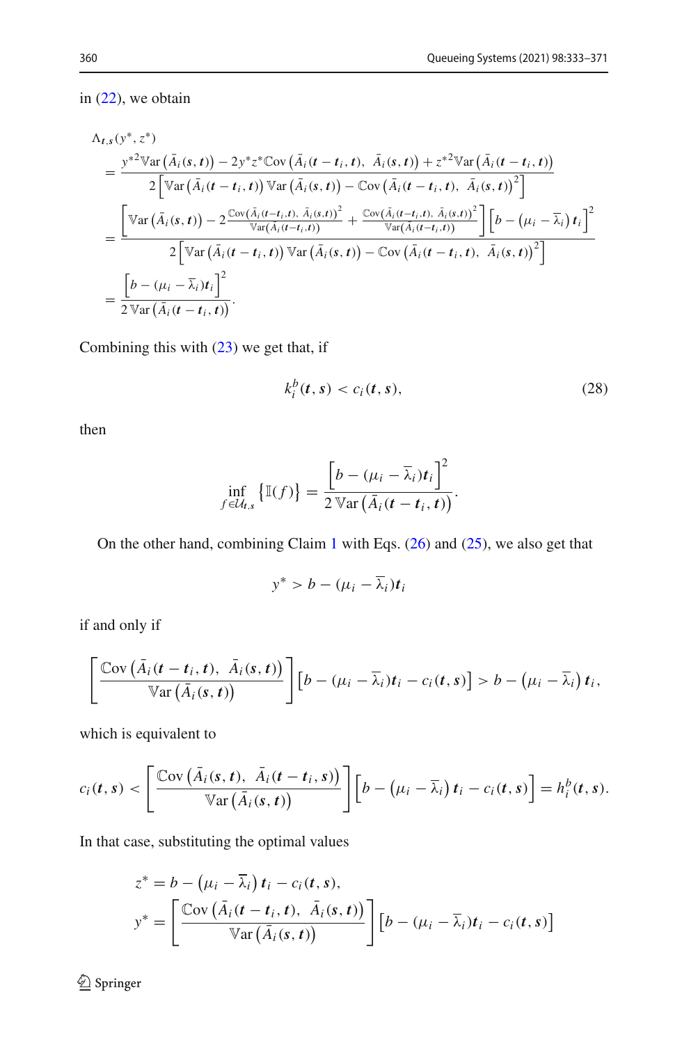in (22), we obtain

$$
\begin{aligned}
&\Lambda_{\boldsymbol{t},\boldsymbol{s}}(y^*, z^*) \\
&= \frac{y^{*2}\mathbb{V}\mathrm{ar}\left(\bar{A}_i(\boldsymbol{s},\boldsymbol{t})\right) - 2y^*z^*\mathbb{C}\mathrm{ov}\left(\bar{A}_i(\boldsymbol{t}-\boldsymbol{t}_i,\boldsymbol{t}),\ \bar{A}_i(\boldsymbol{s},\boldsymbol{t})\right) + z^{*2}\mathbb{V}\mathrm{ar}\left(\bar{A}_i(\boldsymbol{t}-\boldsymbol{t}_i,\boldsymbol{t})\right)}{2\left[\mathbb{V}\mathrm{ar}\left(\bar{A}_i(\boldsymbol{t}-\boldsymbol{t}_i,\boldsymbol{t})\right)\mathbb{V}\mathrm{ar}\left(\bar{A}_i(\boldsymbol{s},\boldsymbol{t})\right) - \mathbb{C}\mathrm{ov}\left(\bar{A}_i(\boldsymbol{t}-\boldsymbol{t}_i,\boldsymbol{t}),\ \bar{A}_i(\boldsymbol{s},\boldsymbol{t})\right)^2\right]} \\
&= \frac{\left[\mathbb{V}\mathrm{ar}\left(\bar{A}_i(\boldsymbol{s},\boldsymbol{t})\right) - 2\frac{\mathbb{C}\mathrm{ov}\left(\bar{A}_i(\boldsymbol{t}-\boldsymbol{t}_i,\boldsymbol{t}),\ \bar{A}_i(\boldsymbol{s},\boldsymbol{t})\right)^2}{\mathbb{V}\mathrm{ar}\left(\bar{A}_i(\boldsymbol{t}-\boldsymbol{t}_i,\boldsymbol{t})\right)} + \frac{\mathbb{C}\mathrm{ov}\left(\bar{A}_i(\boldsymbol{t}-\boldsymbol{t}_i,\boldsymbol{t}),\ \bar{A}_i(\boldsymbol{s},\boldsymbol{t})\right)^2}{\mathbb{V}\mathrm{ar}\left(\bar{A}_i(\boldsymbol{t}-\boldsymbol{t}_i,\boldsymbol{t})\right)}\right]\left[b - \left(\mu_i - \overline{\lambda}_i\right)\boldsymbol{t}_i\right]^2}{2\left[\mathbb{V}\mathrm{ar}\left(\bar{A}_i(\boldsymbol{t}-\boldsymbol{t}_i,\boldsymbol{t})\right)\mathbb{V}\mathrm{ar}\left(\bar{A}_i(\boldsymbol{s},\boldsymbol{t})\right) - \mathbb{C}\mathrm{ov}\left(\bar{A}_i(\boldsymbol{t}-\boldsymbol{t}_i,\boldsymbol{t}),\ \bar{A}_i(\boldsymbol{s},\boldsymbol{t})\right)^2\right]} \\
&= \frac{\left[b - (\mu_i - \overline{\lambda}_i)\boldsymbol{t}_i\right]^2}{2\,\mathbb{V}\mathrm{ar}\left(\bar{A}_i(\boldsymbol{t}-\boldsymbol{t}_i,\boldsymbol{t})\right)}.
\end{aligned}
$$

Combining this with (23) we get that, if

$$
k_i^b(\boldsymbol{t},\boldsymbol{s}) < c_i(\boldsymbol{t},\boldsymbol{s}), \tag{28}
$$

then

$$
\inf_{f\in\mathcal{U}_{\boldsymbol{t},\boldsymbol{s}}}\left\{\mathbb{I}(f)\right\} = \frac{\left[b - (\mu_i - \overline{\lambda}_i)\boldsymbol{t}_i\right]^2}{2\,\mathbb{V}\mathrm{ar}\left(\bar{A}_i(\boldsymbol{t}-\boldsymbol{t}_i,\boldsymbol{t})\right)}.
$$

On the other hand, combining Claim 1 with Eqs. (26) and (25), we also get that

$$
y^* > b - (\mu_i - \overline{\lambda}_i)\boldsymbol{t}_i
$$

if and only if

$$
\left[\frac{\mathbb{C}\mathrm{ov}\left(\bar{A}_i(\boldsymbol{t}-\boldsymbol{t}_i,\boldsymbol{t}),\ \bar{A}_i(\boldsymbol{s},\boldsymbol{t})\right)}{\mathbb{V}\mathrm{ar}\left(\bar{A}_i(\boldsymbol{s},\boldsymbol{t})\right)}\right]\left[b - (\mu_i - \overline{\lambda}_i)\boldsymbol{t}_i - c_i(\boldsymbol{t},\boldsymbol{s})\right] > b - \left(\mu_i - \overline{\lambda}_i\right)\boldsymbol{t}_i,
$$

which is equivalent to

$$
c_i(\boldsymbol{t},\boldsymbol{s}) < \left[\frac{\mathbb{C}\mathrm{ov}\left(\bar{A}_i(\boldsymbol{s},\boldsymbol{t}),\ \bar{A}_i(\boldsymbol{t}-\boldsymbol{t}_i,\boldsymbol{s})\right)}{\mathbb{V}\mathrm{ar}\left(\bar{A}_i(\boldsymbol{s},\boldsymbol{t})\right)}\right]\left[b - \left(\mu_i - \overline{\lambda}_i\right)\boldsymbol{t}_i - c_i(\boldsymbol{t},\boldsymbol{s})\right] = h_i^b(\boldsymbol{t},\boldsymbol{s}).
$$

In that case, substituting the optimal values

$$
\begin{aligned}
z^* &= b - \left(\mu_i - \overline{\lambda}_i\right)\boldsymbol{t}_i - c_i(\boldsymbol{t},\boldsymbol{s}), \\
y^* &= \left[\frac{\mathbb{C}\mathrm{ov}\left(\bar{A}_i(\boldsymbol{t}-\boldsymbol{t}_i,\boldsymbol{t}),\ \bar{A}_i(\boldsymbol{s},\boldsymbol{t})\right)}{\mathbb{V}\mathrm{ar}\left(\bar{A}_i(\boldsymbol{s},\boldsymbol{t})\right)}\right]\left[b - (\mu_i - \overline{\lambda}_i)\boldsymbol{t}_i - c_i(\boldsymbol{t},\boldsymbol{s})\right]
\end{aligned}
$$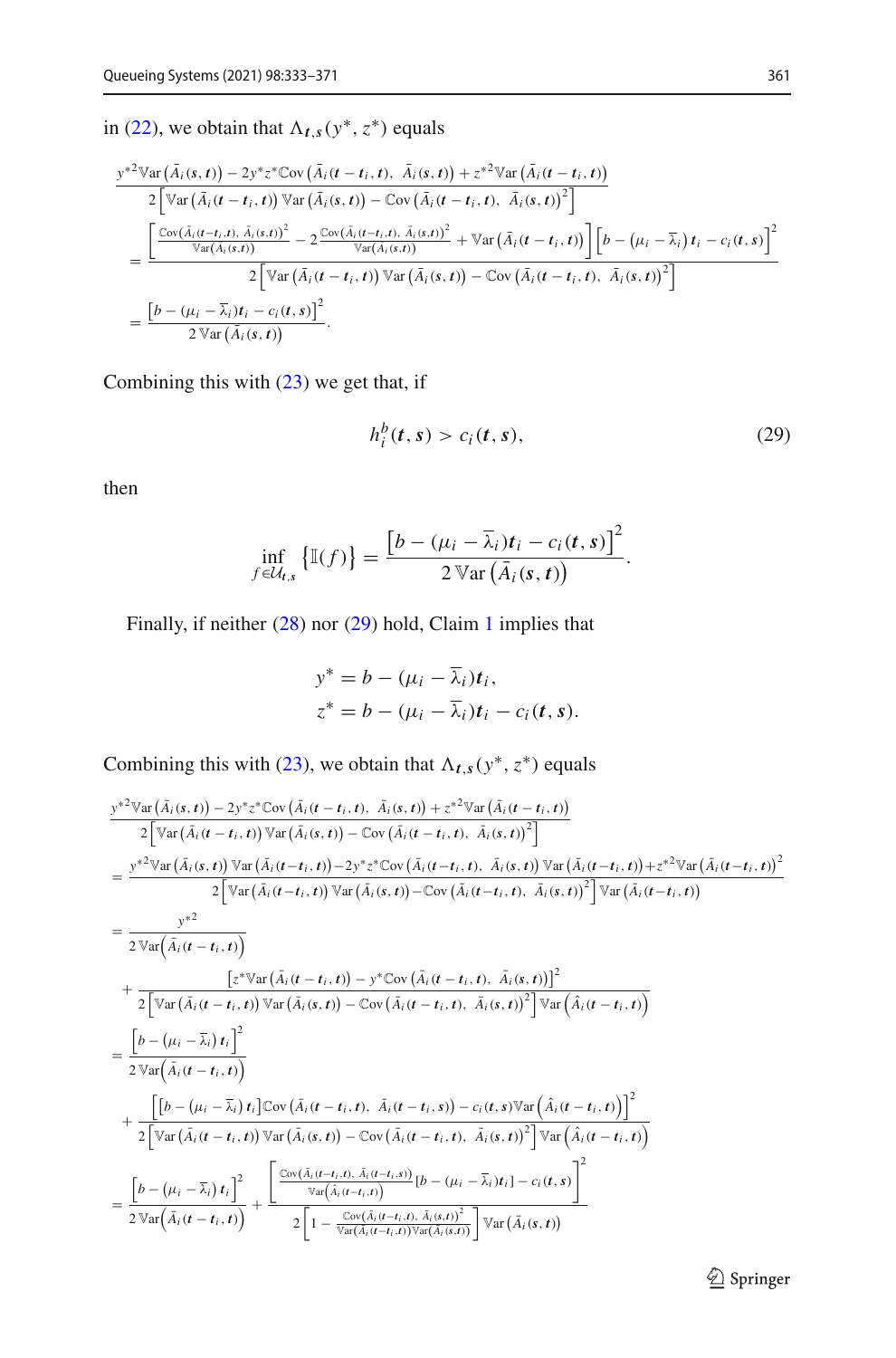in (22), we obtain that $\Lambda_{t,s}(y^*, z^*)$ equals

$$
\begin{aligned}
&\frac{y^{*2}\mathbb{V}\mathrm{ar}\left(\bar{A}_i(s,t)\right) - 2y^*z^*\mathbb{C}\mathrm{ov}\left(\bar{A}_i(t-t_i,t),\ \bar{A}_i(s,t)\right) + z^{*2}\mathbb{V}\mathrm{ar}\left(\bar{A}_i(t-t_i,t)\right)}{2\left[\mathbb{V}\mathrm{ar}\left(\bar{A}_i(t-t_i,t)\right)\mathbb{V}\mathrm{ar}\left(\bar{A}_i(s,t)\right) - \mathbb{C}\mathrm{ov}\left(\bar{A}_i(t-t_i,t),\ \bar{A}_i(s,t)\right)^2\right]} \\
&= \frac{\left[\frac{\mathbb{C}\mathrm{ov}\left(\bar{A}_i(t-t_i,t),\ \bar{A}_i(s,t)\right)^2}{\mathbb{V}\mathrm{ar}\left(\bar{A}_i(s,t)\right)} - 2\frac{\mathbb{C}\mathrm{ov}\left(\bar{A}_i(t-t_i,t),\ \bar{A}_i(s,t)\right)^2}{\mathbb{V}\mathrm{ar}\left(\bar{A}_i(s,t)\right)} + \mathbb{V}\mathrm{ar}\left(\bar{A}_i(t-t_i,t)\right)\right]\left[b - \left(\mu_i - \overline{\lambda}_i\right)t_i - c_i(t,s)\right]^2}{2\left[\mathbb{V}\mathrm{ar}\left(\bar{A}_i(t-t_i,t)\right)\mathbb{V}\mathrm{ar}\left(\bar{A}_i(s,t)\right) - \mathbb{C}\mathrm{ov}\left(\bar{A}_i(t-t_i,t),\ \bar{A}_i(s,t)\right)^2\right]} \\
&= \frac{\left[b - (\mu_i - \overline{\lambda}_i)t_i - c_i(t,s)\right]^2}{2\,\mathbb{V}\mathrm{ar}\left(\bar{A}_i(s,t)\right)}.
\end{aligned}
$$

Combining this with (23) we get that, if

$$
h_i^b(t,s) > c_i(t,s), \tag{29}
$$

then

$$
\inf_{f \in \mathcal{U}_{t,s}} \left\{\mathbb{I}(f)\right\} = \frac{\left[b - (\mu_i - \overline{\lambda}_i)t_i - c_i(t,s)\right]^2}{2\,\mathbb{V}\mathrm{ar}\left(\bar{A}_i(s,t)\right)}.
$$

Finally, if neither (28) nor (29) hold, Claim 1 implies that

$$
\begin{aligned}
y^* &= b - (\mu_i - \overline{\lambda}_i)t_i, \\
z^* &= b - (\mu_i - \overline{\lambda}_i)t_i - c_i(t,s).
\end{aligned}
$$

Combining this with (23), we obtain that $\Lambda_{t,s}(y^*, z^*)$ equals

$$
\begin{aligned}
&\frac{y^{*2}\mathbb{V}\mathrm{ar}\left(\bar{A}_i(s,t)\right) - 2y^*z^*\mathbb{C}\mathrm{ov}\left(\bar{A}_i(t-t_i,t),\ \bar{A}_i(s,t)\right) + z^{*2}\mathbb{V}\mathrm{ar}\left(\bar{A}_i(t-t_i,t)\right)}{2\left[\mathbb{V}\mathrm{ar}\left(\bar{A}_i(t-t_i,t)\right)\mathbb{V}\mathrm{ar}\left(\bar{A}_i(s,t)\right) - \mathbb{C}\mathrm{ov}\left(\bar{A}_i(t-t_i,t),\ \bar{A}_i(s,t)\right)^2\right]} \\
&= \frac{y^{*2}\mathbb{V}\mathrm{ar}\left(\bar{A}_i(s,t)\right)\mathbb{V}\mathrm{ar}\left(\bar{A}_i(t-t_i,t)\right) - 2y^*z^*\mathbb{C}\mathrm{ov}\left(\bar{A}_i(t-t_i,t),\ \bar{A}_i(s,t)\right)\mathbb{V}\mathrm{ar}\left(\bar{A}_i(t-t_i,t)\right) + z^{*2}\mathbb{V}\mathrm{ar}\left(\bar{A}_i(t-t_i,t)\right)^2}{2\left[\mathbb{V}\mathrm{ar}\left(\bar{A}_i(t-t_i,t)\right)\mathbb{V}\mathrm{ar}\left(\bar{A}_i(s,t)\right) - \mathbb{C}\mathrm{ov}\left(\bar{A}_i(t-t_i,t),\ \bar{A}_i(s,t)\right)^2\right]\mathbb{V}\mathrm{ar}\left(\bar{A}_i(t-t_i,t)\right)} \\
&= \frac{y^{*2}}{2\,\mathbb{V}\mathrm{ar}\left(\bar{A}_i(t-t_i,t)\right)} \\
&\quad + \frac{\left[z^*\mathbb{V}\mathrm{ar}\left(\bar{A}_i(t-t_i,t)\right) - y^*\mathbb{C}\mathrm{ov}\left(\bar{A}_i(t-t_i,t),\ \bar{A}_i(s,t)\right)\right]^2}{2\left[\mathbb{V}\mathrm{ar}\left(\bar{A}_i(t-t_i,t)\right)\mathbb{V}\mathrm{ar}\left(\bar{A}_i(s,t)\right) - \mathbb{C}\mathrm{ov}\left(\bar{A}_i(t-t_i,t),\ \bar{A}_i(s,t)\right)^2\right]\mathbb{V}\mathrm{ar}\left(\hat{A}_i(t-t_i,t)\right)} \\
&= \frac{\left[b - \left(\mu_i - \overline{\lambda}_i\right)t_i\right]^2}{2\,\mathbb{V}\mathrm{ar}\left(\bar{A}_i(t-t_i,t)\right)} \\
&\quad + \frac{\left[\left[b - \left(\mu_i - \overline{\lambda}_i\right)t_i\right]\mathbb{C}\mathrm{ov}\left(\bar{A}_i(t-t_i,t),\ \bar{A}_i(t-t_i,s)\right) - c_i(t,s)\mathbb{V}\mathrm{ar}\left(\hat{A}_i(t-t_i,t)\right)\right]^2}{2\left[\mathbb{V}\mathrm{ar}\left(\bar{A}_i(t-t_i,t)\right)\mathbb{V}\mathrm{ar}\left(\bar{A}_i(s,t)\right) - \mathbb{C}\mathrm{ov}\left(\bar{A}_i(t-t_i,t),\ \bar{A}_i(s,t)\right)^2\right]\mathbb{V}\mathrm{ar}\left(\hat{A}_i(t-t_i,t)\right)} \\
&= \frac{\left[b - \left(\mu_i - \overline{\lambda}_i\right)t_i\right]^2}{2\,\mathbb{V}\mathrm{ar}\left(\bar{A}_i(t-t_i,t)\right)} + \frac{\left[\frac{\mathbb{C}\mathrm{ov}\left(\bar{A}_i(t-t_i,t),\ \bar{A}_i(t-t_i,s)\right)}{\mathbb{V}\mathrm{ar}\left(\hat{A}_i(t-t_i,t)\right)}\left[b - (\mu_i - \overline{\lambda}_i)t_i\right] - c_i(t,s)\right]^2}{2\left[1 - \frac{\mathbb{C}\mathrm{ov}\left(\bar{A}_i(t-t_i,t),\ \bar{A}_i(s,t)\right)^2}{\mathbb{V}\mathrm{ar}\left(\bar{A}_i(t-t_i,t)\right)\mathbb{V}\mathrm{ar}\left(\bar{A}_i(s,t)\right)}\right]\mathbb{V}\mathrm{ar}\left(\bar{A}_i(s,t)\right)}
\end{aligned}
$$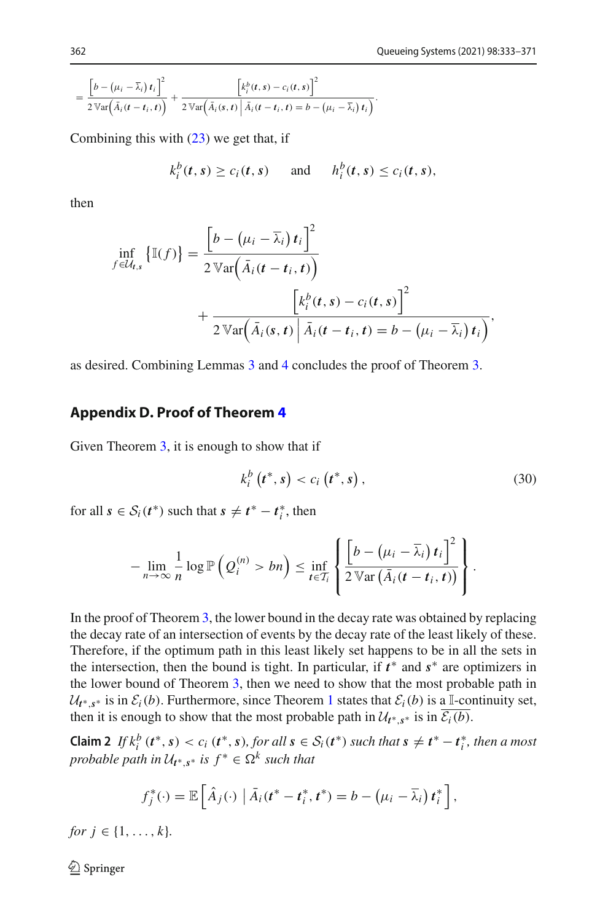$$= \frac{\left[b - \left(\mu_i - \overline{\lambda}_i\right) \boldsymbol{t}_i\right]^2}{2\,\mathbb{V}\mathrm{ar}\left(\bar{A}_i(\boldsymbol{t} - \boldsymbol{t}_i, \boldsymbol{t})\right)} + \frac{\left[k_i^b(\boldsymbol{t}, \boldsymbol{s}) - c_i(\boldsymbol{t}, \boldsymbol{s})\right]^2}{2\,\mathbb{V}\mathrm{ar}\left(\bar{A}_i(\boldsymbol{s}, \boldsymbol{t}) \,\middle|\, \bar{A}_i(\boldsymbol{t} - \boldsymbol{t}_i, \boldsymbol{t}) = b - \left(\mu_i - \overline{\lambda}_i\right) \boldsymbol{t}_i\right)}.$$

Combining this with (23) we get that, if

$$k_i^b(\boldsymbol{t}, \boldsymbol{s}) \geq c_i(\boldsymbol{t}, \boldsymbol{s}) \qquad \text{and} \qquad h_i^b(\boldsymbol{t}, \boldsymbol{s}) \leq c_i(\boldsymbol{t}, \boldsymbol{s}),$$

then

$$\inf_{f \in \mathcal{U}_{\boldsymbol{t},\boldsymbol{s}}} \left\{\mathbb{I}(f)\right\} = \frac{\left[b - \left(\mu_i - \overline{\lambda}_i\right) \boldsymbol{t}_i\right]^2}{2\,\mathbb{V}\mathrm{ar}\left(\bar{A}_i(\boldsymbol{t} - \boldsymbol{t}_i, \boldsymbol{t})\right)} + \frac{\left[k_i^b(\boldsymbol{t}, \boldsymbol{s}) - c_i(\boldsymbol{t}, \boldsymbol{s})\right]^2}{2\,\mathbb{V}\mathrm{ar}\left(\bar{A}_i(\boldsymbol{s}, \boldsymbol{t}) \,\middle|\, \bar{A}_i(\boldsymbol{t} - \boldsymbol{t}_i, \boldsymbol{t}) = b - \left(\mu_i - \overline{\lambda}_i\right) \boldsymbol{t}_i\right)},$$

as desired. Combining Lemmas 3 and 4 concludes the proof of Theorem 3.

## Appendix D. Proof of Theorem 4

Given Theorem 3, it is enough to show that if

$$k_i^b\left(\boldsymbol{t}^*, \boldsymbol{s}\right) < c_i\left(\boldsymbol{t}^*, \boldsymbol{s}\right), \tag{30}$$

for all $\boldsymbol{s} \in \mathcal{S}_i(\boldsymbol{t}^*)$ such that $\boldsymbol{s} \neq \boldsymbol{t}^* - \boldsymbol{t}_i^*$, then

$$-\lim_{n\to\infty} \frac{1}{n} \log \mathbb{P}\left(Q_i^{(n)} > bn\right) \leq \inf_{\boldsymbol{t} \in \mathcal{T}_i} \left\{ \frac{\left[b - \left(\mu_i - \overline{\lambda}_i\right) \boldsymbol{t}_i\right]^2}{2\,\mathbb{V}\mathrm{ar}\left(\bar{A}_i(\boldsymbol{t} - \boldsymbol{t}_i, \boldsymbol{t})\right)} \right\}.$$

In the proof of Theorem 3, the lower bound in the decay rate was obtained by replacing the decay rate of an intersection of events by the decay rate of the least likely of these. Therefore, if the optimum path in this least likely set happens to be in all the sets in the intersection, then the bound is tight. In particular, if $\boldsymbol{t}^*$ and $\boldsymbol{s}^*$ are optimizers in the lower bound of Theorem 3, then we need to show that the most probable path in $\mathcal{U}_{\boldsymbol{t}^*,\boldsymbol{s}^*}$ is in $\mathcal{E}_i(b)$. Furthermore, since Theorem 1 states that $\mathcal{E}_i(b)$ is a $\mathbb{I}$-continuity set, then it is enough to show that the most probable path in $\mathcal{U}_{\boldsymbol{t}^*,\boldsymbol{s}^*}$ is in $\overline{\mathcal{E}_i(b)}$.

**Claim 2** *If $k_i^b\left(\boldsymbol{t}^*, \boldsymbol{s}\right) < c_i\left(\boldsymbol{t}^*, \boldsymbol{s}\right)$, for all $\boldsymbol{s} \in \mathcal{S}_i(\boldsymbol{t}^*)$ such that $\boldsymbol{s} \neq \boldsymbol{t}^* - \boldsymbol{t}_i^*$, then a most probable path in $\mathcal{U}_{\boldsymbol{t}^*,\boldsymbol{s}^*}$ is $f^* \in \Omega^k$ such that*

$$f_j^*(\cdot) = \mathbb{E}\left[\hat{A}_j(\cdot) \,\middle|\, \bar{A}_i(\boldsymbol{t}^* - \boldsymbol{t}_i^*, \boldsymbol{t}^*) = b - \left(\mu_i - \overline{\lambda}_i\right) \boldsymbol{t}_i^*\right],$$

*for $j \in \{1, \ldots, k\}$.*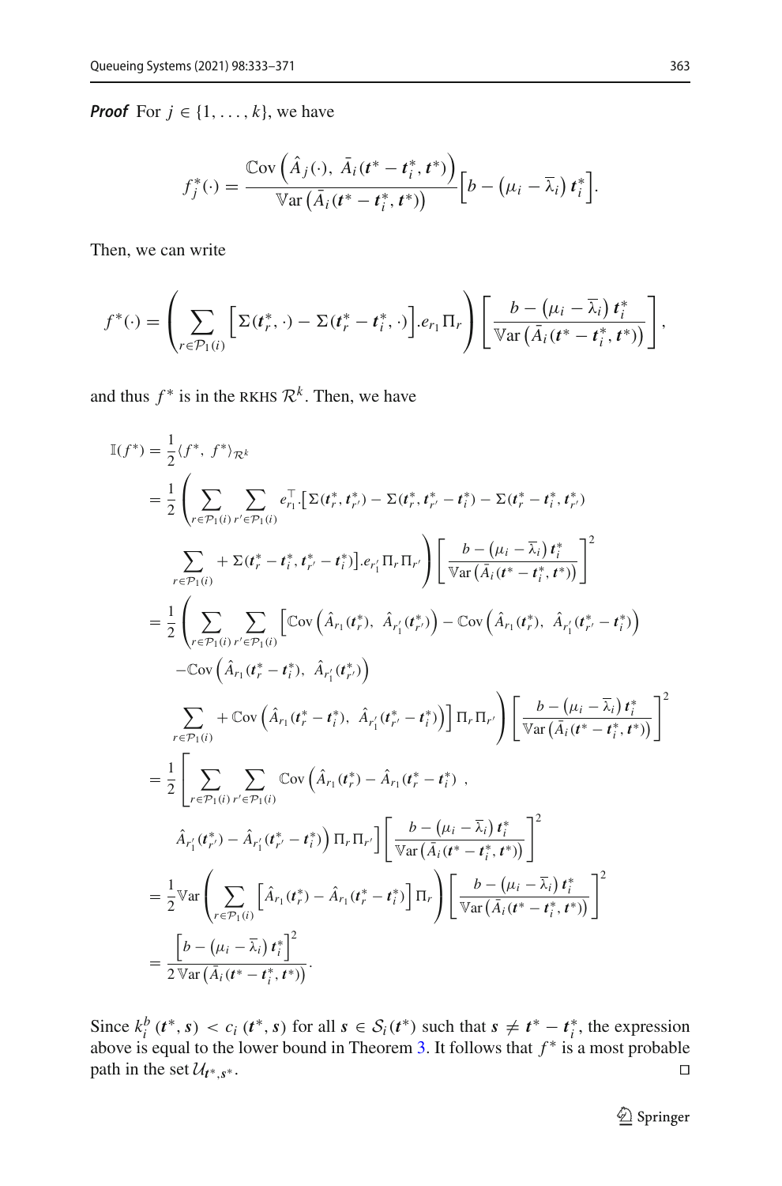***Proof*** For $j \in \{1, \ldots, k\}$, we have

$$
f_j^*(\cdot) = \frac{\mathbb{C}\mathrm{ov}\left(\hat{A}_j(\cdot),\ \bar{A}_i(\boldsymbol{t}^* - \boldsymbol{t}_i^*, \boldsymbol{t}^*)\right)}{\mathbb{V}\mathrm{ar}\left(\bar{A}_i(\boldsymbol{t}^* - \boldsymbol{t}_i^*, \boldsymbol{t}^*)\right)} \Big[ b - \left(\mu_i - \overline{\lambda}_i\right) \boldsymbol{t}_i^* \Big].
$$

Then, we can write

$$
f^*(\cdot) = \left( \sum_{r \in \mathcal{P}_1(i)} \Big[ \Sigma(\boldsymbol{t}_r^*, \cdot) - \Sigma(\boldsymbol{t}_r^* - \boldsymbol{t}_i^*, \cdot) \Big] . e_{r_1} \Pi_r \right) \left[ \frac{b - \left(\mu_i - \overline{\lambda}_i\right) \boldsymbol{t}_i^*}{\mathbb{V}\mathrm{ar}\left(\bar{A}_i(\boldsymbol{t}^* - \boldsymbol{t}_i^*, \boldsymbol{t}^*)\right)} \right],
$$

and thus $f^*$ is in the RKHS $\mathcal{R}^k$. Then, we have

$$
\begin{aligned}
\mathbb{I}(f^*) &= \frac{1}{2} \langle f^*,\ f^* \rangle_{\mathcal{R}^k} \\
&= \frac{1}{2} \left( \sum_{r \in \mathcal{P}_1(i)} \sum_{r' \in \mathcal{P}_1(i)} e_{r_1}^\top . \big[ \Sigma(\boldsymbol{t}_r^*, \boldsymbol{t}_{r'}^*) - \Sigma(\boldsymbol{t}_r^*, \boldsymbol{t}_{r'}^* - \boldsymbol{t}_i^*) - \Sigma(\boldsymbol{t}_r^* - \boldsymbol{t}_i^*, \boldsymbol{t}_{r'}^*) \right. \\
&\qquad \left. \sum_{r \in \mathcal{P}_1(i)} + \Sigma(\boldsymbol{t}_r^* - \boldsymbol{t}_i^*, \boldsymbol{t}_{r'}^* - \boldsymbol{t}_i^*) \big] . e_{r_1'} \Pi_r \Pi_{r'} \right) \left[ \frac{b - \left(\mu_i - \overline{\lambda}_i\right) \boldsymbol{t}_i^*}{\mathbb{V}\mathrm{ar}\left(\bar{A}_i(\boldsymbol{t}^* - \boldsymbol{t}_i^*, \boldsymbol{t}^*)\right)} \right]^2 \\
&= \frac{1}{2} \left( \sum_{r \in \mathcal{P}_1(i)} \sum_{r' \in \mathcal{P}_1(i)} \Big[ \mathbb{C}\mathrm{ov}\left( \hat{A}_{r_1}(\boldsymbol{t}_r^*),\ \hat{A}_{r_1'}(\boldsymbol{t}_{r'}^*) \right) - \mathbb{C}\mathrm{ov}\left( \hat{A}_{r_1}(\boldsymbol{t}_r^*),\ \hat{A}_{r_1'}(\boldsymbol{t}_{r'}^* - \boldsymbol{t}_i^*) \right) \right. \\
&\qquad - \mathbb{C}\mathrm{ov}\left( \hat{A}_{r_1}(\boldsymbol{t}_r^* - \boldsymbol{t}_i^*),\ \hat{A}_{r_1'}(\boldsymbol{t}_{r'}^*) \right) \\
&\qquad \left. \sum_{r \in \mathcal{P}_1(i)} + \mathbb{C}\mathrm{ov}\left( \hat{A}_{r_1}(\boldsymbol{t}_r^* - \boldsymbol{t}_i^*),\ \hat{A}_{r_1'}(\boldsymbol{t}_{r'}^* - \boldsymbol{t}_i^*) \right) \Big] \Pi_r \Pi_{r'} \right) \left[ \frac{b - \left(\mu_i - \overline{\lambda}_i\right) \boldsymbol{t}_i^*}{\mathbb{V}\mathrm{ar}\left(\bar{A}_i(\boldsymbol{t}^* - \boldsymbol{t}_i^*, \boldsymbol{t}^*)\right)} \right]^2 \\
&= \frac{1}{2} \left[ \sum_{r \in \mathcal{P}_1(i)} \sum_{r' \in \mathcal{P}_1(i)} \mathbb{C}\mathrm{ov}\left( \hat{A}_{r_1}(\boldsymbol{t}_r^*) - \hat{A}_{r_1}(\boldsymbol{t}_r^* - \boldsymbol{t}_i^*)\ , \right. \right. \\
&\qquad \left. \left. \hat{A}_{r_1'}(\boldsymbol{t}_{r'}^*) - \hat{A}_{r_1'}(\boldsymbol{t}_{r'}^* - \boldsymbol{t}_i^*) \right) \Pi_r \Pi_{r'} \right] \left[ \frac{b - \left(\mu_i - \overline{\lambda}_i\right) \boldsymbol{t}_i^*}{\mathbb{V}\mathrm{ar}\left(\bar{A}_i(\boldsymbol{t}^* - \boldsymbol{t}_i^*, \boldsymbol{t}^*)\right)} \right]^2 \\
&= \frac{1}{2} \mathbb{V}\mathrm{ar} \left( \sum_{r \in \mathcal{P}_1(i)} \Big[ \hat{A}_{r_1}(\boldsymbol{t}_r^*) - \hat{A}_{r_1}(\boldsymbol{t}_r^* - \boldsymbol{t}_i^*) \Big] \Pi_r \right) \left[ \frac{b - \left(\mu_i - \overline{\lambda}_i\right) \boldsymbol{t}_i^*}{\mathbb{V}\mathrm{ar}\left(\bar{A}_i(\boldsymbol{t}^* - \boldsymbol{t}_i^*, \boldsymbol{t}^*)\right)} \right]^2 \\
&= \frac{\Big[ b - \left(\mu_i - \overline{\lambda}_i\right) \boldsymbol{t}_i^* \Big]^2}{2\, \mathbb{V}\mathrm{ar}\left(\bar{A}_i(\boldsymbol{t}^* - \boldsymbol{t}_i^*, \boldsymbol{t}^*)\right)}.
\end{aligned}
$$

Since $k_i^b(\boldsymbol{t}^*, \boldsymbol{s}) < c_i(\boldsymbol{t}^*, \boldsymbol{s})$ for all $\boldsymbol{s} \in \mathcal{S}_i(\boldsymbol{t}^*)$ such that $\boldsymbol{s} \neq \boldsymbol{t}^* - \boldsymbol{t}_i^*$, the expression above is equal to the lower bound in Theorem 3. It follows that $f^*$ is a most probable path in the set $\mathcal{U}_{\boldsymbol{t}^*, \boldsymbol{s}^*}$. ◻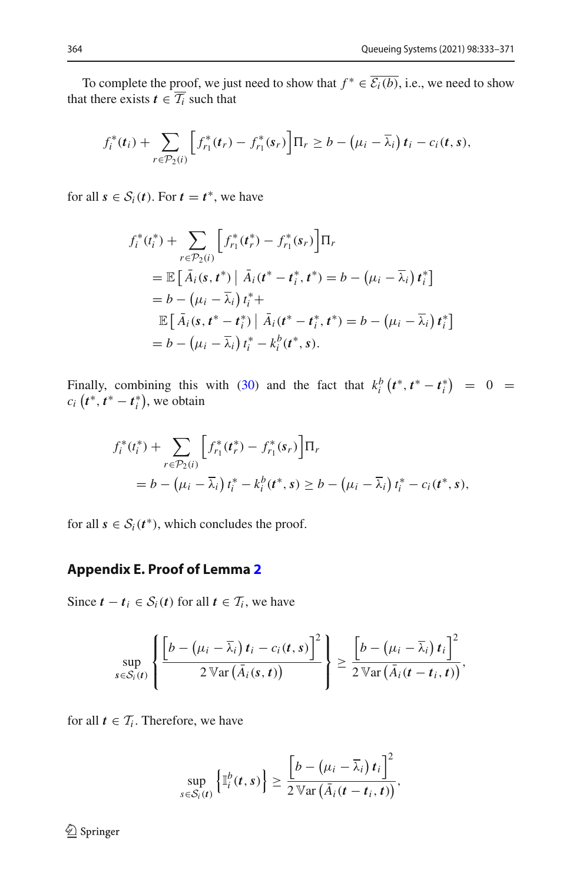To complete the proof, we just need to show that $f^* \in \overline{\mathcal{E}_i(b)}$, i.e., we need to show that there exists $\boldsymbol{t} \in \overline{\mathcal{T}_i}$ such that

$$f_i^*(\boldsymbol{t}_i) + \sum_{r \in \mathcal{P}_2(i)} \Big[ f_{r_1}^*(\boldsymbol{t}_r) - f_{r_1}^*(\boldsymbol{s}_r) \Big] \Pi_r \geq b - \left(\mu_i - \overline{\lambda}_i\right) \boldsymbol{t}_i - c_i(\boldsymbol{t}, \boldsymbol{s}),$$

for all $\boldsymbol{s} \in \mathcal{S}_i(\boldsymbol{t})$. For $\boldsymbol{t} = \boldsymbol{t}^*$, we have

$$\begin{aligned}
&f_i^*(t_i^*) + \sum_{r \in \mathcal{P}_2(i)} \Big[ f_{r_1}^*(\boldsymbol{t}_r^*) - f_{r_1}^*(\boldsymbol{s}_r) \Big] \Pi_r \\
&\quad = \mathbb{E}\left[ \bar{A}_i(\boldsymbol{s}, \boldsymbol{t}^*) \,\middle|\, \bar{A}_i(\boldsymbol{t}^* - \boldsymbol{t}_i^*, \boldsymbol{t}^*) = b - \left(\mu_i - \overline{\lambda}_i\right) \boldsymbol{t}_i^* \right] \\
&\quad = b - \left(\mu_i - \overline{\lambda}_i\right) t_i^* + \\
&\qquad \mathbb{E}\left[ \bar{A}_i(\boldsymbol{s}, \boldsymbol{t}^* - \boldsymbol{t}_i^*) \,\middle|\, \bar{A}_i(\boldsymbol{t}^* - \boldsymbol{t}_i^*, \boldsymbol{t}^*) = b - \left(\mu_i - \overline{\lambda}_i\right) \boldsymbol{t}_i^* \right] \\
&\quad = b - \left(\mu_i - \overline{\lambda}_i\right) t_i^* - k_i^b(\boldsymbol{t}^*, \boldsymbol{s}).
\end{aligned}$$

Finally, combining this with (30) and the fact that $k_i^b\left(\boldsymbol{t}^*, \boldsymbol{t}^* - \boldsymbol{t}_i^*\right) = 0 = c_i\left(\boldsymbol{t}^*, \boldsymbol{t}^* - \boldsymbol{t}_i^*\right)$, we obtain

$$\begin{aligned}
&f_i^*(t_i^*) + \sum_{r \in \mathcal{P}_2(i)} \Big[ f_{r_1}^*(\boldsymbol{t}_r^*) - f_{r_1}^*(\boldsymbol{s}_r) \Big] \Pi_r \\
&\quad = b - \left(\mu_i - \overline{\lambda}_i\right) t_i^* - k_i^b(\boldsymbol{t}^*, \boldsymbol{s}) \geq b - \left(\mu_i - \overline{\lambda}_i\right) t_i^* - c_i(\boldsymbol{t}^*, \boldsymbol{s}),
\end{aligned}$$

for all $\boldsymbol{s} \in \mathcal{S}_i(\boldsymbol{t}^*)$, which concludes the proof.

## Appendix E. Proof of Lemma 2

Since $\boldsymbol{t} - \boldsymbol{t}_i \in \mathcal{S}_i(\boldsymbol{t})$ for all $\boldsymbol{t} \in \mathcal{T}_i$, we have

$$\sup_{\boldsymbol{s} \in \mathcal{S}_i(\boldsymbol{t})} \left\{ \frac{\left[ b - \left(\mu_i - \overline{\lambda}_i\right) \boldsymbol{t}_i - c_i(\boldsymbol{t}, \boldsymbol{s}) \right]^2}{2\, \mathbb{V}\mathrm{ar}\left(\bar{A}_i(\boldsymbol{s}, \boldsymbol{t})\right)} \right\} \geq \frac{\left[ b - \left(\mu_i - \overline{\lambda}_i\right) \boldsymbol{t}_i \right]^2}{2\, \mathbb{V}\mathrm{ar}\left(\bar{A}_i(\boldsymbol{t} - \boldsymbol{t}_i, \boldsymbol{t})\right)},$$

for all $\boldsymbol{t} \in \mathcal{T}_i$. Therefore, we have

$$\sup_{\boldsymbol{s} \in \mathcal{S}_i(\boldsymbol{t})} \left\{ \mathbb{I}_i^b(\boldsymbol{t}, \boldsymbol{s}) \right\} \geq \frac{\left[ b - \left(\mu_i - \overline{\lambda}_i\right) \boldsymbol{t}_i \right]^2}{2\, \mathbb{V}\mathrm{ar}\left(\bar{A}_i(\boldsymbol{t} - \boldsymbol{t}_i, \boldsymbol{t})\right)},$$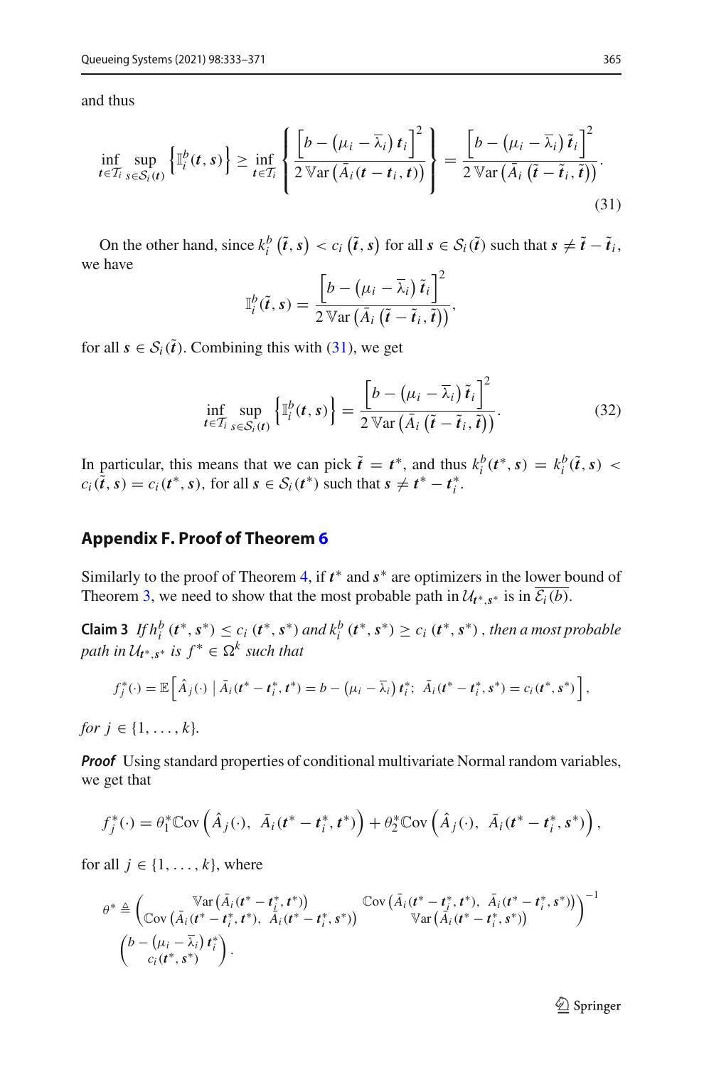and thus

$$\inf_{\boldsymbol{t}\in\mathcal{T}_i} \sup_{\boldsymbol{s}\in\mathcal{S}_i(\boldsymbol{t})} \left\{\mathbb{I}_i^b(\boldsymbol{t},\boldsymbol{s})\right\} \geq \inf_{\boldsymbol{t}\in\mathcal{T}_i} \left\{ \frac{\left[b-\left(\mu_i-\overline{\lambda}_i\right)\boldsymbol{t}_i\right]^2}{2\,\mathbb{V}\mathrm{ar}\left(\bar{A}_i(\boldsymbol{t}-\boldsymbol{t}_i,\boldsymbol{t})\right)} \right\} = \frac{\left[b-\left(\mu_i-\overline{\lambda}_i\right)\tilde{\boldsymbol{t}}_i\right]^2}{2\,\mathbb{V}\mathrm{ar}\left(\bar{A}_i\left(\tilde{\boldsymbol{t}}-\tilde{\boldsymbol{t}}_i,\tilde{\boldsymbol{t}}\right)\right)}. \tag{31}$$

On the other hand, since $k_i^b\left(\tilde{\boldsymbol{t}},\boldsymbol{s}\right) < c_i\left(\tilde{\boldsymbol{t}},\boldsymbol{s}\right)$ for all $\boldsymbol{s}\in\mathcal{S}_i(\tilde{\boldsymbol{t}})$ such that $\boldsymbol{s}\neq\tilde{\boldsymbol{t}}-\tilde{\boldsymbol{t}}_i$, we have

$$\mathbb{I}_i^b(\tilde{\boldsymbol{t}},\boldsymbol{s}) = \frac{\left[b-\left(\mu_i-\overline{\lambda}_i\right)\tilde{\boldsymbol{t}}_i\right]^2}{2\,\mathbb{V}\mathrm{ar}\left(\bar{A}_i\left(\tilde{\boldsymbol{t}}-\tilde{\boldsymbol{t}}_i,\tilde{\boldsymbol{t}}\right)\right)},$$

for all $\boldsymbol{s}\in\mathcal{S}_i(\tilde{\boldsymbol{t}})$. Combining this with (31), we get

$$\inf_{\boldsymbol{t}\in\mathcal{T}_i} \sup_{\boldsymbol{s}\in\mathcal{S}_i(\boldsymbol{t})} \left\{\mathbb{I}_i^b(\boldsymbol{t},\boldsymbol{s})\right\} = \frac{\left[b-\left(\mu_i-\overline{\lambda}_i\right)\tilde{\boldsymbol{t}}_i\right]^2}{2\,\mathbb{V}\mathrm{ar}\left(\bar{A}_i\left(\tilde{\boldsymbol{t}}-\tilde{\boldsymbol{t}}_i,\tilde{\boldsymbol{t}}\right)\right)}. \tag{32}$$

In particular, this means that we can pick $\tilde{\boldsymbol{t}}=\boldsymbol{t}^*$, and thus $k_i^b(\boldsymbol{t}^*,\boldsymbol{s}) = k_i^b(\tilde{\boldsymbol{t}},\boldsymbol{s}) < c_i(\tilde{\boldsymbol{t}},\boldsymbol{s}) = c_i(\boldsymbol{t}^*,\boldsymbol{s})$, for all $\boldsymbol{s}\in\mathcal{S}_i(\boldsymbol{t}^*)$ such that $\boldsymbol{s}\neq\boldsymbol{t}^*-\boldsymbol{t}_i^*$.

## Appendix F. Proof of Theorem 6

Similarly to the proof of Theorem 4, if $\boldsymbol{t}^*$ and $\boldsymbol{s}^*$ are optimizers in the lower bound of Theorem 3, we need to show that the most probable path in $\mathcal{U}_{\boldsymbol{t}^*,\boldsymbol{s}^*}$ is in $\overline{\mathcal{E}_i(b)}$.

**Claim 3** *If $h_i^b\left(\boldsymbol{t}^*,\boldsymbol{s}^*\right) \leq c_i\left(\boldsymbol{t}^*,\boldsymbol{s}^*\right)$ and $k_i^b\left(\boldsymbol{t}^*,\boldsymbol{s}^*\right) \geq c_i\left(\boldsymbol{t}^*,\boldsymbol{s}^*\right)$, then a most probable path in $\mathcal{U}_{\boldsymbol{t}^*,\boldsymbol{s}^*}$ is $f^*\in\Omega^k$ such that*

$$f_j^*(\cdot) = \mathbb{E}\left[\hat{A}_j(\cdot)\;\middle|\;\bar{A}_i(\boldsymbol{t}^*-\boldsymbol{t}_i^*,\boldsymbol{t}^*) = b-\left(\mu_i-\overline{\lambda}_i\right)\boldsymbol{t}_i^*;\;\; \bar{A}_i(\boldsymbol{t}^*-\boldsymbol{t}_i^*,\boldsymbol{s}^*) = c_i(\boldsymbol{t}^*,\boldsymbol{s}^*)\right],$$

*for $j\in\{1,\ldots,k\}$.*

***Proof*** Using standard properties of conditional multivariate Normal random variables, we get that

$$f_j^*(\cdot) = \theta_1^*\mathbb{C}\mathrm{ov}\left(\hat{A}_j(\cdot),\;\bar{A}_i(\boldsymbol{t}^*-\boldsymbol{t}_i^*,\boldsymbol{t}^*)\right) + \theta_2^*\mathbb{C}\mathrm{ov}\left(\hat{A}_j(\cdot),\;\bar{A}_i(\boldsymbol{t}^*-\boldsymbol{t}_i^*,\boldsymbol{s}^*)\right),$$

for all $j\in\{1,\ldots,k\}$, where

$$\theta^* \triangleq \begin{pmatrix} \mathbb{V}\mathrm{ar}\left(\bar{A}_i(\boldsymbol{t}^*-\boldsymbol{t}_i^*,\boldsymbol{t}^*)\right) & \mathbb{C}\mathrm{ov}\left(\bar{A}_i(\boldsymbol{t}^*-\boldsymbol{t}_i^*,\boldsymbol{t}^*),\;\bar{A}_i(\boldsymbol{t}^*-\boldsymbol{t}_i^*,\boldsymbol{s}^*)\right) \\ \mathbb{C}\mathrm{ov}\left(\bar{A}_i(\boldsymbol{t}^*-\boldsymbol{t}_i^*,\boldsymbol{t}^*),\;\bar{A}_i(\boldsymbol{t}^*-\boldsymbol{t}_i^*,\boldsymbol{s}^*)\right) & \mathbb{V}\mathrm{ar}\left(\bar{A}_i(\boldsymbol{t}^*-\boldsymbol{t}_i^*,\boldsymbol{s}^*)\right) \end{pmatrix}^{-1} \begin{pmatrix} b-\left(\mu_i-\overline{\lambda}_i\right)\boldsymbol{t}_i^* \\ c_i(\boldsymbol{t}^*,\boldsymbol{s}^*) \end{pmatrix}.$$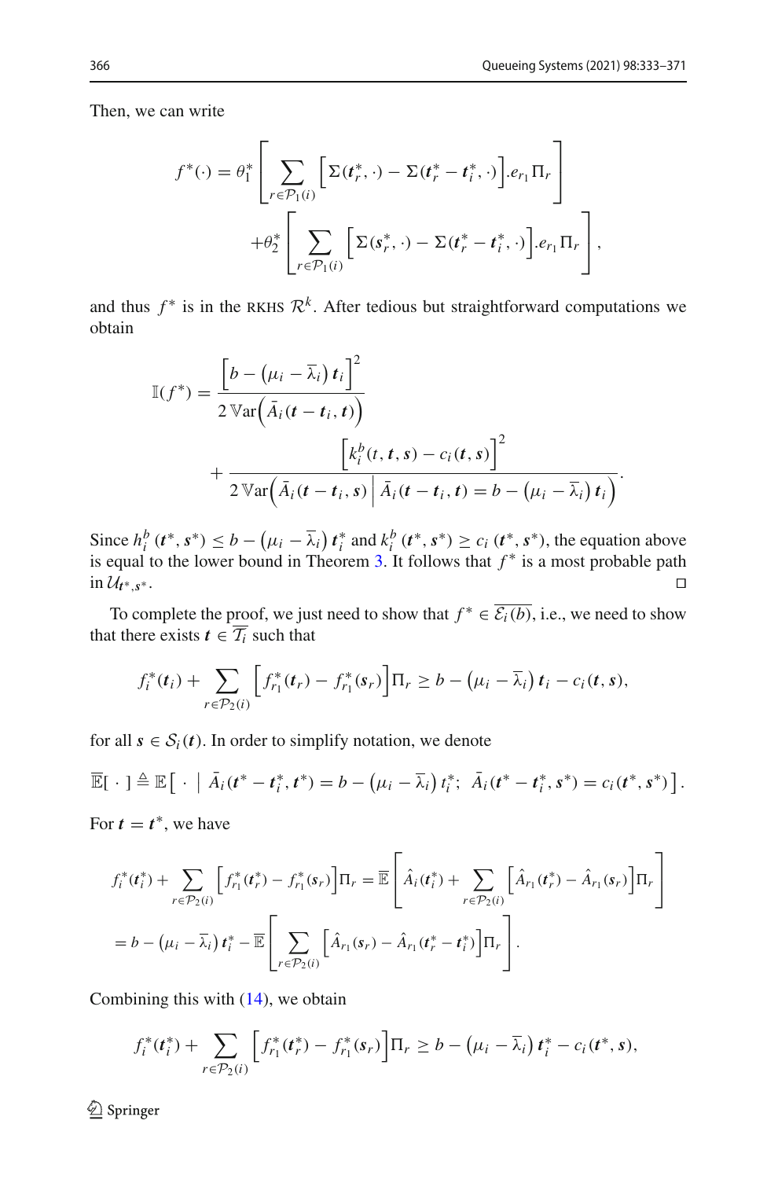Then, we can write

$$
f^*(\cdot) = \theta_1^* \left[ \sum_{r \in \mathcal{P}_1(i)} \Big[ \Sigma(\boldsymbol{t}_r^*, \cdot) - \Sigma(\boldsymbol{t}_r^* - \boldsymbol{t}_i^*, \cdot) \Big] . e_{r_1} \Pi_r \right]
$$

$$
+ \theta_2^* \left[ \sum_{r \in \mathcal{P}_1(i)} \Big[ \Sigma(\boldsymbol{s}_r^*, \cdot) - \Sigma(\boldsymbol{t}_r^* - \boldsymbol{t}_i^*, \cdot) \Big] . e_{r_1} \Pi_r \right],
$$

and thus $f^*$ is in the RKHS $\mathcal{R}^k$. After tedious but straightforward computations we obtain

$$
\mathbb{I}(f^*) = \frac{\Big[ b - \big(\mu_i - \overline{\lambda}_i\big) \boldsymbol{t}_i \Big]^2}{2\, \mathbb{V}\mathrm{ar}\Big( \bar{A}_i(\boldsymbol{t} - \boldsymbol{t}_i, \boldsymbol{t}) \Big)}
+ \frac{\Big[ k_i^b(t, \boldsymbol{t}, \boldsymbol{s}) - c_i(\boldsymbol{t}, \boldsymbol{s}) \Big]^2}{2\, \mathbb{V}\mathrm{ar}\Big( \bar{A}_i(\boldsymbol{t} - \boldsymbol{t}_i, \boldsymbol{s}) \;\Big|\; \bar{A}_i(\boldsymbol{t} - \boldsymbol{t}_i, \boldsymbol{t}) = b - \big(\mu_i - \overline{\lambda}_i\big) \boldsymbol{t}_i \Big)}.
$$

Since $h_i^b(\boldsymbol{t}^*, \boldsymbol{s}^*) \le b - \big(\mu_i - \overline{\lambda}_i\big) \boldsymbol{t}_i^*$ and $k_i^b(\boldsymbol{t}^*, \boldsymbol{s}^*) \ge c_i(\boldsymbol{t}^*, \boldsymbol{s}^*)$, the equation above is equal to the lower bound in Theorem 3. It follows that $f^*$ is a most probable path in $\mathcal{U}_{\boldsymbol{t}^*, \boldsymbol{s}^*}$. □

To complete the proof, we just need to show that $f^* \in \overline{\mathcal{E}_i(b)}$, i.e., we need to show that there exists $\boldsymbol{t} \in \overline{\mathcal{T}_i}$ such that

$$
f_i^*(\boldsymbol{t}_i) + \sum_{r \in \mathcal{P}_2(i)} \Big[ f_{r_1}^*(\boldsymbol{t}_r) - f_{r_1}^*(\boldsymbol{s}_r) \Big] \Pi_r \ge b - \big(\mu_i - \overline{\lambda}_i\big) \boldsymbol{t}_i - c_i(\boldsymbol{t}, \boldsymbol{s}),
$$

for all $\boldsymbol{s} \in \mathcal{S}_i(\boldsymbol{t})$. In order to simplify notation, we denote

$$
\overline{\mathbb{E}}[\;\cdot\;] \triangleq \mathbb{E}\Big[\;\cdot\;\Big|\; \bar{A}_i(\boldsymbol{t}^* - \boldsymbol{t}_i^*, \boldsymbol{t}^*) = b - \big(\mu_i - \overline{\lambda}_i\big) t_i^*;\;\; \bar{A}_i(\boldsymbol{t}^* - \boldsymbol{t}_i^*, \boldsymbol{s}^*) = c_i(\boldsymbol{t}^*, \boldsymbol{s}^*) \Big].
$$

For $\boldsymbol{t} = \boldsymbol{t}^*$, we have

$$
f_i^*(\boldsymbol{t}_i^*) + \sum_{r \in \mathcal{P}_2(i)} \Big[ f_{r_1}^*(\boldsymbol{t}_r^*) - f_{r_1}^*(\boldsymbol{s}_r) \Big] \Pi_r = \overline{\mathbb{E}} \left[ \hat{A}_i(\boldsymbol{t}_i^*) + \sum_{r \in \mathcal{P}_2(i)} \Big[ \hat{A}_{r_1}(\boldsymbol{t}_r^*) - \hat{A}_{r_1}(\boldsymbol{s}_r) \Big] \Pi_r \right]
$$

$$
= b - \big(\mu_i - \overline{\lambda}_i\big) \boldsymbol{t}_i^* - \overline{\mathbb{E}} \left[ \sum_{r \in \mathcal{P}_2(i)} \Big[ \hat{A}_{r_1}(\boldsymbol{s}_r) - \hat{A}_{r_1}(\boldsymbol{t}_r^* - \boldsymbol{t}_i^*) \Big] \Pi_r \right].
$$

Combining this with (14), we obtain

$$
f_i^*(\boldsymbol{t}_i^*) + \sum_{r \in \mathcal{P}_2(i)} \Big[ f_{r_1}^*(\boldsymbol{t}_r^*) - f_{r_1}^*(\boldsymbol{s}_r) \Big] \Pi_r \ge b - \big(\mu_i - \overline{\lambda}_i\big) \boldsymbol{t}_i^* - c_i(\boldsymbol{t}^*, \boldsymbol{s}),
$$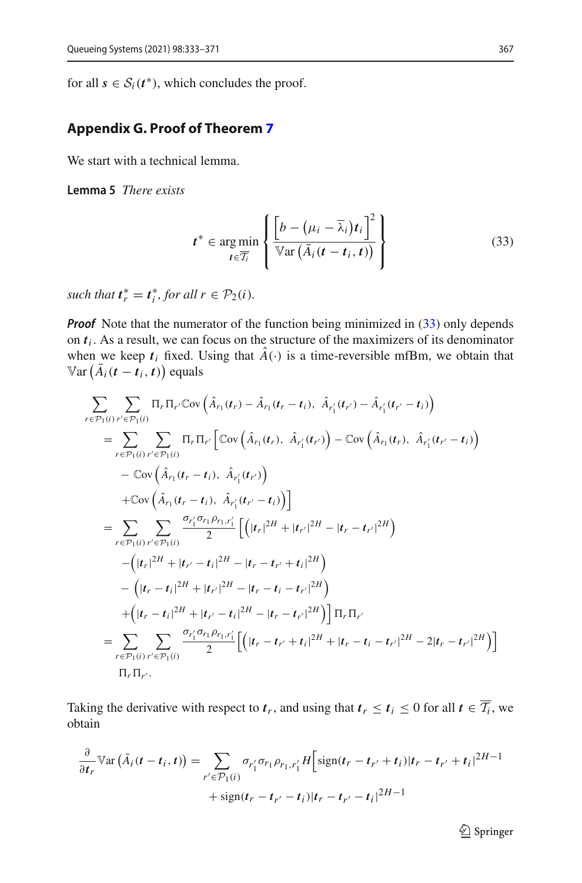for all $\boldsymbol{s} \in \mathcal{S}_i(\boldsymbol{t}^*)$, which concludes the proof.

## Appendix G. Proof of Theorem 7

We start with a technical lemma.

**Lemma 5** *There exists*

$$
\boldsymbol{t}^* \in \arg\min_{\boldsymbol{t} \in \overline{\mathcal{T}_i}} \left\{ \frac{\left[b - (\mu_i - \overline{\lambda}_i)\boldsymbol{t}_i\right]^2}{\mathbb{V}\mathrm{ar}\left(\bar{A}_i(\boldsymbol{t} - \boldsymbol{t}_i, \boldsymbol{t})\right)} \right\} \tag{33}
$$

*such that $\boldsymbol{t}_r^* = \boldsymbol{t}_i^*$, for all $r \in \mathcal{P}_2(i)$.*

***Proof*** Note that the numerator of the function being minimized in (33) only depends on $\boldsymbol{t}_i$. As a result, we can focus on the structure of the maximizers of its denominator when we keep $\boldsymbol{t}_i$ fixed. Using that $\hat{A}(\cdot)$ is a time-reversible mfBm, we obtain that $\mathbb{V}\mathrm{ar}\left(\bar{A}_i(\boldsymbol{t} - \boldsymbol{t}_i, \boldsymbol{t})\right)$ equals

$$
\begin{aligned}
&\sum_{r \in \mathcal{P}_1(i)} \sum_{r' \in \mathcal{P}_1(i)} \Pi_r \Pi_{r'} \mathbb{C}\mathrm{ov}\left(\hat{A}_{r_1}(\boldsymbol{t}_r) - \hat{A}_{r_1}(\boldsymbol{t}_r - \boldsymbol{t}_i),\ \hat{A}_{r_1'}(\boldsymbol{t}_{r'}) - \hat{A}_{r_1'}(\boldsymbol{t}_{r'} - \boldsymbol{t}_i)\right) \\
&= \sum_{r \in \mathcal{P}_1(i)} \sum_{r' \in \mathcal{P}_1(i)} \Pi_r \Pi_{r'} \Big[\mathbb{C}\mathrm{ov}\left(\hat{A}_{r_1}(\boldsymbol{t}_r),\ \hat{A}_{r_1'}(\boldsymbol{t}_{r'})\right) - \mathbb{C}\mathrm{ov}\left(\hat{A}_{r_1}(\boldsymbol{t}_r),\ \hat{A}_{r_1'}(\boldsymbol{t}_{r'} - \boldsymbol{t}_i)\right) \\
&\quad - \mathbb{C}\mathrm{ov}\left(\hat{A}_{r_1}(\boldsymbol{t}_r - \boldsymbol{t}_i),\ \hat{A}_{r_1'}(\boldsymbol{t}_{r'})\right) \\
&\quad + \mathbb{C}\mathrm{ov}\left(\hat{A}_{r_1}(\boldsymbol{t}_r - \boldsymbol{t}_i),\ \hat{A}_{r_1'}(\boldsymbol{t}_{r'} - \boldsymbol{t}_i)\right)\Big] \\
&= \sum_{r \in \mathcal{P}_1(i)} \sum_{r' \in \mathcal{P}_1(i)} \frac{\sigma_{r_1'}\sigma_{r_1}\rho_{r_1,r_1'}}{2} \Big[\left(|\boldsymbol{t}_r|^{2H} + |\boldsymbol{t}_{r'}|^{2H} - |\boldsymbol{t}_r - \boldsymbol{t}_{r'}|^{2H}\right) \\
&\quad - \left(|\boldsymbol{t}_r|^{2H} + |\boldsymbol{t}_{r'} - \boldsymbol{t}_i|^{2H} - |\boldsymbol{t}_r - \boldsymbol{t}_{r'} + \boldsymbol{t}_i|^{2H}\right) \\
&\quad - \left(|\boldsymbol{t}_r - \boldsymbol{t}_i|^{2H} + |\boldsymbol{t}_{r'}|^{2H} - |\boldsymbol{t}_r - \boldsymbol{t}_i - \boldsymbol{t}_{r'}|^{2H}\right) \\
&\quad + \left(|\boldsymbol{t}_r - \boldsymbol{t}_i|^{2H} + |\boldsymbol{t}_{r'} - \boldsymbol{t}_i|^{2H} - |\boldsymbol{t}_r - \boldsymbol{t}_{r'}|^{2H}\right)\Big] \Pi_r \Pi_{r'} \\
&= \sum_{r \in \mathcal{P}_1(i)} \sum_{r' \in \mathcal{P}_1(i)} \frac{\sigma_{r_1'}\sigma_{r_1}\rho_{r_1,r_1'}}{2} \Big[\left(|\boldsymbol{t}_r - \boldsymbol{t}_{r'} + \boldsymbol{t}_i|^{2H} + |\boldsymbol{t}_r - \boldsymbol{t}_i - \boldsymbol{t}_{r'}|^{2H} - 2|\boldsymbol{t}_r - \boldsymbol{t}_{r'}|^{2H}\right)\Big] \\
&\quad \Pi_r \Pi_{r'}.
\end{aligned}
$$

Taking the derivative with respect to $\boldsymbol{t}_r$, and using that $\boldsymbol{t}_r \leq \boldsymbol{t}_i \leq 0$ for all $\boldsymbol{t} \in \overline{\mathcal{T}_i}$, we obtain

$$
\begin{aligned}
\frac{\partial}{\partial \boldsymbol{t}_r} \mathbb{V}\mathrm{ar}\left(\bar{A}_i(\boldsymbol{t} - \boldsymbol{t}_i, \boldsymbol{t})\right) = \sum_{r' \in \mathcal{P}_1(i)} \sigma_{r_1'}\sigma_{r_1}\rho_{r_1,r_1'} H \Big[&\mathrm{sign}(\boldsymbol{t}_r - \boldsymbol{t}_{r'} + \boldsymbol{t}_i)|\boldsymbol{t}_r - \boldsymbol{t}_{r'} + \boldsymbol{t}_i|^{2H-1} \\
&+ \mathrm{sign}(\boldsymbol{t}_r - \boldsymbol{t}_{r'} - \boldsymbol{t}_i)|\boldsymbol{t}_r - \boldsymbol{t}_{r'} - \boldsymbol{t}_i|^{2H-1}
\end{aligned}
$$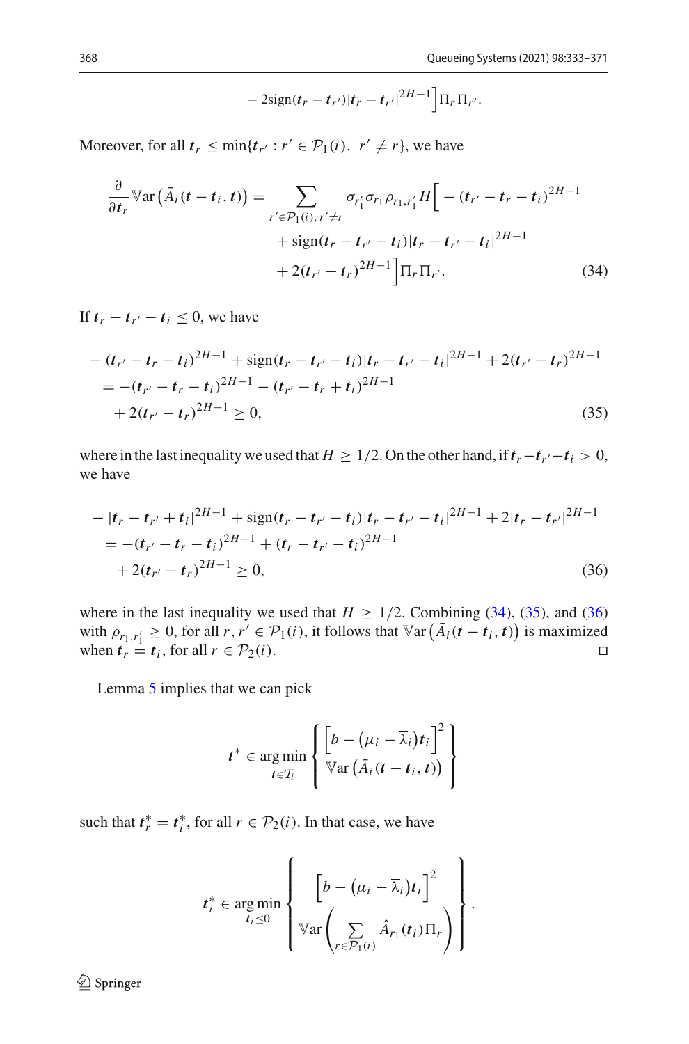$$- 2\text{sign}(\boldsymbol{t}_r - \boldsymbol{t}_{r'})|\boldsymbol{t}_r - \boldsymbol{t}_{r'}|^{2H-1}\Big]\Pi_r \Pi_{r'}.$$

Moreover, for all $\boldsymbol{t}_r \le \min\{\boldsymbol{t}_{r'} : r' \in \mathcal{P}_1(i),\ r' \neq r\}$, we have

$$\begin{aligned}\frac{\partial}{\partial \boldsymbol{t}_r} \mathbb{V}\text{ar}\left(\bar{A}_i(\boldsymbol{t} - \boldsymbol{t}_i, \boldsymbol{t})\right) = \sum_{r' \in \mathcal{P}_1(i),\, r' \neq r} & \sigma_{r_1'} \sigma_{r_1} \rho_{r_1, r_1'} H\Big[ - (\boldsymbol{t}_{r'} - \boldsymbol{t}_r - \boldsymbol{t}_i)^{2H-1} \\ & + \text{sign}(\boldsymbol{t}_r - \boldsymbol{t}_{r'} - \boldsymbol{t}_i)|\boldsymbol{t}_r - \boldsymbol{t}_{r'} - \boldsymbol{t}_i|^{2H-1} \\ & + 2(\boldsymbol{t}_{r'} - \boldsymbol{t}_r)^{2H-1}\Big]\Pi_r \Pi_{r'}. \end{aligned} \tag{34}$$

If $\boldsymbol{t}_r - \boldsymbol{t}_{r'} - \boldsymbol{t}_i \le 0$, we have

$$\begin{aligned} & - (\boldsymbol{t}_{r'} - \boldsymbol{t}_r - \boldsymbol{t}_i)^{2H-1} + \text{sign}(\boldsymbol{t}_r - \boldsymbol{t}_{r'} - \boldsymbol{t}_i)|\boldsymbol{t}_r - \boldsymbol{t}_{r'} - \boldsymbol{t}_i|^{2H-1} + 2(\boldsymbol{t}_{r'} - \boldsymbol{t}_r)^{2H-1} \\ & = -(\boldsymbol{t}_{r'} - \boldsymbol{t}_r - \boldsymbol{t}_i)^{2H-1} - (\boldsymbol{t}_{r'} - \boldsymbol{t}_r + \boldsymbol{t}_i)^{2H-1} \\ & \quad + 2(\boldsymbol{t}_{r'} - \boldsymbol{t}_r)^{2H-1} \ge 0, \end{aligned} \tag{35}$$

where in the last inequality we used that $H \ge 1/2$. On the other hand, if $\boldsymbol{t}_r - \boldsymbol{t}_{r'} - \boldsymbol{t}_i > 0$, we have

$$\begin{aligned} & - |\boldsymbol{t}_r - \boldsymbol{t}_{r'} + \boldsymbol{t}_i|^{2H-1} + \text{sign}(\boldsymbol{t}_r - \boldsymbol{t}_{r'} - \boldsymbol{t}_i)|\boldsymbol{t}_r - \boldsymbol{t}_{r'} - \boldsymbol{t}_i|^{2H-1} + 2|\boldsymbol{t}_r - \boldsymbol{t}_{r'}|^{2H-1} \\ & = -(\boldsymbol{t}_{r'} - \boldsymbol{t}_r - \boldsymbol{t}_i)^{2H-1} + (\boldsymbol{t}_r - \boldsymbol{t}_{r'} - \boldsymbol{t}_i)^{2H-1} \\ & \quad + 2(\boldsymbol{t}_{r'} - \boldsymbol{t}_r)^{2H-1} \ge 0, \end{aligned} \tag{36}$$

where in the last inequality we used that $H \ge 1/2$. Combining (34), (35), and (36) with $\rho_{r_1, r_1'} \ge 0$, for all $r, r' \in \mathcal{P}_1(i)$, it follows that $\mathbb{V}\text{ar}\left(\bar{A}_i(\boldsymbol{t} - \boldsymbol{t}_i, \boldsymbol{t})\right)$ is maximized when $\boldsymbol{t}_r = \boldsymbol{t}_i$, for all $r \in \mathcal{P}_2(i)$. □

Lemma 5 implies that we can pick

$$\boldsymbol{t}^* \in \underset{\boldsymbol{t} \in \overline{\mathcal{T}_i}}{\arg\min} \left\{ \frac{\left[b - \left(\mu_i - \overline{\lambda}_i\right)\boldsymbol{t}_i\right]^2}{\mathbb{V}\text{ar}\left(\bar{A}_i(\boldsymbol{t} - \boldsymbol{t}_i, \boldsymbol{t})\right)} \right\}$$

such that $\boldsymbol{t}_r^* = \boldsymbol{t}_i^*$, for all $r \in \mathcal{P}_2(i)$. In that case, we have

$$\boldsymbol{t}_i^* \in \underset{\boldsymbol{t}_i \le 0}{\arg\min} \left\{ \frac{\left[b - \left(\mu_i - \overline{\lambda}_i\right)\boldsymbol{t}_i\right]^2}{\mathbb{V}\text{ar}\left(\sum_{r \in \mathcal{P}_1(i)} \hat{A}_{r_1}(\boldsymbol{t}_i)\Pi_r\right)} \right\}.$$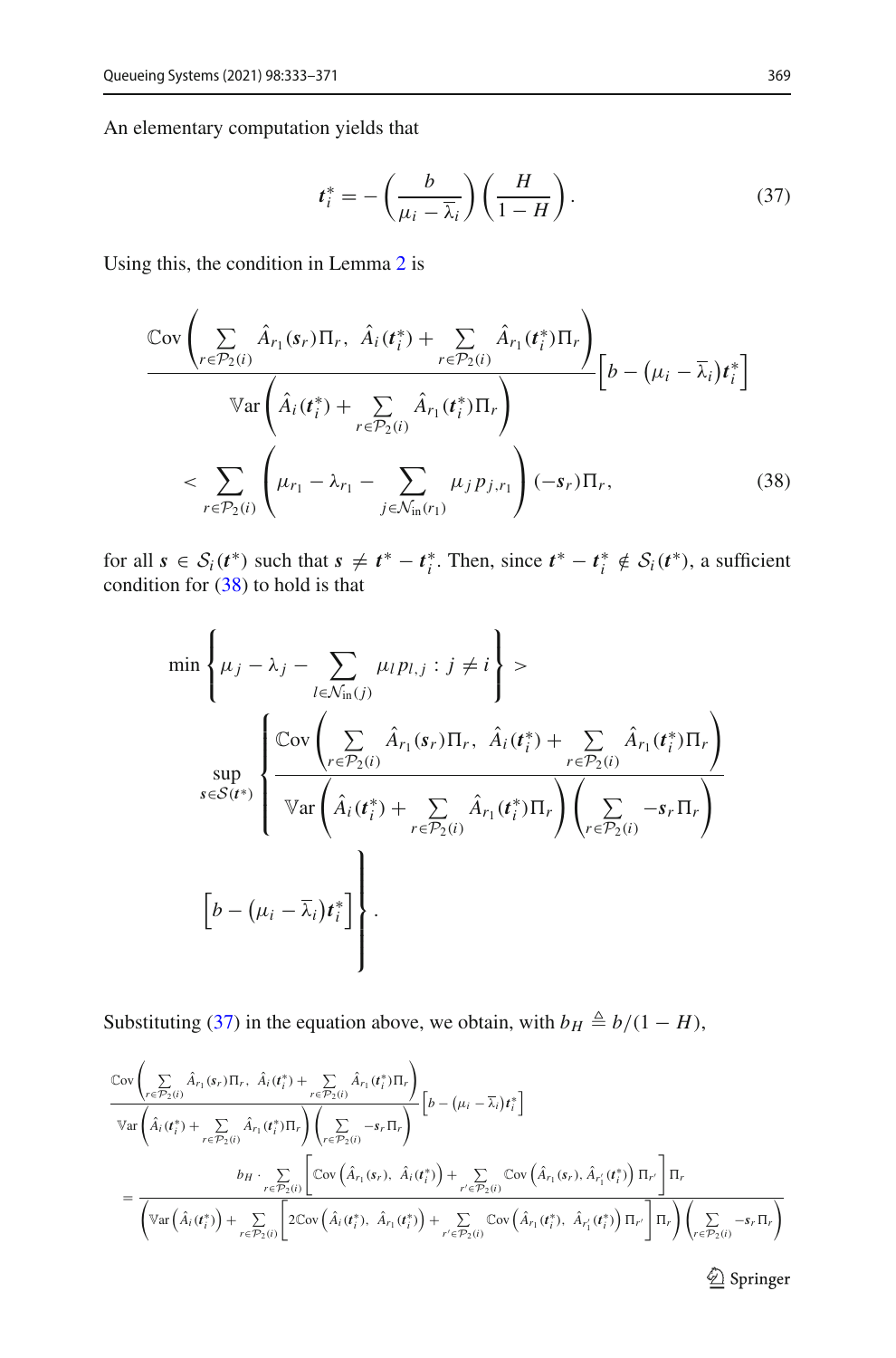An elementary computation yields that

$$
\boldsymbol{t}_i^* = -\left(\frac{b}{\mu_i - \overline{\lambda}_i}\right)\left(\frac{H}{1-H}\right). \tag{37}
$$

Using this, the condition in Lemma 2 is

$$
\begin{aligned}
&\frac{\mathbb{C}\mathrm{ov}\left(\sum_{r\in\mathcal{P}_2(i)} \hat{A}_{r_1}(\boldsymbol{s}_r)\Pi_r,\ \hat{A}_i(\boldsymbol{t}_i^*) + \sum_{r\in\mathcal{P}_2(i)} \hat{A}_{r_1}(\boldsymbol{t}_i^*)\Pi_r\right)}{\mathbb{V}\mathrm{ar}\left(\hat{A}_i(\boldsymbol{t}_i^*) + \sum_{r\in\mathcal{P}_2(i)} \hat{A}_{r_1}(\boldsymbol{t}_i^*)\Pi_r\right)}\left[b - \left(\mu_i - \overline{\lambda}_i\right)\boldsymbol{t}_i^*\right] \\
&\quad < \sum_{r\in\mathcal{P}_2(i)} \left(\mu_{r_1} - \lambda_{r_1} - \sum_{j\in\mathcal{N}_{\mathrm{in}}(r_1)} \mu_j p_{j,r_1}\right)(-\boldsymbol{s}_r)\Pi_r,
\end{aligned} \tag{38}
$$

for all $\boldsymbol{s} \in \mathcal{S}_i(\boldsymbol{t}^*)$ such that $\boldsymbol{s} \neq \boldsymbol{t}^* - \boldsymbol{t}_i^*$. Then, since $\boldsymbol{t}^* - \boldsymbol{t}_i^* \notin \mathcal{S}_i(\boldsymbol{t}^*)$, a sufficient condition for (38) to hold is that

$$
\begin{aligned}
&\min\left\{\mu_j - \lambda_j - \sum_{l\in\mathcal{N}_{\mathrm{in}}(j)} \mu_l p_{l,j} : j \neq i\right\} > \\
&\sup_{\boldsymbol{s}\in\mathcal{S}(\boldsymbol{t}^*)} \left\{ \frac{\mathbb{C}\mathrm{ov}\left(\sum_{r\in\mathcal{P}_2(i)} \hat{A}_{r_1}(\boldsymbol{s}_r)\Pi_r,\ \hat{A}_i(\boldsymbol{t}_i^*) + \sum_{r\in\mathcal{P}_2(i)} \hat{A}_{r_1}(\boldsymbol{t}_i^*)\Pi_r\right)}{\mathbb{V}\mathrm{ar}\left(\hat{A}_i(\boldsymbol{t}_i^*) + \sum_{r\in\mathcal{P}_2(i)} \hat{A}_{r_1}(\boldsymbol{t}_i^*)\Pi_r\right)\left(\sum_{r\in\mathcal{P}_2(i)} -\boldsymbol{s}_r\Pi_r\right)} \right. \\
&\left. \left[b - \left(\mu_i - \overline{\lambda}_i\right)\boldsymbol{t}_i^*\right] \right\}.
\end{aligned}
$$

Substituting (37) in the equation above, we obtain, with $b_H \triangleq b/(1-H)$,

$$
\begin{aligned}
&\frac{\mathbb{C}\mathrm{ov}\left(\sum_{r\in\mathcal{P}_2(i)} \hat{A}_{r_1}(\boldsymbol{s}_r)\Pi_r,\ \hat{A}_i(\boldsymbol{t}_i^*) + \sum_{r\in\mathcal{P}_2(i)} \hat{A}_{r_1}(\boldsymbol{t}_i^*)\Pi_r\right)}{\mathbb{V}\mathrm{ar}\left(\hat{A}_i(\boldsymbol{t}_i^*) + \sum_{r\in\mathcal{P}_2(i)} \hat{A}_{r_1}(\boldsymbol{t}_i^*)\Pi_r\right)\left(\sum_{r\in\mathcal{P}_2(i)} -\boldsymbol{s}_r\Pi_r\right)}\left[b - \left(\mu_i - \overline{\lambda}_i\right)\boldsymbol{t}_i^*\right] \\
&= \frac{b_H \cdot \sum_{r\in\mathcal{P}_2(i)} \left[\mathbb{C}\mathrm{ov}\left(\hat{A}_{r_1}(\boldsymbol{s}_r),\ \hat{A}_i(\boldsymbol{t}_i^*)\right) + \sum_{r'\in\mathcal{P}_2(i)} \mathbb{C}\mathrm{ov}\left(\hat{A}_{r_1}(\boldsymbol{s}_r), \hat{A}_{r_1'}(\boldsymbol{t}_i^*)\right)\Pi_{r'}\right]\Pi_r}{\left(\mathbb{V}\mathrm{ar}\left(\hat{A}_i(\boldsymbol{t}_i^*)\right) + \sum_{r\in\mathcal{P}_2(i)} \left[2\mathbb{C}\mathrm{ov}\left(\hat{A}_i(\boldsymbol{t}_i^*),\ \hat{A}_{r_1}(\boldsymbol{t}_i^*)\right) + \sum_{r'\in\mathcal{P}_2(i)} \mathbb{C}\mathrm{ov}\left(\hat{A}_{r_1}(\boldsymbol{t}_i^*),\ \hat{A}_{r_1'}(\boldsymbol{t}_i^*)\right)\Pi_{r'}\right]\Pi_r\right)\left(\sum_{r\in\mathcal{P}_2(i)} -\boldsymbol{s}_r\Pi_r\right)}
\end{aligned}
$$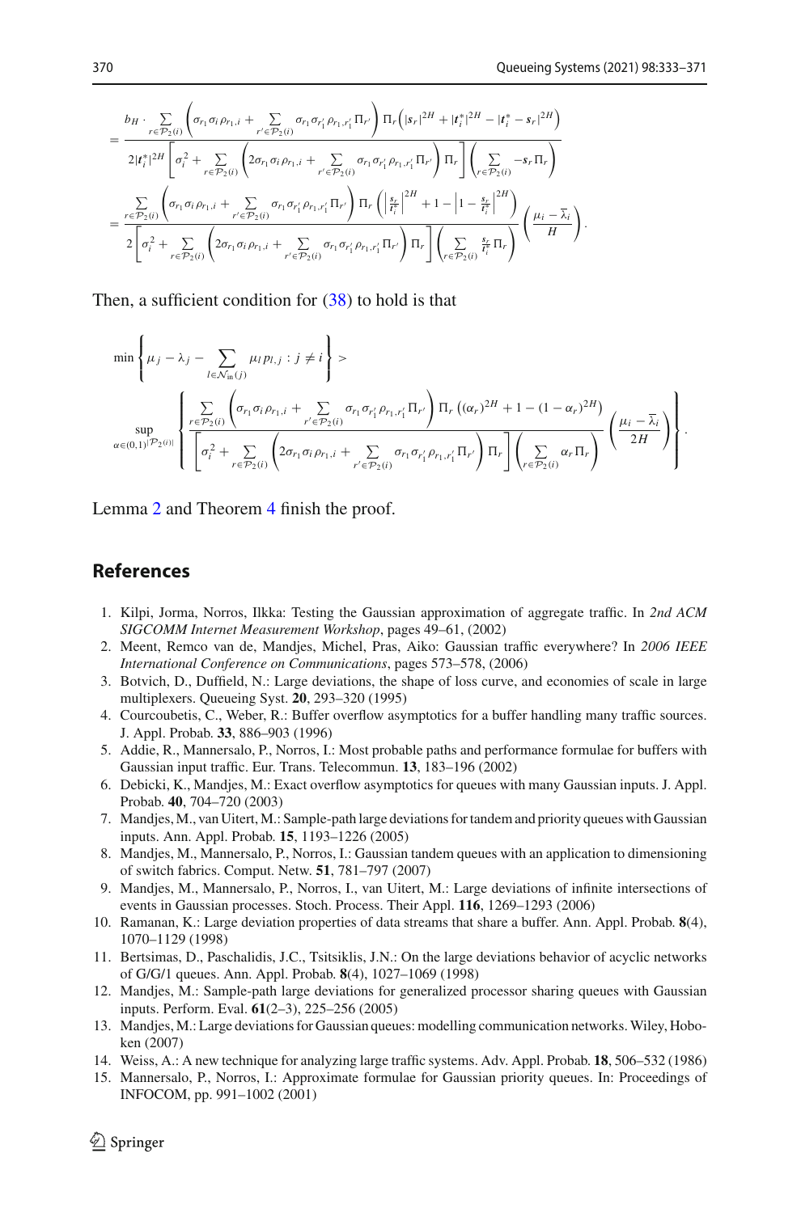$$
= \frac{b_H \cdot \sum_{r \in \mathcal{P}_2(i)} \left( \sigma_{r_1} \sigma_i \rho_{r_1,i} + \sum_{r' \in \mathcal{P}_2(i)} \sigma_{r_1} \sigma_{r'_1} \rho_{r_1,r'_1} \Pi_{r'} \right) \Pi_r \left( |s_r|^{2H} + |t_i^*|^{2H} - |t_i^* - s_r|^{2H} \right)}{2 |t_i^*|^{2H} \left[ \sigma_i^2 + \sum_{r \in \mathcal{P}_2(i)} \left( 2\sigma_{r_1} \sigma_i \rho_{r_1,i} + \sum_{r' \in \mathcal{P}_2(i)} \sigma_{r_1} \sigma_{r'_1} \rho_{r_1,r'_1} \Pi_{r'} \right) \Pi_r \right] \left( \sum_{r \in \mathcal{P}_2(i)} -s_r \Pi_r \right)}
$$

$$
= \frac{\sum_{r \in \mathcal{P}_2(i)} \left( \sigma_{r_1} \sigma_i \rho_{r_1,i} + \sum_{r' \in \mathcal{P}_2(i)} \sigma_{r_1} \sigma_{r'_1} \rho_{r_1,r'_1} \Pi_{r'} \right) \Pi_r \left( \left| \frac{s_r}{t_i^*} \right|^{2H} + 1 - \left| 1 - \frac{s_r}{t_i^*} \right|^{2H} \right)}{2 \left[ \sigma_i^2 + \sum_{r \in \mathcal{P}_2(i)} \left( 2\sigma_{r_1} \sigma_i \rho_{r_1,i} + \sum_{r' \in \mathcal{P}_2(i)} \sigma_{r_1} \sigma_{r'_1} \rho_{r_1,r'_1} \Pi_{r'} \right) \Pi_r \right] \left( \sum_{r \in \mathcal{P}_2(i)} \frac{s_r}{t_i^*} \Pi_r \right)} \left( \frac{\mu_i - \overline{\lambda}_i}{H} \right).
$$

Then, a sufficient condition for (38) to hold is that

$$
\min \left\{ \mu_j - \lambda_j - \sum_{l \in \mathcal{N}_{\text{in}}(j)} \mu_l p_{l,j} : j \neq i \right\} >
$$

$$
\sup_{\alpha \in (0,1)^{|\mathcal{P}_2(i)|}} \left\{ \frac{\sum_{r \in \mathcal{P}_2(i)} \left( \sigma_{r_1} \sigma_i \rho_{r_1,i} + \sum_{r' \in \mathcal{P}_2(i)} \sigma_{r_1} \sigma_{r'_1} \rho_{r_1,r'_1} \Pi_{r'} \right) \Pi_r \left( (\alpha_r)^{2H} + 1 - (1 - \alpha_r)^{2H} \right)}{\left[ \sigma_i^2 + \sum_{r \in \mathcal{P}_2(i)} \left( 2\sigma_{r_1} \sigma_i \rho_{r_1,i} + \sum_{r' \in \mathcal{P}_2(i)} \sigma_{r_1} \sigma_{r'_1} \rho_{r_1,r'_1} \Pi_{r'} \right) \Pi_r \right] \left( \sum_{r \in \mathcal{P}_2(i)} \alpha_r \Pi_r \right)} \left( \frac{\mu_i - \overline{\lambda}_i}{2H} \right) \right\}.
$$

Lemma 2 and Theorem 4 finish the proof.

## References

1. Kilpi, Jorma, Norros, Ilkka: Testing the Gaussian approximation of aggregate traffic. In *2nd ACM SIGCOMM Internet Measurement Workshop*, pages 49–61, (2002)
2. Meent, Remco van de, Mandjes, Michel, Pras, Aiko: Gaussian traffic everywhere? In *2006 IEEE International Conference on Communications*, pages 573–578, (2006)
3. Botvich, D., Duffield, N.: Large deviations, the shape of loss curve, and economies of scale in large multiplexers. Queueing Syst. **20**, 293–320 (1995)
4. Courcoubetis, C., Weber, R.: Buffer overflow asymptotics for a buffer handling many traffic sources. J. Appl. Probab. **33**, 886–903 (1996)
5. Addie, R., Mannersalo, P., Norros, I.: Most probable paths and performance formulae for buffers with Gaussian input traffic. Eur. Trans. Telecommun. **13**, 183–196 (2002)
6. Debicki, K., Mandjes, M.: Exact overflow asymptotics for queues with many Gaussian inputs. J. Appl. Probab. **40**, 704–720 (2003)
7. Mandjes, M., van Uitert, M.: Sample-path large deviations for tandem and priority queues with Gaussian inputs. Ann. Appl. Probab. **15**, 1193–1226 (2005)
8. Mandjes, M., Mannersalo, P., Norros, I.: Gaussian tandem queues with an application to dimensioning of switch fabrics. Comput. Netw. **51**, 781–797 (2007)
9. Mandjes, M., Mannersalo, P., Norros, I., van Uitert, M.: Large deviations of infinite intersections of events in Gaussian processes. Stoch. Process. Their Appl. **116**, 1269–1293 (2006)
10. Ramanan, K.: Large deviation properties of data streams that share a buffer. Ann. Appl. Probab. **8**(4), 1070–1129 (1998)
11. Bertsimas, D., Paschalidis, J.C., Tsitsiklis, J.N.: On the large deviations behavior of acyclic networks of G/G/1 queues. Ann. Appl. Probab. **8**(4), 1027–1069 (1998)
12. Mandjes, M.: Sample-path large deviations for generalized processor sharing queues with Gaussian inputs. Perform. Eval. **61**(2–3), 225–256 (2005)
13. Mandjes, M.: Large deviations for Gaussian queues: modelling communication networks. Wiley, Hoboken (2007)
14. Weiss, A.: A new technique for analyzing large traffic systems. Adv. Appl. Probab. **18**, 506–532 (1986)
15. Mannersalo, P., Norros, I.: Approximate formulae for Gaussian priority queues. In: Proceedings of INFOCOM, pp. 991–1002 (2001)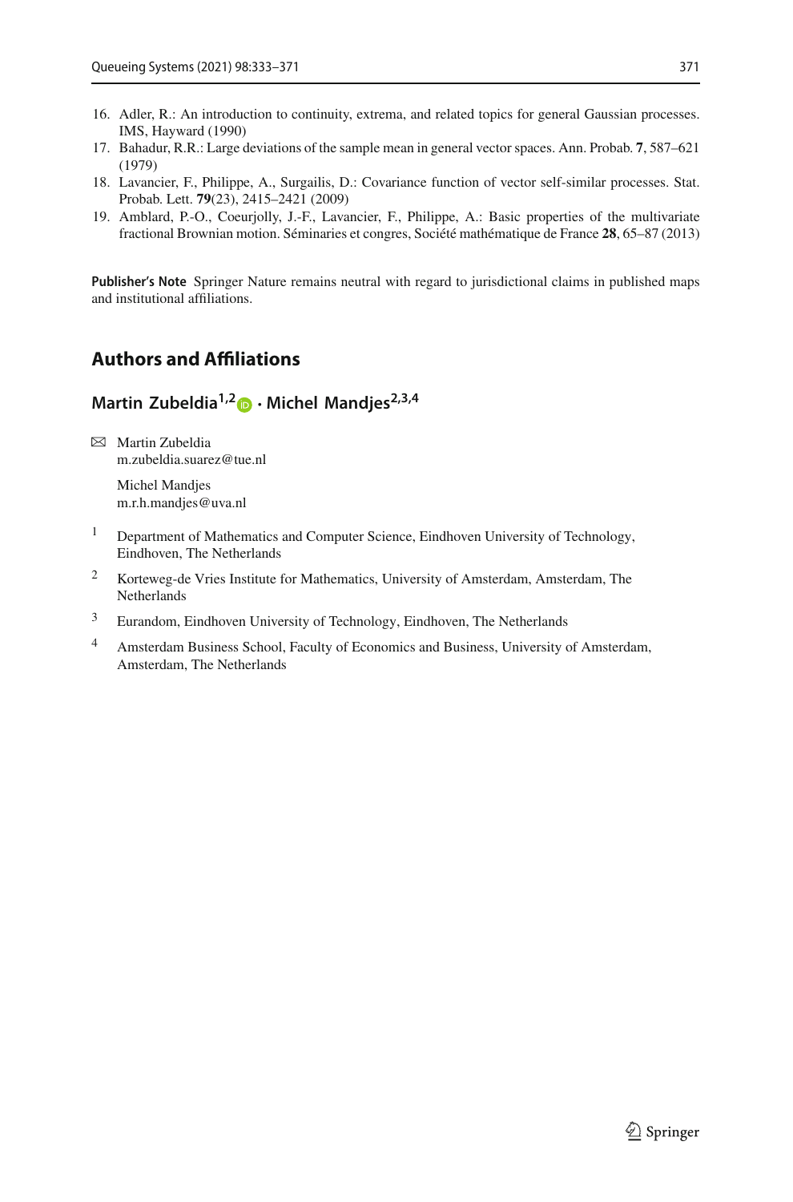16. Adler, R.: An introduction to continuity, extrema, and related topics for general Gaussian processes. IMS, Hayward (1990)
17. Bahadur, R.R.: Large deviations of the sample mean in general vector spaces. Ann. Probab. **7**, 587–621 (1979)
18. Lavancier, F., Philippe, A., Surgailis, D.: Covariance function of vector self-similar processes. Stat. Probab. Lett. **79**(23), 2415–2421 (2009)
19. Amblard, P.-O., Coeurjolly, J.-F., Lavancier, F., Philippe, A.: Basic properties of the multivariate fractional Brownian motion. Séminaries et congres, Société mathématique de France **28**, 65–87 (2013)

**Publisher's Note** Springer Nature remains neutral with regard to jurisdictional claims in published maps and institutional affiliations.

## Authors and Affiliations

### Martin Zubeldia[1,2] · Michel Mandjes[2,3,4]

✉ Martin Zubeldia
m.zubeldia.suarez@tue.nl

Michel Mandjes
m.r.h.mandjes@uva.nl

1 Department of Mathematics and Computer Science, Eindhoven University of Technology, Eindhoven, The Netherlands

2 Korteweg-de Vries Institute for Mathematics, University of Amsterdam, Amsterdam, The Netherlands

3 Eurandom, Eindhoven University of Technology, Eindhoven, The Netherlands

4 Amsterdam Business School, Faculty of Economics and Business, University of Amsterdam, Amsterdam, The Netherlands